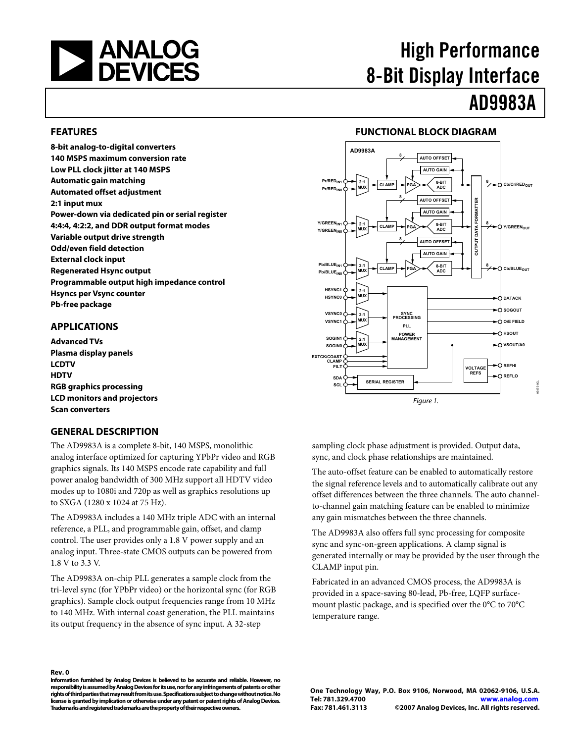# High Performance 8-Bit Display Interface

# AD9983A

## FEATURES

**8-bit analog-to-digital converters**
**140 MSPS maximum conversion rate**
**Low PLL clock jitter at 140 MSPS**
**Automatic gain matching**
**Automated offset adjustment**
**2:1 input mux**
**Power-down via dedicated pin or serial register**
**4:4:4, 4:2:2, and DDR output format modes**
**Variable output drive strength**
**Odd/even field detection**
**External clock input**
**Regenerated Hsync output**
**Programmable output high impedance control**
**Hsyncs per Vsync counter**
**Pb-free package**

## APPLICATIONS

**Advanced TVs**
**Plasma display panels**
**LCDTV**
**HDTV**
**RGB graphics processing**
**LCD monitors and projectors**
**Scan converters**

## FUNCTIONAL BLOCK DIAGRAM

Figure 1.

## GENERAL DESCRIPTION

The AD9983A is a complete 8-bit, 140 MSPS, monolithic analog interface optimized for capturing YPbPr video and RGB graphics signals. Its 140 MSPS encode rate capability and full power analog bandwidth of 300 MHz support all HDTV video modes up to 1080i and 720p as well as graphics resolutions up to SXGA (1280 x 1024 at 75 Hz).

The AD9983A includes a 140 MHz triple ADC with an internal reference, a PLL, and programmable gain, offset, and clamp control. The user provides only a 1.8 V power supply and an analog input. Three-state CMOS outputs can be powered from 1.8 V to 3.3 V.

The AD9983A on-chip PLL generates a sample clock from the tri-level sync (for YPbPr video) or the horizontal sync (for RGB graphics). Sample clock output frequencies range from 10 MHz to 140 MHz. With internal coast generation, the PLL maintains its output frequency in the absence of sync input. A 32-step sampling clock phase adjustment is provided. Output data, sync, and clock phase relationships are maintained.

The auto-offset feature can be enabled to automatically restore the signal reference levels and to automatically calibrate out any offset differences between the three channels. The auto channel-to-channel gain matching feature can be enabled to minimize any gain mismatches between the three channels.

The AD9983A also offers full sync processing for composite sync and sync-on-green applications. A clamp signal is generated internally or may be provided by the user through the CLAMP input pin.

Fabricated in an advanced CMOS process, the AD9983A is provided in a space-saving 80-lead, Pb-free, LQFP surface-mount plastic package, and is specified over the 0°C to 70°C temperature range.

**Rev. 0**
**Information furnished by Analog Devices is believed to be accurate and reliable. However, no responsibility is assumed by Analog Devices for its use, nor for any infringements of patents or other rights of third parties that may result from its use. Specifications subject to change without notice. No license is granted by implication or otherwise under any patent or patent rights of Analog Devices. Trademarks and registered trademarks are the property of their respective owners.**

One Technology Way, P.O. Box 9106, Norwood, MA 02062-9106, U.S.A.
Tel: 781.329.4700 www.analog.com
Fax: 781.461.3113 ©2007 Analog Devices, Inc. All rights reserved.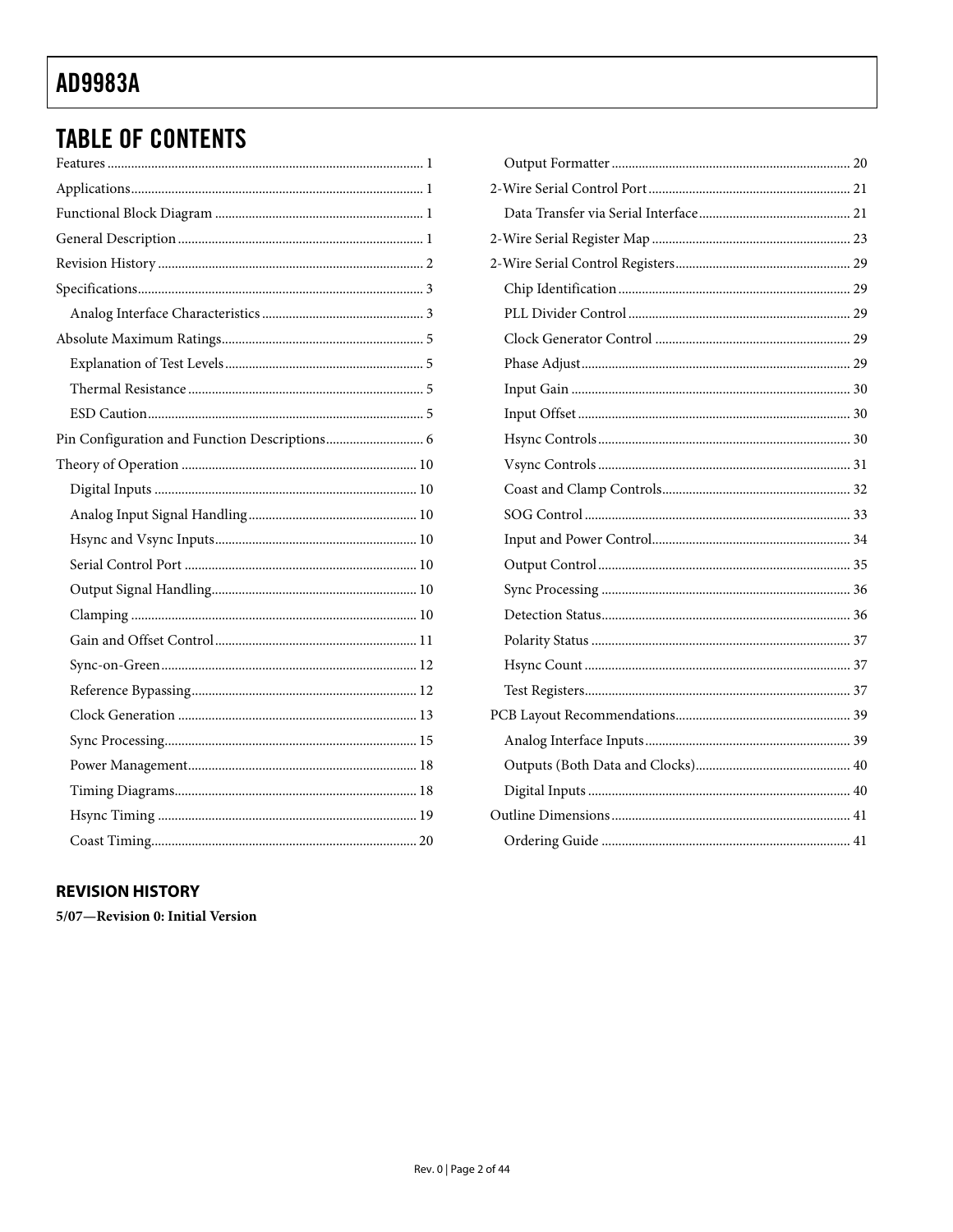## TABLE OF CONTENTS

Features ... 1
Applications ... 1
Functional Block Diagram ... 1
General Description ... 1
Revision History ... 2
Specifications ... 3
  Analog Interface Characteristics ... 3
Absolute Maximum Ratings ... 5
  Explanation of Test Levels ... 5
  Thermal Resistance ... 5
  ESD Caution ... 5
Pin Configuration and Function Descriptions ... 6
Theory of Operation ... 10
  Digital Inputs ... 10
  Analog Input Signal Handling ... 10
  Hsync and Vsync Inputs ... 10
  Serial Control Port ... 10
  Output Signal Handling ... 10
  Clamping ... 10
  Gain and Offset Control ... 11
  Sync-on-Green ... 12
  Reference Bypassing ... 12
  Clock Generation ... 13
  Sync Processing ... 15
  Power Management ... 18
  Timing Diagrams ... 18
  Hsync Timing ... 19
  Coast Timing ... 20
  Output Formatter ... 20
2-Wire Serial Control Port ... 21
  Data Transfer via Serial Interface ... 21
2-Wire Serial Register Map ... 23
2-Wire Serial Control Registers ... 29
  Chip Identification ... 29
  PLL Divider Control ... 29
  Clock Generator Control ... 29
  Phase Adjust ... 29
  Input Gain ... 30
  Input Offset ... 30
  Hsync Controls ... 30
  Vsync Controls ... 31
  Coast and Clamp Controls ... 32
  SOG Control ... 33
  Input and Power Control ... 34
  Output Control ... 35
  Sync Processing ... 36
  Detection Status ... 36
  Polarity Status ... 37
  Hsync Count ... 37
  Test Registers ... 37
PCB Layout Recommendations ... 39
  Analog Interface Inputs ... 39
  Outputs (Both Data and Clocks) ... 40
  Digital Inputs ... 40
Outline Dimensions ... 41
  Ordering Guide ... 41

### REVISION HISTORY

**5/07—Revision 0: Initial Version**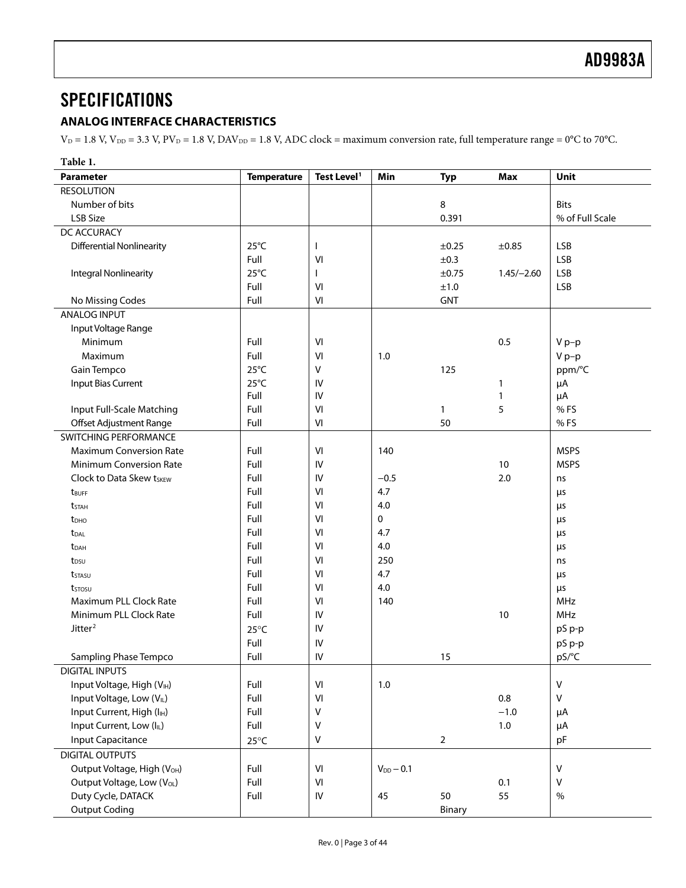# SPECIFICATIONS

## ANALOG INTERFACE CHARACTERISTICS

$V_D$ = 1.8 V, $V_{DD}$ = 3.3 V, $PV_D$ = 1.8 V, $DAV_{DD}$ = 1.8 V, ADC clock = maximum conversion rate, full temperature range = 0°C to 70°C.

**Table 1.**

| Parameter | Temperature | Test Level[1] | Min | Typ | Max | Unit |
|---|---|---|---|---|---|---|
| RESOLUTION | | | | | | |
| Number of bits | | | | 8 | | Bits |
| LSB Size | | | | 0.391 | | % of Full Scale |
| DC ACCURACY | | | | | | |
| Differential Nonlinearity | 25°C | I | | ±0.25 | ±0.85 | LSB |
| | Full | VI | | ±0.3 | | LSB |
| Integral Nonlinearity | 25°C | I | | ±0.75 | 1.45/−2.60 | LSB |
| | Full | VI | | ±1.0 | | LSB |
| No Missing Codes | Full | VI | | GNT | | |
| ANALOG INPUT | | | | | | |
| Input Voltage Range | | | | | | |
| Minimum | Full | VI | | | 0.5 | V p−p |
| Maximum | Full | VI | 1.0 | | | V p−p |
| Gain Tempco | 25°C | V | | 125 | | ppm/°C |
| Input Bias Current | 25°C | IV | | | 1 | μA |
| | Full | IV | | | 1 | μA |
| Input Full-Scale Matching | Full | VI | | 1 | 5 | % FS |
| Offset Adjustment Range | Full | VI | | 50 | | % FS |
| SWITCHING PERFORMANCE | | | | | | |
| Maximum Conversion Rate | Full | VI | 140 | | | MSPS |
| Minimum Conversion Rate | Full | IV | | | 10 | MSPS |
| Clock to Data Skew $t_{SKEW}$ | Full | IV | −0.5 | | 2.0 | ns |
| $t_{BUFF}$ | Full | VI | 4.7 | | | μs |
| $t_{STAH}$ | Full | VI | 4.0 | | | μs |
| $t_{DHO}$ | Full | VI | 0 | | | μs |
| $t_{DAL}$ | Full | VI | 4.7 | | | μs |
| $t_{DAH}$ | Full | VI | 4.0 | | | μs |
| $t_{DSU}$ | Full | VI | 250 | | | ns |
| $t_{STASU}$ | Full | VI | 4.7 | | | μs |
| $t_{STOSU}$ | Full | VI | 4.0 | | | μs |
| Maximum PLL Clock Rate | Full | VI | 140 | | | MHz |
| Minimum PLL Clock Rate | Full | IV | | | 10 | MHz |
| Jitter[2] | 25°C | IV | | | | pS p-p |
| | Full | IV | | | | pS p-p |
| Sampling Phase Tempco | Full | IV | | 15 | | pS/°C |
| DIGITAL INPUTS | | | | | | |
| Input Voltage, High ($V_{IH}$) | Full | VI | 1.0 | | | V |
| Input Voltage, Low ($V_{IL}$) | Full | VI | | | 0.8 | V |
| Input Current, High ($I_{IH}$) | Full | V | | | −1.0 | μA |
| Input Current, Low ($I_{IL}$) | Full | V | | | 1.0 | μA |
| Input Capacitance | 25°C | V | | 2 | | pF |
| DIGITAL OUTPUTS | | | | | | |
| Output Voltage, High ($V_{OH}$) | Full | VI | $V_{DD}$ − 0.1 | | | V |
| Output Voltage, Low ($V_{OL}$) | Full | VI | | | 0.1 | V |
| Duty Cycle, DATACK | Full | IV | 45 | 50 | 55 | % |
| Output Coding | | | | Binary | | |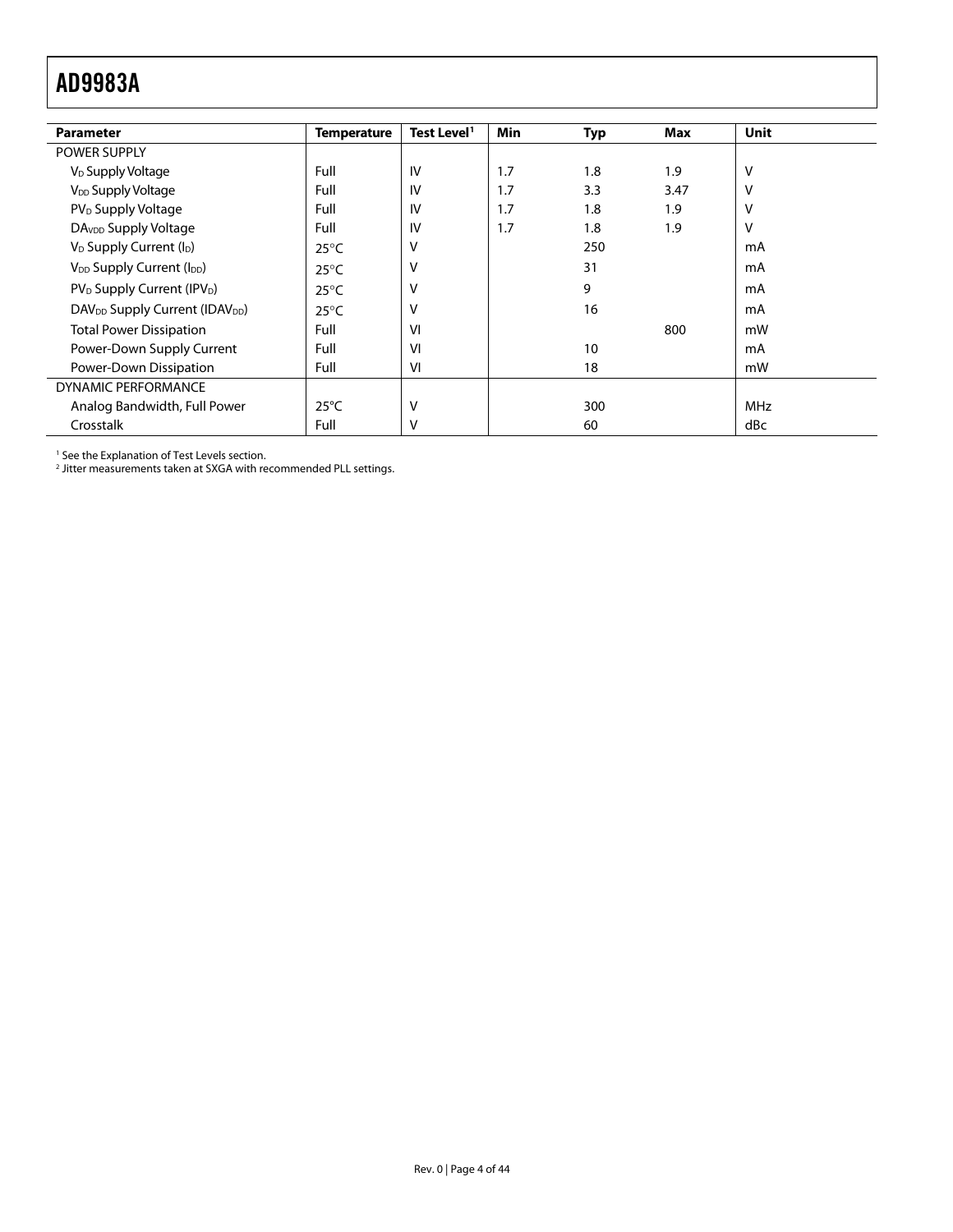| Parameter | Temperature | Test Level[1] | Min | Typ | Max | Unit |
|---|---|---|---|---|---|---|
| POWER SUPPLY | | | | | | |
| $V_D$ Supply Voltage | Full | IV | 1.7 | 1.8 | 1.9 | V |
| $V_{DD}$ Supply Voltage | Full | IV | 1.7 | 3.3 | 3.47 | V |
| $PV_D$ Supply Voltage | Full | IV | 1.7 | 1.8 | 1.9 | V |
| $DA_{VDD}$ Supply Voltage | Full | IV | 1.7 | 1.8 | 1.9 | V |
| $V_D$ Supply Current ($I_D$) | 25°C | V | | 250 | | mA |
| $V_{DD}$ Supply Current ($I_{DD}$) | 25°C | V | | 31 | | mA |
| $PV_D$ Supply Current ($IPV_D$) | 25°C | V | | 9 | | mA |
| $DAV_{DD}$ Supply Current ($IDAV_{DD}$) | 25°C | V | | 16 | | mA |
| Total Power Dissipation | Full | VI | | | 800 | mW |
| Power-Down Supply Current | Full | VI | | 10 | | mA |
| Power-Down Dissipation | Full | VI | | 18 | | mW |
| DYNAMIC PERFORMANCE | | | | | | |
| Analog Bandwidth, Full Power | 25°C | V | | 300 | | MHz |
| Crosstalk | Full | V | | 60 | | dBc |

[1] See the Explanation of Test Levels section.
[2] Jitter measurements taken at SXGA with recommended PLL settings.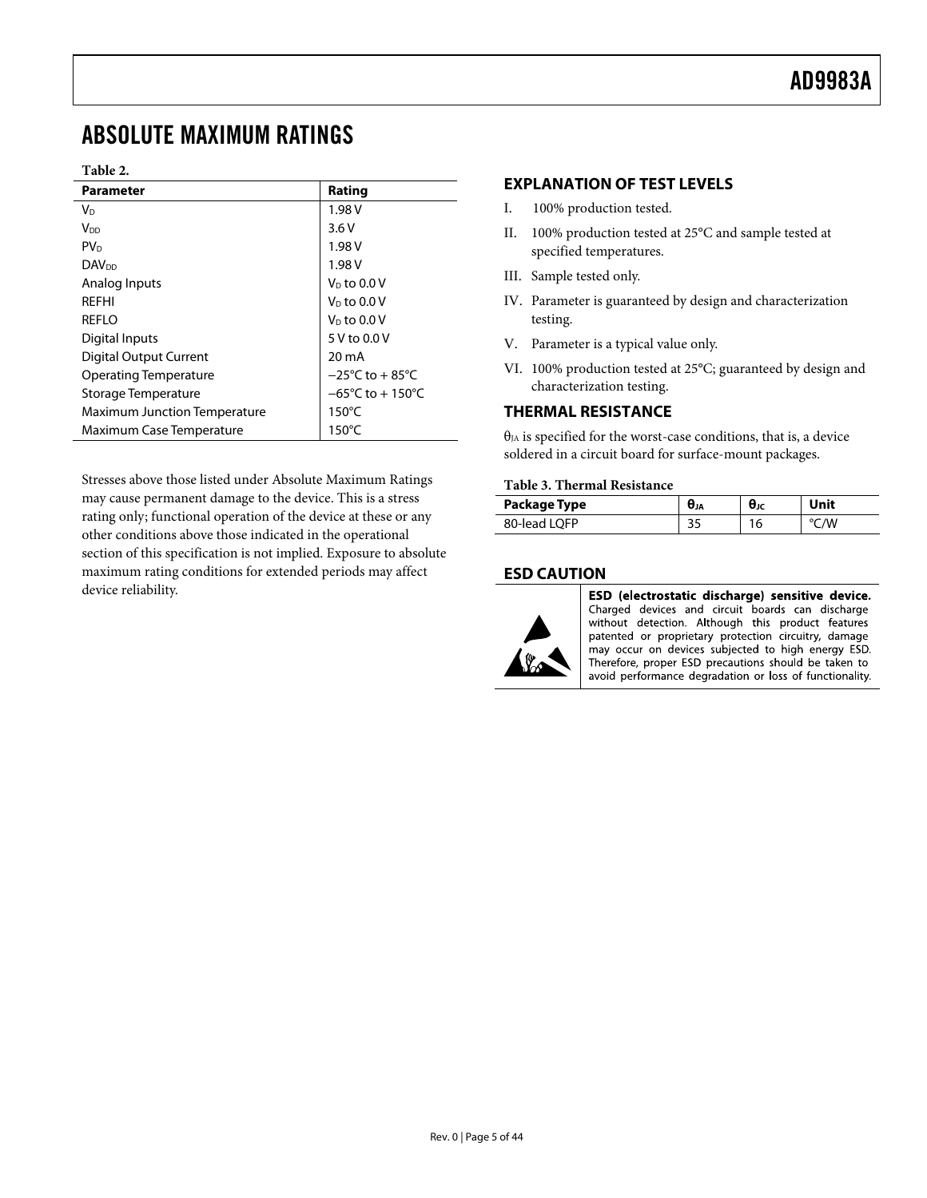## ABSOLUTE MAXIMUM RATINGS

**Table 2.**

| Parameter | Rating |
|---|---|
| $V_D$ | 1.98 V |
| $V_{DD}$ | 3.6 V |
| $PV_D$ | 1.98 V |
| $DAV_{DD}$ | 1.98 V |
| Analog Inputs | $V_D$ to 0.0 V |
| REFHI | $V_D$ to 0.0 V |
| REFLO | $V_D$ to 0.0 V |
| Digital Inputs | 5 V to 0.0 V |
| Digital Output Current | 20 mA |
| Operating Temperature | −25°C to + 85°C |
| Storage Temperature | −65°C to + 150°C |
| Maximum Junction Temperature | 150°C |
| Maximum Case Temperature | 150°C |

Stresses above those listed under Absolute Maximum Ratings may cause permanent damage to the device. This is a stress rating only; functional operation of the device at these or any other conditions above those indicated in the operational section of this specification is not implied. Exposure to absolute maximum rating conditions for extended periods may affect device reliability.

### EXPLANATION OF TEST LEVELS

I. 100% production tested.

II. 100% production tested at 25°C and sample tested at specified temperatures.

III. Sample tested only.

IV. Parameter is guaranteed by design and characterization testing.

V. Parameter is a typical value only.

VI. 100% production tested at 25°C; guaranteed by design and characterization testing.

### THERMAL RESISTANCE

$\theta_{JA}$ is specified for the worst-case conditions, that is, a device soldered in a circuit board for surface-mount packages.

**Table 3. Thermal Resistance**

| Package Type | $\theta_{JA}$ | $\theta_{JC}$ | Unit |
|---|---|---|---|
| 80-lead LQFP | 35 | 16 | °C/W |

### ESD CAUTION

**ESD (electrostatic discharge) sensitive device.** Charged devices and circuit boards can discharge without detection. Although this product features patented or proprietary protection circuitry, damage may occur on devices subjected to high energy ESD. Therefore, proper ESD precautions should be taken to avoid performance degradation or loss of functionality.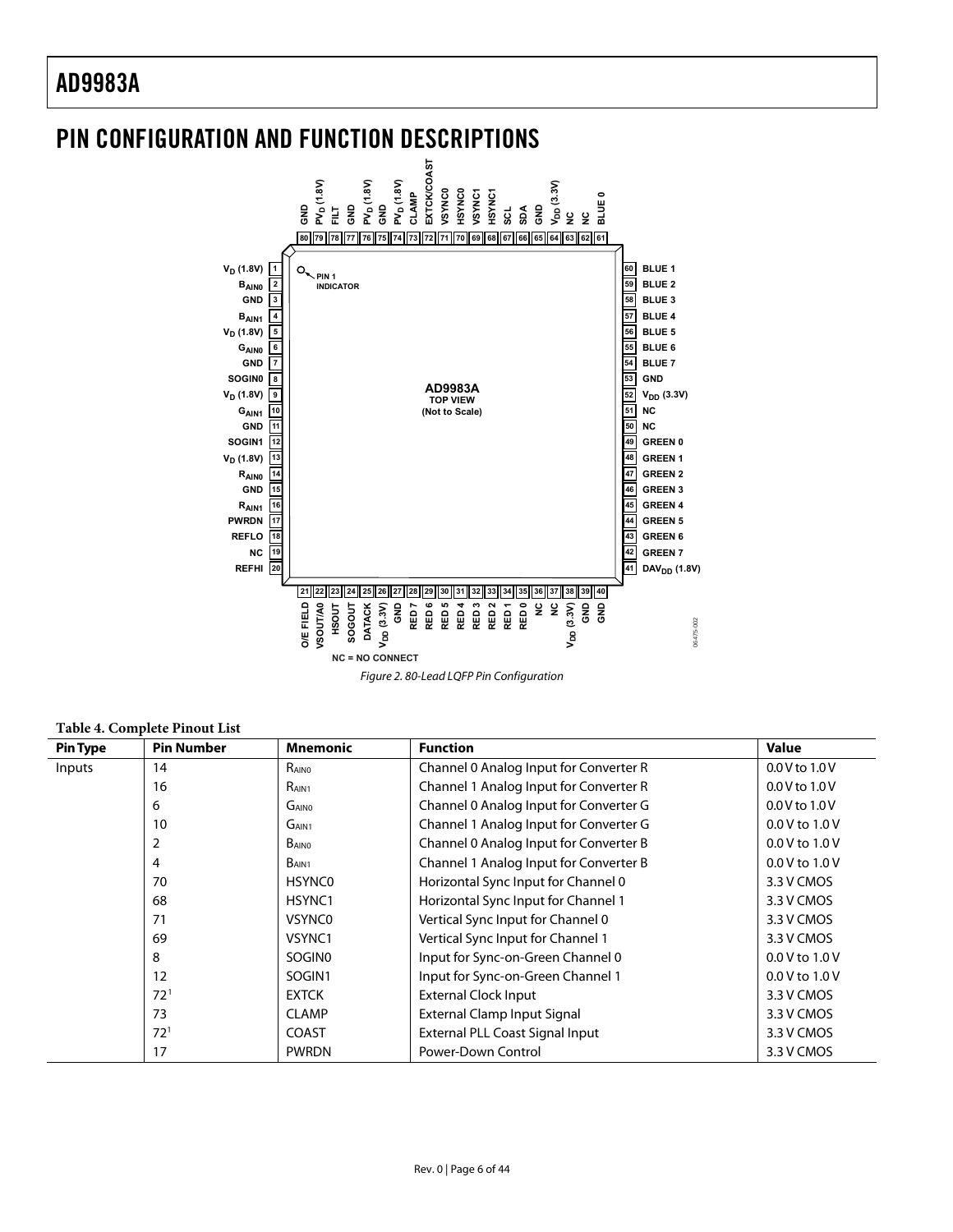## PIN CONFIGURATION AND FUNCTION DESCRIPTIONS

Figure 2. 80-Lead LQFP Pin Configuration

**Table 4. Complete Pinout List**

| Pin Type | Pin Number | Mnemonic | Function | Value |
|---|---|---|---|---|
| Inputs | 14 | $R_{AIN0}$ | Channel 0 Analog Input for Converter R | 0.0 V to 1.0 V |
| | 16 | $R_{AIN1}$ | Channel 1 Analog Input for Converter R | 0.0 V to 1.0 V |
| | 6 | $G_{AIN0}$ | Channel 0 Analog Input for Converter G | 0.0 V to 1.0 V |
| | 10 | $G_{AIN1}$ | Channel 1 Analog Input for Converter G | 0.0 V to 1.0 V |
| | 2 | $B_{AIN0}$ | Channel 0 Analog Input for Converter B | 0.0 V to 1.0 V |
| | 4 | $B_{AIN1}$ | Channel 1 Analog Input for Converter B | 0.0 V to 1.0 V |
| | 70 | HSYNC0 | Horizontal Sync Input for Channel 0 | 3.3 V CMOS |
| | 68 | HSYNC1 | Horizontal Sync Input for Channel 1 | 3.3 V CMOS |
| | 71 | VSYNC0 | Vertical Sync Input for Channel 0 | 3.3 V CMOS |
| | 69 | VSYNC1 | Vertical Sync Input for Channel 1 | 3.3 V CMOS |
| | 8 | SOGIN0 | Input for Sync-on-Green Channel 0 | 0.0 V to 1.0 V |
| | 12 | SOGIN1 | Input for Sync-on-Green Channel 1 | 0.0 V to 1.0 V |
| | 72[1] | EXTCK | External Clock Input | 3.3 V CMOS |
| | 73 | CLAMP | External Clamp Input Signal | 3.3 V CMOS |
| | 72[1] | COAST | External PLL Coast Signal Input | 3.3 V CMOS |
| | 17 | PWRDN | Power-Down Control | 3.3 V CMOS |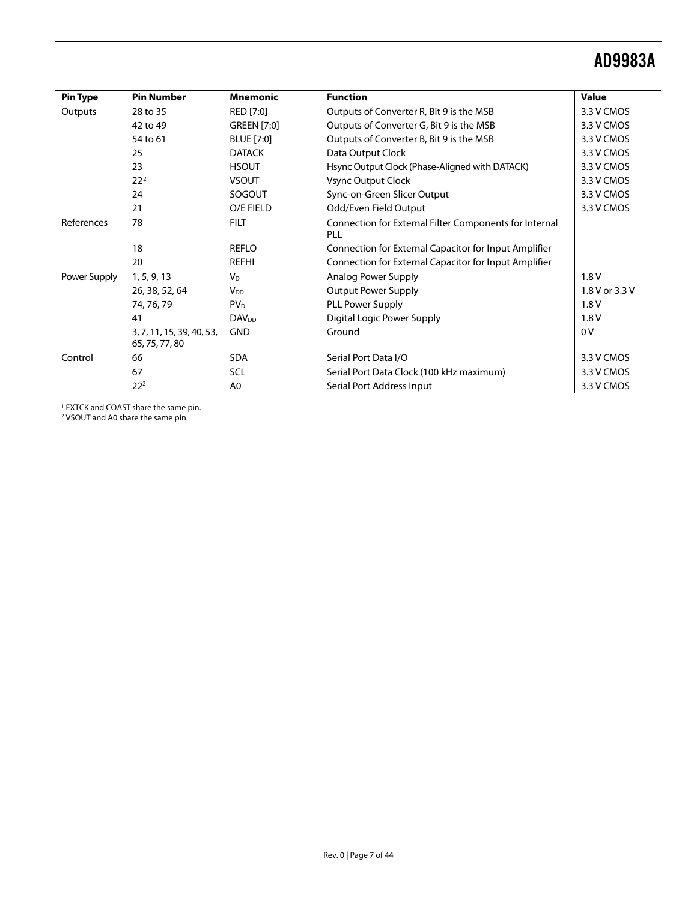| Pin Type | Pin Number | Mnemonic | Function | Value |
|---|---|---|---|---|
| Outputs | 28 to 35 | RED [7:0] | Outputs of Converter R, Bit 9 is the MSB | 3.3 V CMOS |
| | 42 to 49 | GREEN [7:0] | Outputs of Converter G, Bit 9 is the MSB | 3.3 V CMOS |
| | 54 to 61 | BLUE [7:0] | Outputs of Converter B, Bit 9 is the MSB | 3.3 V CMOS |
| | 25 | DATACK | Data Output Clock | 3.3 V CMOS |
| | 23 | HSOUT | Hsync Output Clock (Phase-Aligned with DATACK) | 3.3 V CMOS |
| | 22[2] | VSOUT | Vsync Output Clock | 3.3 V CMOS |
| | 24 | SOGOUT | Sync-on-Green Slicer Output | 3.3 V CMOS |
| | 21 | O/E FIELD | Odd/Even Field Output | 3.3 V CMOS |
| References | 78 | FILT | Connection for External Filter Components for Internal PLL | |
| | 18 | REFLO | Connection for External Capacitor for Input Amplifier | |
| | 20 | REFHI | Connection for External Capacitor for Input Amplifier | |
| Power Supply | 1, 5, 9, 13 | $V_D$ | Analog Power Supply | 1.8 V |
| | 26, 38, 52, 64 | $V_{DD}$ | Output Power Supply | 1.8 V or 3.3 V |
| | 74, 76, 79 | $PV_D$ | PLL Power Supply | 1.8 V |
| | 41 | $DAV_{DD}$ | Digital Logic Power Supply | 1.8 V |
| | 3, 7, 11, 15, 39, 40, 53, 65, 75, 77, 80 | GND | Ground | 0 V |
| Control | 66 | SDA | Serial Port Data I/O | 3.3 V CMOS |
| | 67 | SCL | Serial Port Data Clock (100 kHz maximum) | 3.3 V CMOS |
| | 22[2] | A0 | Serial Port Address Input | 3.3 V CMOS |

[1] EXTCK and COAST share the same pin.
[2] VSOUT and A0 share the same pin.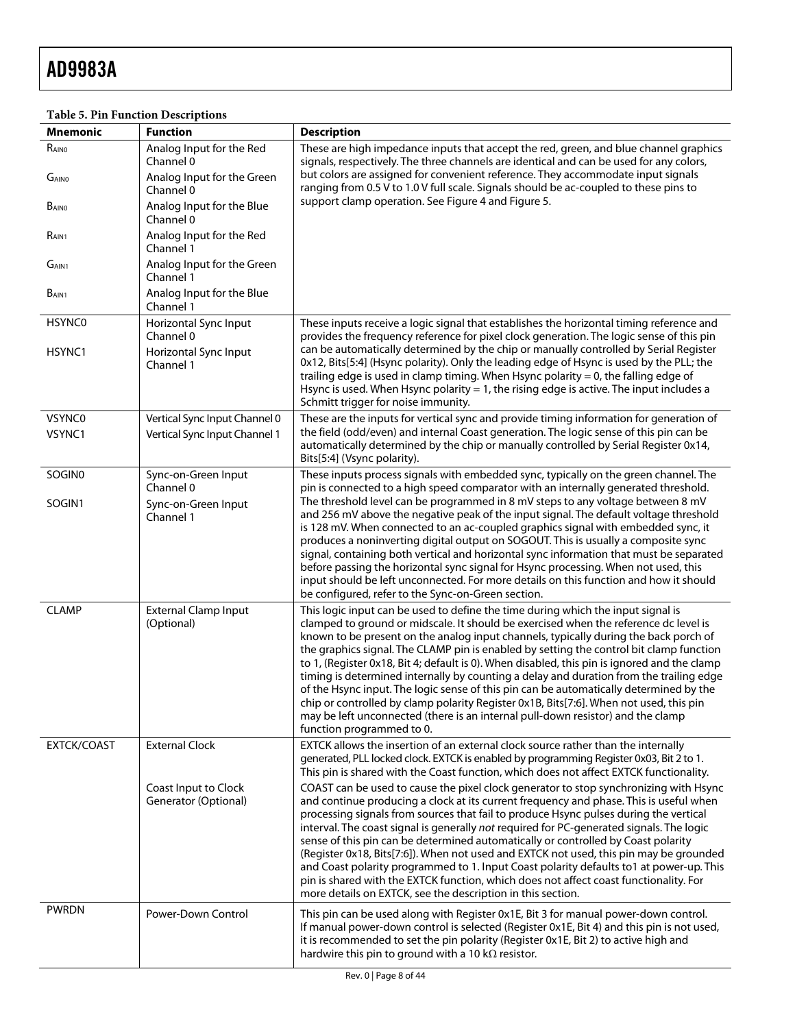**Table 5. Pin Function Descriptions**

| Mnemonic | Function | Description |
|---|---|---|
| $R_{AIN0}$ | Analog Input for the Red Channel 0 | These are high impedance inputs that accept the red, green, and blue channel graphics signals, respectively. The three channels are identical and can be used for any colors, but colors are assigned for convenient reference. They accommodate input signals ranging from 0.5 V to 1.0 V full scale. Signals should be ac-coupled to these pins to support clamp operation. See Figure 4 and Figure 5. |
| $G_{AIN0}$ | Analog Input for the Green Channel 0 | |
| $B_{AIN0}$ | Analog Input for the Blue Channel 0 | |
| $R_{AIN1}$ | Analog Input for the Red Channel 1 | |
| $G_{AIN1}$ | Analog Input for the Green Channel 1 | |
| $B_{AIN1}$ | Analog Input for the Blue Channel 1 | |
| HSYNC0 | Horizontal Sync Input Channel 0 | These inputs receive a logic signal that establishes the horizontal timing reference and provides the frequency reference for pixel clock generation. The logic sense of this pin can be automatically determined by the chip or manually controlled by Serial Register 0x12, Bits[5:4] (Hsync polarity). Only the leading edge of Hsync is used by the PLL; the trailing edge is used in clamp timing. When Hsync polarity = 0, the falling edge of Hsync is used. When Hsync polarity = 1, the rising edge is active. The input includes a Schmitt trigger for noise immunity. |
| HSYNC1 | Horizontal Sync Input Channel 1 | |
| VSYNC0 | Vertical Sync Input Channel 0 | These are the inputs for vertical sync and provide timing information for generation of the field (odd/even) and internal Coast generation. The logic sense of this pin can be automatically determined by the chip or manually controlled by Serial Register 0x14, Bits[5:4] (Vsync polarity). |
| VSYNC1 | Vertical Sync Input Channel 1 | |
| SOGIN0 | Sync-on-Green Input Channel 0 | These inputs process signals with embedded sync, typically on the green channel. The pin is connected to a high speed comparator with an internally generated threshold. The threshold level can be programmed in 8 mV steps to any voltage between 8 mV and 256 mV above the negative peak of the input signal. The default voltage threshold is 128 mV. When connected to an ac-coupled graphics signal with embedded sync, it produces a noninverting digital output on SOGOUT. This is usually a composite sync signal, containing both vertical and horizontal sync information that must be separated before passing the horizontal sync signal for Hsync processing. When not used, this input should be left unconnected. For more details on this function and how it should be configured, refer to the Sync-on-Green section. |
| SOGIN1 | Sync-on-Green Input Channel 1 | |
| CLAMP | External Clamp Input (Optional) | This logic input can be used to define the time during which the input signal is clamped to ground or midscale. It should be exercised when the reference dc level is known to be present on the analog input channels, typically during the back porch of the graphics signal. The CLAMP pin is enabled by setting the control bit clamp function to 1, (Register 0x18, Bit 4; default is 0). When disabled, this pin is ignored and the clamp timing is determined internally by counting a delay and duration from the trailing edge of the Hsync input. The logic sense of this pin can be automatically determined by the chip or controlled by clamp polarity Register 0x1B, Bits[7:6]. When not used, this pin may be left unconnected (there is an internal pull-down resistor) and the clamp function programmed to 0. |
| EXTCK/COAST | External Clock | EXTCK allows the insertion of an external clock source rather than the internally generated, PLL locked clock. EXTCK is enabled by programming Register 0x03, Bit 2 to 1. This pin is shared with the Coast function, which does not affect EXTCK functionality. |
| | Coast Input to Clock Generator (Optional) | COAST can be used to cause the pixel clock generator to stop synchronizing with Hsync and continue producing a clock at its current frequency and phase. This is useful when processing signals from sources that fail to produce Hsync pulses during the vertical interval. The coast signal is generally *not* required for PC-generated signals. The logic sense of this pin can be determined automatically or controlled by Coast polarity (Register 0x18, Bits[7:6]). When not used and EXTCK not used, this pin may be grounded and Coast polarity programmed to 1. Input Coast polarity defaults to1 at power-up. This pin is shared with the EXTCK function, which does not affect coast functionality. For more details on EXTCK, see the description in this section. |
| PWRDN | Power-Down Control | This pin can be used along with Register 0x1E, Bit 3 for manual power-down control. If manual power-down control is selected (Register 0x1E, Bit 4) and this pin is not used, it is recommended to set the pin polarity (Register 0x1E, Bit 2) to active high and hardwire this pin to ground with a 10 kΩ resistor. |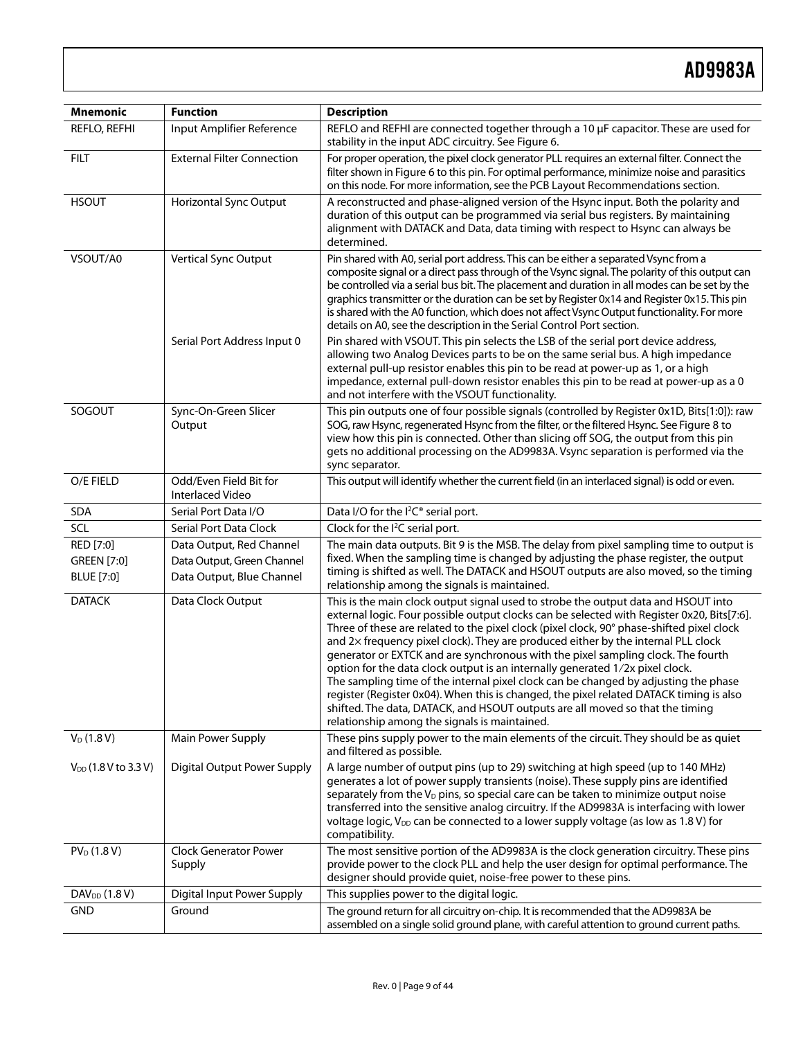| Mnemonic | Function | Description |
|---|---|---|
| REFLO, REFHI | Input Amplifier Reference | REFLO and REFHI are connected together through a 10 μF capacitor. These are used for stability in the input ADC circuitry. See Figure 6. |
| FILT | External Filter Connection | For proper operation, the pixel clock generator PLL requires an external filter. Connect the filter shown in Figure 6 to this pin. For optimal performance, minimize noise and parasitics on this node. For more information, see the PCB Layout Recommendations section. |
| HSOUT | Horizontal Sync Output | A reconstructed and phase-aligned version of the Hsync input. Both the polarity and duration of this output can be programmed via serial bus registers. By maintaining alignment with DATACK and Data, data timing with respect to Hsync can always be determined. |
| VSOUT/A0 | Vertical Sync Output | Pin shared with A0, serial port address. This can be either a separated Vsync from a composite signal or a direct pass through of the Vsync signal. The polarity of this output can be controlled via a serial bus bit. The placement and duration in all modes can be set by the graphics transmitter or the duration can be set by Register 0x14 and Register 0x15. This pin is shared with the A0 function, which does not affect Vsync Output functionality. For more details on A0, see the description in the Serial Control Port section. |
| | Serial Port Address Input 0 | Pin shared with VSOUT. This pin selects the LSB of the serial port device address, allowing two Analog Devices parts to be on the same serial bus. A high impedance external pull-up resistor enables this pin to be read at power-up as 1, or a high impedance, external pull-down resistor enables this pin to be read at power-up as a 0 and not interfere with the VSOUT functionality. |
| SOGOUT | Sync-On-Green Slicer Output | This pin outputs one of four possible signals (controlled by Register 0x1D, Bits[1:0]): raw SOG, raw Hsync, regenerated Hsync from the filter, or the filtered Hsync. See Figure 8 to view how this pin is connected. Other than slicing off SOG, the output from this pin gets no additional processing on the AD9983A. Vsync separation is performed via the sync separator. |
| O/E FIELD | Odd/Even Field Bit for Interlaced Video | This output will identify whether the current field (in an interlaced signal) is odd or even. |
| SDA | Serial Port Data I/O | Data I/O for the I²C® serial port. |
| SCL | Serial Port Data Clock | Clock for the I²C serial port. |
| RED [7:0]<br>GREEN [7:0]<br>BLUE [7:0] | Data Output, Red Channel<br>Data Output, Green Channel<br>Data Output, Blue Channel | The main data outputs. Bit 9 is the MSB. The delay from pixel sampling time to output is fixed. When the sampling time is changed by adjusting the phase register, the output timing is shifted as well. The DATACK and HSOUT outputs are also moved, so the timing relationship among the signals is maintained. |
| DATACK | Data Clock Output | This is the main clock output signal used to strobe the output data and HSOUT into external logic. Four possible output clocks can be selected with Register 0x20, Bits[7:6]. Three of these are related to the pixel clock (pixel clock, 90° phase-shifted pixel clock and 2× frequency pixel clock). They are produced either by the internal PLL clock generator or EXTCK and are synchronous with the pixel sampling clock. The fourth option for the data clock output is an internally generated 1/2x pixel clock. The sampling time of the internal pixel clock can be changed by adjusting the phase register (Register 0x04). When this is changed, the pixel related DATACK timing is also shifted. The data, DATACK, and HSOUT outputs are all moved so that the timing relationship among the signals is maintained. |
| $V_D$ (1.8 V) | Main Power Supply | These pins supply power to the main elements of the circuit. They should be as quiet and filtered as possible. |
| $V_{DD}$ (1.8 V to 3.3 V) | Digital Output Power Supply | A large number of output pins (up to 29) switching at high speed (up to 140 MHz) generates a lot of power supply transients (noise). These supply pins are identified separately from the $V_D$ pins, so special care can be taken to minimize output noise transferred into the sensitive analog circuitry. If the AD9983A is interfacing with lower voltage logic, $V_{DD}$ can be connected to a lower supply voltage (as low as 1.8 V) for compatibility. |
| $PV_D$ (1.8 V) | Clock Generator Power Supply | The most sensitive portion of the AD9983A is the clock generation circuitry. These pins provide power to the clock PLL and help the user design for optimal performance. The designer should provide quiet, noise-free power to these pins. |
| $DAV_{DD}$ (1.8 V) | Digital Input Power Supply | This supplies power to the digital logic. |
| GND | Ground | The ground return for all circuitry on-chip. It is recommended that the AD9983A be assembled on a single solid ground plane, with careful attention to ground current paths. |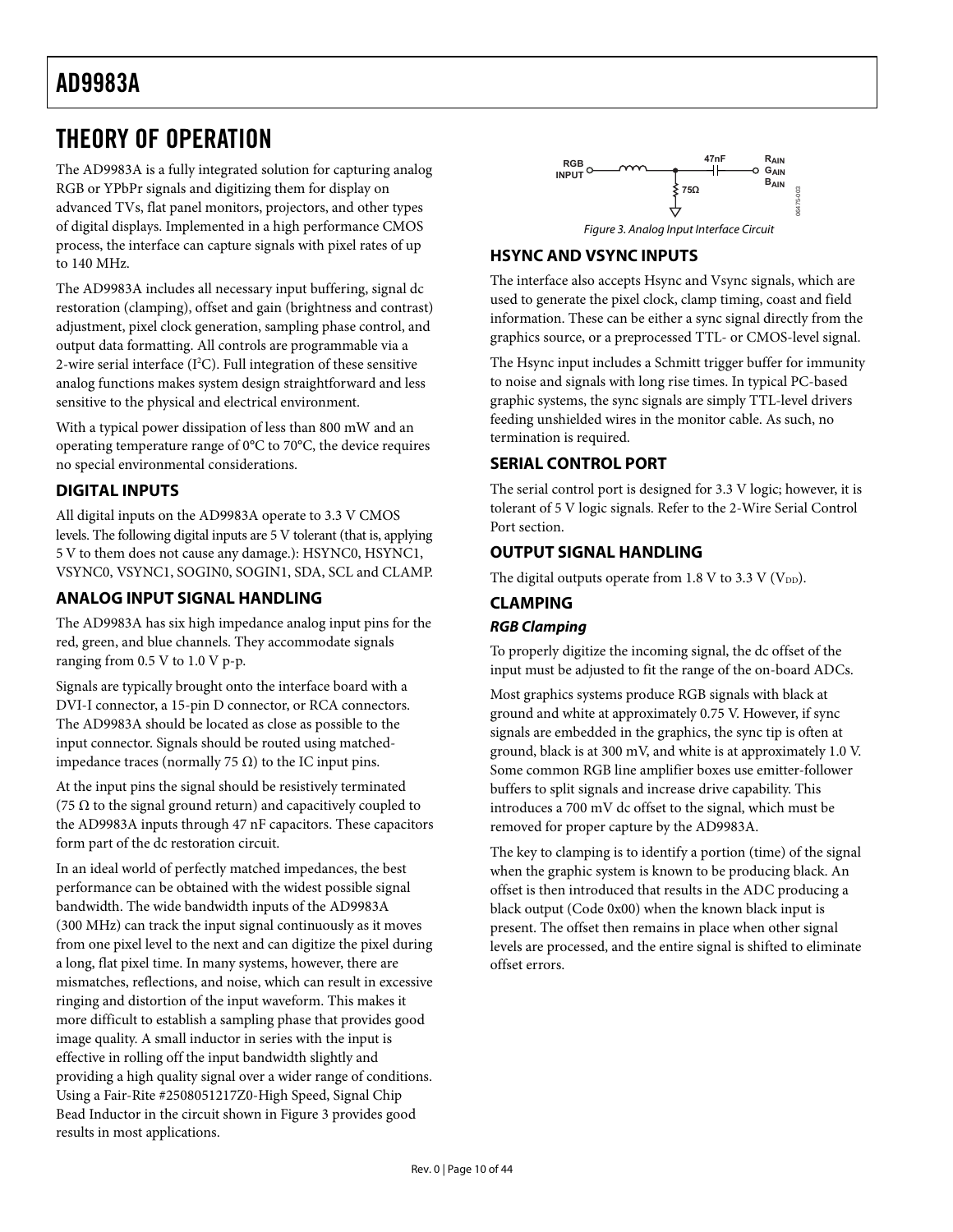## THEORY OF OPERATION

The AD9983A is a fully integrated solution for capturing analog RGB or YPbPr signals and digitizing them for display on advanced TVs, flat panel monitors, projectors, and other types of digital displays. Implemented in a high performance CMOS process, the interface can capture signals with pixel rates of up to 140 MHz.

The AD9983A includes all necessary input buffering, signal dc restoration (clamping), offset and gain (brightness and contrast) adjustment, pixel clock generation, sampling phase control, and output data formatting. All controls are programmable via a 2-wire serial interface ($I^2C$). Full integration of these sensitive analog functions makes system design straightforward and less sensitive to the physical and electrical environment.

With a typical power dissipation of less than 800 mW and an operating temperature range of 0°C to 70°C, the device requires no special environmental considerations.

### DIGITAL INPUTS

All digital inputs on the AD9983A operate to 3.3 V CMOS levels. The following digital inputs are 5 V tolerant (that is, applying 5 V to them does not cause any damage.): HSYNC0, HSYNC1, VSYNC0, VSYNC1, SOGIN0, SOGIN1, SDA, SCL and CLAMP.

### ANALOG INPUT SIGNAL HANDLING

The AD9983A has six high impedance analog input pins for the red, green, and blue channels. They accommodate signals ranging from 0.5 V to 1.0 V p-p.

Signals are typically brought onto the interface board with a DVI-I connector, a 15-pin D connector, or RCA connectors. The AD9983A should be located as close as possible to the input connector. Signals should be routed using matched-impedance traces (normally 75 Ω) to the IC input pins.

At the input pins the signal should be resistively terminated (75 Ω to the signal ground return) and capacitively coupled to the AD9983A inputs through 47 nF capacitors. These capacitors form part of the dc restoration circuit.

In an ideal world of perfectly matched impedances, the best performance can be obtained with the widest possible signal bandwidth. The wide bandwidth inputs of the AD9983A (300 MHz) can track the input signal continuously as it moves from one pixel level to the next and can digitize the pixel during a long, flat pixel time. In many systems, however, there are mismatches, reflections, and noise, which can result in excessive ringing and distortion of the input waveform. This makes it more difficult to establish a sampling phase that provides good image quality. A small inductor in series with the input is effective in rolling off the input bandwidth slightly and providing a high quality signal over a wider range of conditions. Using a Fair-Rite #2508051217Z0-High Speed, Signal Chip Bead Inductor in the circuit shown in Figure 3 provides good results in most applications.

*Figure 3. Analog Input Interface Circuit*

### HSYNC AND VSYNC INPUTS

The interface also accepts Hsync and Vsync signals, which are used to generate the pixel clock, clamp timing, coast and field information. These can be either a sync signal directly from the graphics source, or a preprocessed TTL- or CMOS-level signal.

The Hsync input includes a Schmitt trigger buffer for immunity to noise and signals with long rise times. In typical PC-based graphic systems, the sync signals are simply TTL-level drivers feeding unshielded wires in the monitor cable. As such, no termination is required.

### SERIAL CONTROL PORT

The serial control port is designed for 3.3 V logic; however, it is tolerant of 5 V logic signals. Refer to the 2-Wire Serial Control Port section.

### OUTPUT SIGNAL HANDLING

The digital outputs operate from 1.8 V to 3.3 V ($V_{DD}$).

### CLAMPING

#### *RGB Clamping*

To properly digitize the incoming signal, the dc offset of the input must be adjusted to fit the range of the on-board ADCs.

Most graphics systems produce RGB signals with black at ground and white at approximately 0.75 V. However, if sync signals are embedded in the graphics, the sync tip is often at ground, black is at 300 mV, and white is at approximately 1.0 V. Some common RGB line amplifier boxes use emitter-follower buffers to split signals and increase drive capability. This introduces a 700 mV dc offset to the signal, which must be removed for proper capture by the AD9983A.

The key to clamping is to identify a portion (time) of the signal when the graphic system is known to be producing black. An offset is then introduced that results in the ADC producing a black output (Code 0x00) when the known black input is present. The offset then remains in place when other signal levels are processed, and the entire signal is shifted to eliminate offset errors.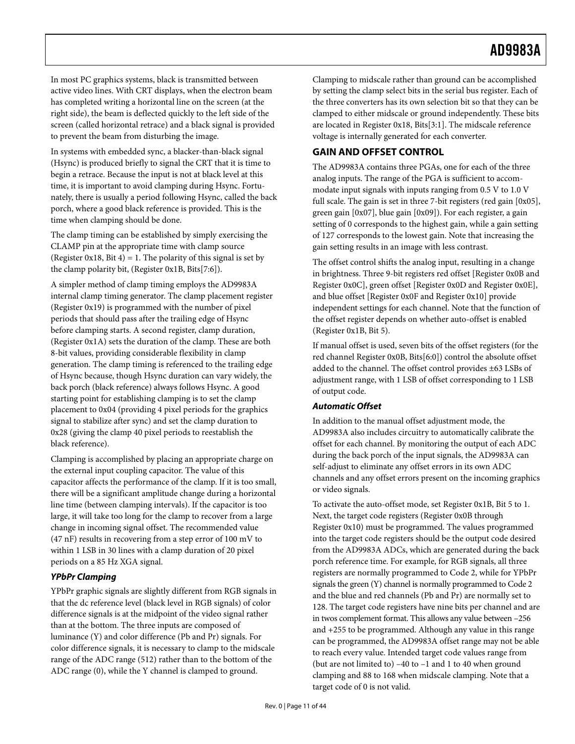In most PC graphics systems, black is transmitted between active video lines. With CRT displays, when the electron beam has completed writing a horizontal line on the screen (at the right side), the beam is deflected quickly to the left side of the screen (called horizontal retrace) and a black signal is provided to prevent the beam from disturbing the image.

In systems with embedded sync, a blacker-than-black signal (Hsync) is produced briefly to signal the CRT that it is time to begin a retrace. Because the input is not at black level at this time, it is important to avoid clamping during Hsync. Fortunately, there is usually a period following Hsync, called the back porch, where a good black reference is provided. This is the time when clamping should be done.

The clamp timing can be established by simply exercising the CLAMP pin at the appropriate time with clamp source (Register 0x18, Bit 4) = 1. The polarity of this signal is set by the clamp polarity bit, (Register 0x1B, Bits[7:6]).

A simpler method of clamp timing employs the AD9983A internal clamp timing generator. The clamp placement register (Register 0x19) is programmed with the number of pixel periods that should pass after the trailing edge of Hsync before clamping starts. A second register, clamp duration, (Register 0x1A) sets the duration of the clamp. These are both 8-bit values, providing considerable flexibility in clamp generation. The clamp timing is referenced to the trailing edge of Hsync because, though Hsync duration can vary widely, the back porch (black reference) always follows Hsync. A good starting point for establishing clamping is to set the clamp placement to 0x04 (providing 4 pixel periods for the graphics signal to stabilize after sync) and set the clamp duration to 0x28 (giving the clamp 40 pixel periods to reestablish the black reference).

Clamping is accomplished by placing an appropriate charge on the external input coupling capacitor. The value of this capacitor affects the performance of the clamp. If it is too small, there will be a significant amplitude change during a horizontal line time (between clamping intervals). If the capacitor is too large, it will take too long for the clamp to recover from a large change in incoming signal offset. The recommended value (47 nF) results in recovering from a step error of 100 mV to within 1 LSB in 30 lines with a clamp duration of 20 pixel periods on a 85 Hz XGA signal.

### *YPbPr Clamping*

YPbPr graphic signals are slightly different from RGB signals in that the dc reference level (black level in RGB signals) of color difference signals is at the midpoint of the video signal rather than at the bottom. The three inputs are composed of luminance (Y) and color difference (Pb and Pr) signals. For color difference signals, it is necessary to clamp to the midscale range of the ADC range (512) rather than to the bottom of the ADC range (0), while the Y channel is clamped to ground.

Clamping to midscale rather than ground can be accomplished by setting the clamp select bits in the serial bus register. Each of the three converters has its own selection bit so that they can be clamped to either midscale or ground independently. These bits are located in Register 0x18, Bits[3:1]. The midscale reference voltage is internally generated for each converter.

## GAIN AND OFFSET CONTROL

The AD9983A contains three PGAs, one for each of the three analog inputs. The range of the PGA is sufficient to accommodate input signals with inputs ranging from 0.5 V to 1.0 V full scale. The gain is set in three 7-bit registers (red gain [0x05], green gain [0x07], blue gain [0x09]). For each register, a gain setting of 0 corresponds to the highest gain, while a gain setting of 127 corresponds to the lowest gain. Note that increasing the gain setting results in an image with less contrast.

The offset control shifts the analog input, resulting in a change in brightness. Three 9-bit registers red offset [Register 0x0B and Register 0x0C], green offset [Register 0x0D and Register 0x0E], and blue offset [Register 0x0F and Register 0x10] provide independent settings for each channel. Note that the function of the offset register depends on whether auto-offset is enabled (Register 0x1B, Bit 5).

If manual offset is used, seven bits of the offset registers (for the red channel Register 0x0B, Bits[6:0]) control the absolute offset added to the channel. The offset control provides ±63 LSBs of adjustment range, with 1 LSB of offset corresponding to 1 LSB of output code.

### *Automatic Offset*

In addition to the manual offset adjustment mode, the AD9983A also includes circuitry to automatically calibrate the offset for each channel. By monitoring the output of each ADC during the back porch of the input signals, the AD9983A can self-adjust to eliminate any offset errors in its own ADC channels and any offset errors present on the incoming graphics or video signals.

To activate the auto-offset mode, set Register 0x1B, Bit 5 to 1. Next, the target code registers (Register 0x0B through Register 0x10) must be programmed. The values programmed into the target code registers should be the output code desired from the AD9983A ADCs, which are generated during the back porch reference time. For example, for RGB signals, all three registers are normally programmed to Code 2, while for YPbPr signals the green (Y) channel is normally programmed to Code 2 and the blue and red channels (Pb and Pr) are normally set to 128. The target code registers have nine bits per channel and are in twos complement format. This allows any value between −256 and +255 to be programmed. Although any value in this range can be programmed, the AD9983A offset range may not be able to reach every value. Intended target code values range from (but are not limited to) −40 to −1 and 1 to 40 when ground clamping and 88 to 168 when midscale clamping. Note that a target code of 0 is not valid.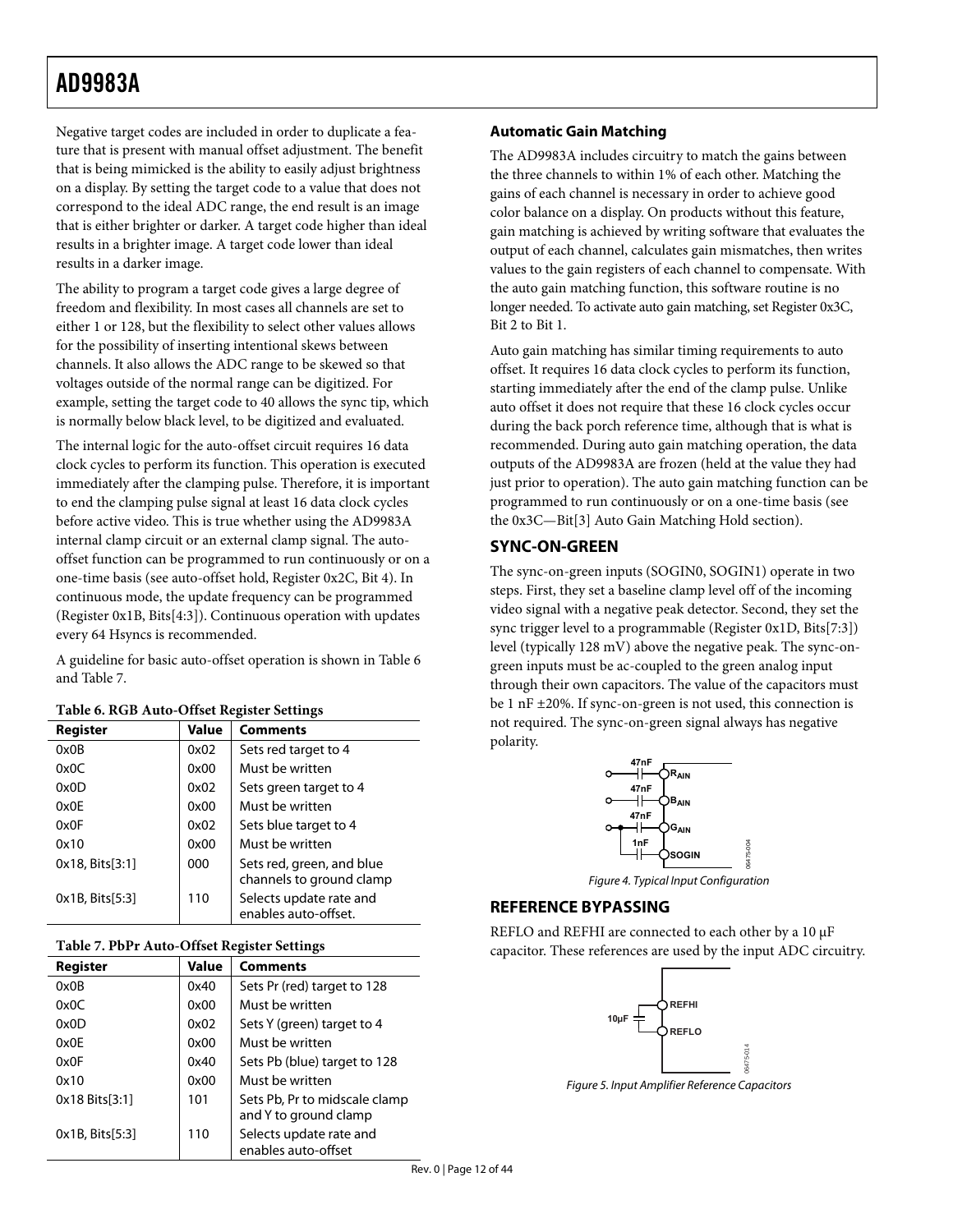Negative target codes are included in order to duplicate a feature that is present with manual offset adjustment. The benefit that is being mimicked is the ability to easily adjust brightness on a display. By setting the target code to a value that does not correspond to the ideal ADC range, the end result is an image that is either brighter or darker. A target code higher than ideal results in a brighter image. A target code lower than ideal results in a darker image.

The ability to program a target code gives a large degree of freedom and flexibility. In most cases all channels are set to either 1 or 128, but the flexibility to select other values allows for the possibility of inserting intentional skews between channels. It also allows the ADC range to be skewed so that voltages outside of the normal range can be digitized. For example, setting the target code to 40 allows the sync tip, which is normally below black level, to be digitized and evaluated.

The internal logic for the auto-offset circuit requires 16 data clock cycles to perform its function. This operation is executed immediately after the clamping pulse. Therefore, it is important to end the clamping pulse signal at least 16 data clock cycles before active video. This is true whether using the AD9983A internal clamp circuit or an external clamp signal. The auto-offset function can be programmed to run continuously or on a one-time basis (see auto-offset hold, Register 0x2C, Bit 4). In continuous mode, the update frequency can be programmed (Register 0x1B, Bits[4:3]). Continuous operation with updates every 64 Hsyncs is recommended.

A guideline for basic auto-offset operation is shown in Table 6 and Table 7.

**Table 6. RGB Auto-Offset Register Settings**

| Register | Value | Comments |
|---|---|---|
| 0x0B | 0x02 | Sets red target to 4 |
| 0x0C | 0x00 | Must be written |
| 0x0D | 0x02 | Sets green target to 4 |
| 0x0E | 0x00 | Must be written |
| 0x0F | 0x02 | Sets blue target to 4 |
| 0x10 | 0x00 | Must be written |
| 0x18, Bits[3:1] | 000 | Sets red, green, and blue channels to ground clamp |
| 0x1B, Bits[5:3] | 110 | Selects update rate and enables auto-offset. |

**Table 7. PbPr Auto-Offset Register Settings**

| Register | Value | Comments |
|---|---|---|
| 0x0B | 0x40 | Sets Pr (red) target to 128 |
| 0x0C | 0x00 | Must be written |
| 0x0D | 0x02 | Sets Y (green) target to 4 |
| 0x0E | 0x00 | Must be written |
| 0x0F | 0x40 | Sets Pb (blue) target to 128 |
| 0x10 | 0x00 | Must be written |
| 0x18 Bits[3:1] | 101 | Sets Pb, Pr to midscale clamp and Y to ground clamp |
| 0x1B, Bits[5:3] | 110 | Selects update rate and enables auto-offset |

### Automatic Gain Matching

The AD9983A includes circuitry to match the gains between the three channels to within 1% of each other. Matching the gains of each channel is necessary in order to achieve good color balance on a display. On products without this feature, gain matching is achieved by writing software that evaluates the output of each channel, calculates gain mismatches, then writes values to the gain registers of each channel to compensate. With the auto gain matching function, this software routine is no longer needed. To activate auto gain matching, set Register 0x3C, Bit 2 to Bit 1.

Auto gain matching has similar timing requirements to auto offset. It requires 16 data clock cycles to perform its function, starting immediately after the end of the clamp pulse. Unlike auto offset it does not require that these 16 clock cycles occur during the back porch reference time, although that is what is recommended. During auto gain matching operation, the data outputs of the AD9983A are frozen (held at the value they had just prior to operation). The auto gain matching function can be programmed to run continuously or on a one-time basis (see the 0x3C—Bit[3] Auto Gain Matching Hold section).

## SYNC-ON-GREEN

The sync-on-green inputs (SOGIN0, SOGIN1) operate in two steps. First, they set a baseline clamp level off of the incoming video signal with a negative peak detector. Second, they set the sync trigger level to a programmable (Register 0x1D, Bits[7:3]) level (typically 128 mV) above the negative peak. The sync-on-green inputs must be ac-coupled to the green analog input through their own capacitors. The value of the capacitors must be 1 nF ±20%. If sync-on-green is not used, this connection is not required. The sync-on-green signal always has negative polarity.

*Figure 4. Typical Input Configuration*

## REFERENCE BYPASSING

REFLO and REFHI are connected to each other by a 10 μF capacitor. These references are used by the input ADC circuitry.

*Figure 5. Input Amplifier Reference Capacitors*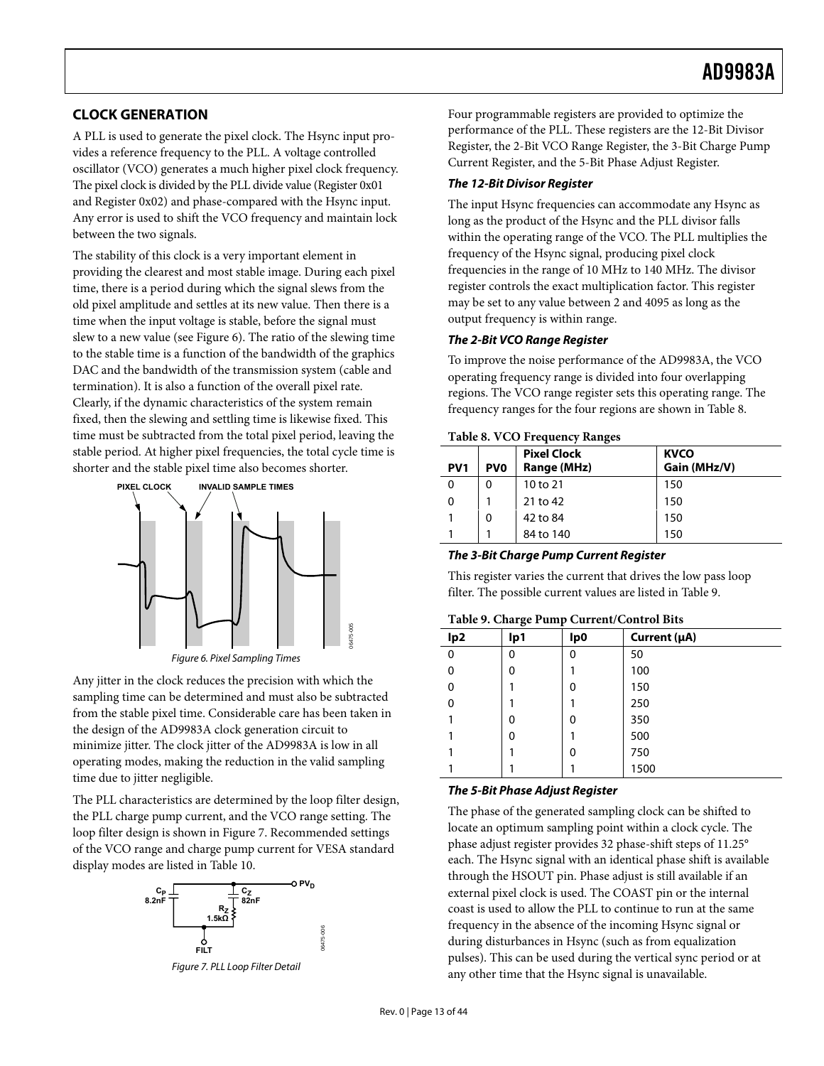## CLOCK GENERATION

A PLL is used to generate the pixel clock. The Hsync input provides a reference frequency to the PLL. A voltage controlled oscillator (VCO) generates a much higher pixel clock frequency. The pixel clock is divided by the PLL divide value (Register 0x01 and Register 0x02) and phase-compared with the Hsync input. Any error is used to shift the VCO frequency and maintain lock between the two signals.

The stability of this clock is a very important element in providing the clearest and most stable image. During each pixel time, there is a period during which the signal slews from the old pixel amplitude and settles at its new value. Then there is a time when the input voltage is stable, before the signal must slew to a new value (see Figure 6). The ratio of the slewing time to the stable time is a function of the bandwidth of the graphics DAC and the bandwidth of the transmission system (cable and termination). It is also a function of the overall pixel rate. Clearly, if the dynamic characteristics of the system remain fixed, then the slewing and settling time is likewise fixed. This time must be subtracted from the total pixel period, leaving the stable period. At higher pixel frequencies, the total cycle time is shorter and the stable pixel time also becomes shorter.

*Figure 6. Pixel Sampling Times*

Any jitter in the clock reduces the precision with which the sampling time can be determined and must also be subtracted from the stable pixel time. Considerable care has been taken in the design of the AD9983A clock generation circuit to minimize jitter. The clock jitter of the AD9983A is low in all operating modes, making the reduction in the valid sampling time due to jitter negligible.

The PLL characteristics are determined by the loop filter design, the PLL charge pump current, and the VCO range setting. The loop filter design is shown in Figure 7. Recommended settings of the VCO range and charge pump current for VESA standard display modes are listed in Table 10.

*Figure 7. PLL Loop Filter Detail*

Four programmable registers are provided to optimize the performance of the PLL. These registers are the 12-Bit Divisor Register, the 2-Bit VCO Range Register, the 3-Bit Charge Pump Current Register, and the 5-Bit Phase Adjust Register.

### The 12-Bit Divisor Register

The input Hsync frequencies can accommodate any Hsync as long as the product of the Hsync and the PLL divisor falls within the operating range of the VCO. The PLL multiplies the frequency of the Hsync signal, producing pixel clock frequencies in the range of 10 MHz to 140 MHz. The divisor register controls the exact multiplication factor. This register may be set to any value between 2 and 4095 as long as the output frequency is within range.

### The 2-Bit VCO Range Register

To improve the noise performance of the AD9983A, the VCO operating frequency range is divided into four overlapping regions. The VCO range register sets this operating range. The frequency ranges for the four regions are shown in Table 8.

**Table 8. VCO Frequency Ranges**

| PV1 | PV0 | Pixel Clock Range (MHz) | KVCO Gain (MHz/V) |
|---|---|---|---|
| 0 | 0 | 10 to 21 | 150 |
| 0 | 1 | 21 to 42 | 150 |
| 1 | 0 | 42 to 84 | 150 |
| 1 | 1 | 84 to 140 | 150 |

### The 3-Bit Charge Pump Current Register

This register varies the current that drives the low pass loop filter. The possible current values are listed in Table 9.

**Table 9. Charge Pump Current/Control Bits**

| Ip2 | Ip1 | Ip0 | Current (μA) |
|---|---|---|---|
| 0 | 0 | 0 | 50 |
| 0 | 0 | 1 | 100 |
| 0 | 1 | 0 | 150 |
| 0 | 1 | 1 | 250 |
| 1 | 0 | 0 | 350 |
| 1 | 0 | 1 | 500 |
| 1 | 1 | 0 | 750 |
| 1 | 1 | 1 | 1500 |

### The 5-Bit Phase Adjust Register

The phase of the generated sampling clock can be shifted to locate an optimum sampling point within a clock cycle. The phase adjust register provides 32 phase-shift steps of 11.25° each. The Hsync signal with an identical phase shift is available through the HSOUT pin. Phase adjust is still available if an external pixel clock is used. The COAST pin or the internal coast is used to allow the PLL to continue to run at the same frequency in the absence of the incoming Hsync signal or during disturbances in Hsync (such as from equalization pulses). This can be used during the vertical sync period or at any other time that the Hsync signal is unavailable.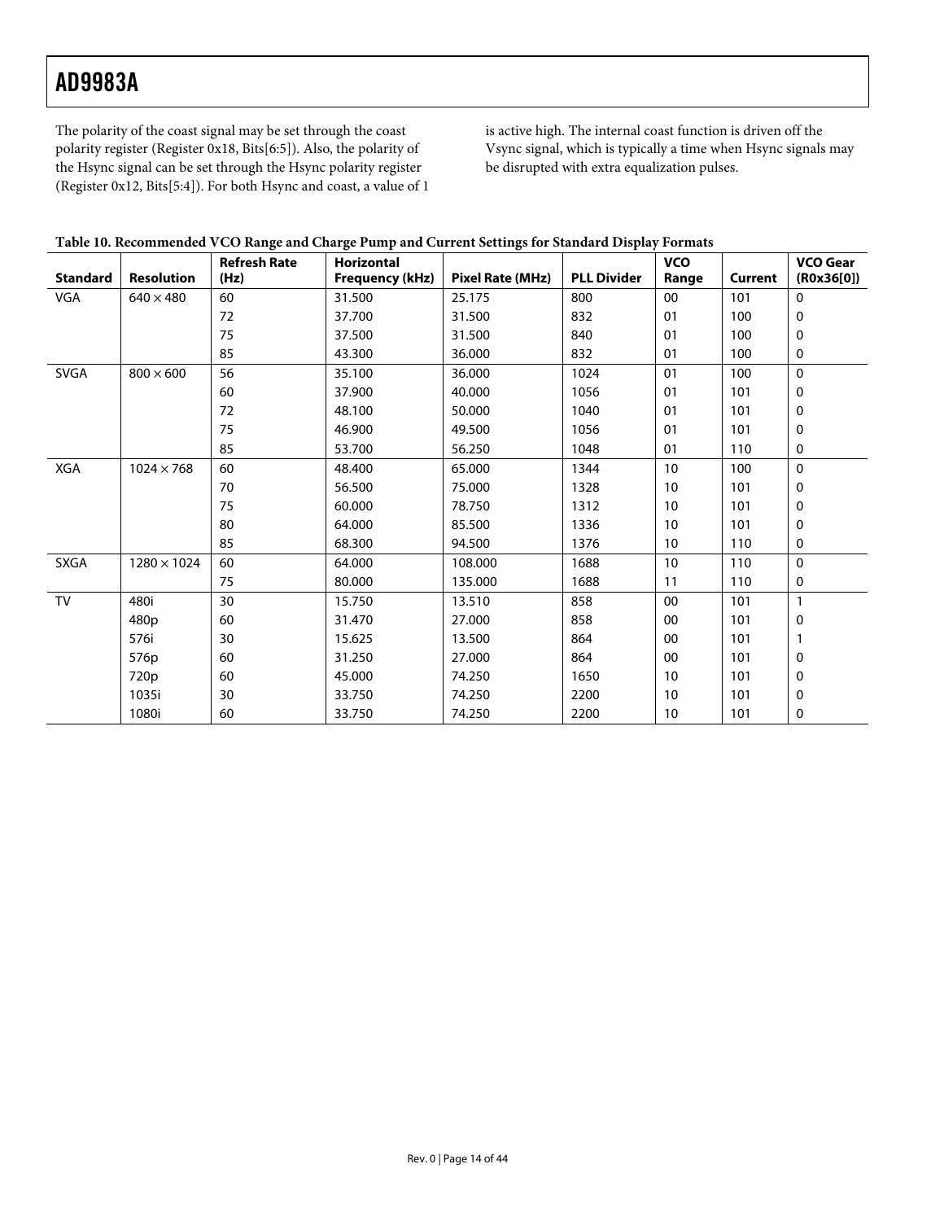The polarity of the coast signal may be set through the coast polarity register (Register 0x18, Bits[6:5]). Also, the polarity of the Hsync signal can be set through the Hsync polarity register (Register 0x12, Bits[5:4]). For both Hsync and coast, a value of 1 is active high. The internal coast function is driven off the Vsync signal, which is typically a time when Hsync signals may be disrupted with extra equalization pulses.

**Table 10. Recommended VCO Range and Charge Pump and Current Settings for Standard Display Formats**

| Standard | Resolution | Refresh Rate (Hz) | Horizontal Frequency (kHz) | Pixel Rate (MHz) | PLL Divider | VCO Range | Current | VCO Gear (R0x36[0]) |
|---|---|---|---|---|---|---|---|---|
| VGA | 640 × 480 | 60 | 31.500 | 25.175 | 800 | 00 | 101 | 0 |
| | | 72 | 37.700 | 31.500 | 832 | 01 | 100 | 0 |
| | | 75 | 37.500 | 31.500 | 840 | 01 | 100 | 0 |
| | | 85 | 43.300 | 36.000 | 832 | 01 | 100 | 0 |
| SVGA | 800 × 600 | 56 | 35.100 | 36.000 | 1024 | 01 | 100 | 0 |
| | | 60 | 37.900 | 40.000 | 1056 | 01 | 101 | 0 |
| | | 72 | 48.100 | 50.000 | 1040 | 01 | 101 | 0 |
| | | 75 | 46.900 | 49.500 | 1056 | 01 | 101 | 0 |
| | | 85 | 53.700 | 56.250 | 1048 | 01 | 110 | 0 |
| XGA | 1024 × 768 | 60 | 48.400 | 65.000 | 1344 | 10 | 100 | 0 |
| | | 70 | 56.500 | 75.000 | 1328 | 10 | 101 | 0 |
| | | 75 | 60.000 | 78.750 | 1312 | 10 | 101 | 0 |
| | | 80 | 64.000 | 85.500 | 1336 | 10 | 101 | 0 |
| | | 85 | 68.300 | 94.500 | 1376 | 10 | 110 | 0 |
| SXGA | 1280 × 1024 | 60 | 64.000 | 108.000 | 1688 | 10 | 110 | 0 |
| | | 75 | 80.000 | 135.000 | 1688 | 11 | 110 | 0 |
| TV | 480i | 30 | 15.750 | 13.510 | 858 | 00 | 101 | 1 |
| | 480p | 60 | 31.470 | 27.000 | 858 | 00 | 101 | 0 |
| | 576i | 30 | 15.625 | 13.500 | 864 | 00 | 101 | 1 |
| | 576p | 60 | 31.250 | 27.000 | 864 | 00 | 101 | 0 |
| | 720p | 60 | 45.000 | 74.250 | 1650 | 10 | 101 | 0 |
| | 1035i | 30 | 33.750 | 74.250 | 2200 | 10 | 101 | 0 |
| | 1080i | 60 | 33.750 | 74.250 | 2200 | 10 | 101 | 0 |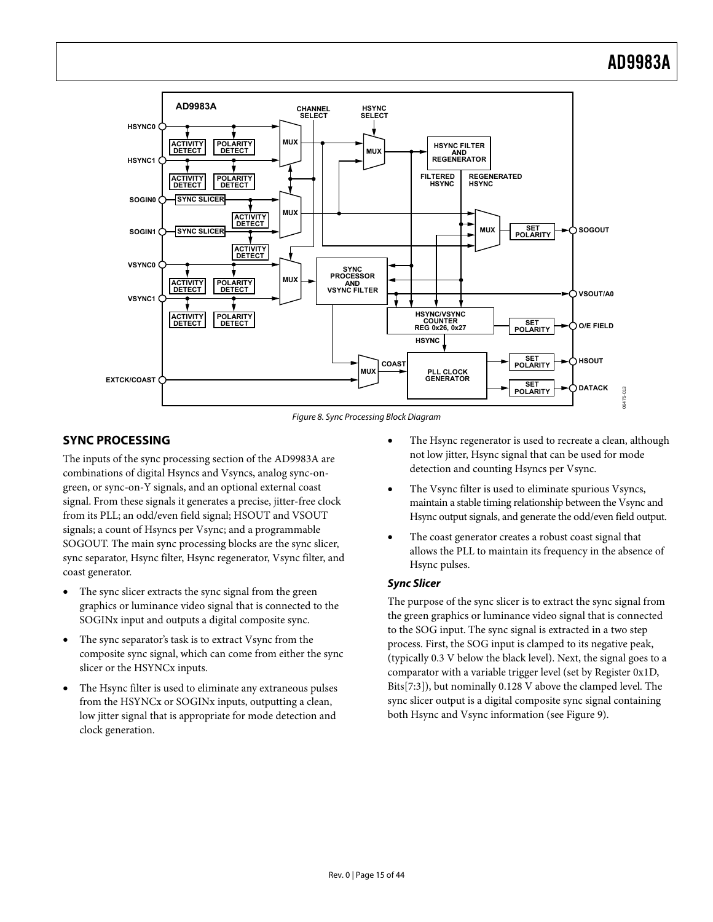Figure 8. Sync Processing Block Diagram

## SYNC PROCESSING

The inputs of the sync processing section of the AD9983A are combinations of digital Hsyncs and Vsyncs, analog sync-on-green, or sync-on-Y signals, and an optional external coast signal. From these signals it generates a precise, jitter-free clock from its PLL; an odd/even field signal; HSOUT and VSOUT signals; a count of Hsyncs per Vsync; and a programmable SOGOUT. The main sync processing blocks are the sync slicer, sync separator, Hsync filter, Hsync regenerator, Vsync filter, and coast generator.

- The sync slicer extracts the sync signal from the green graphics or luminance video signal that is connected to the SOGINx input and outputs a digital composite sync.
- The sync separator's task is to extract Vsync from the composite sync signal, which can come from either the sync slicer or the HSYNCx inputs.
- The Hsync filter is used to eliminate any extraneous pulses from the HSYNCx or SOGINx inputs, outputting a clean, low jitter signal that is appropriate for mode detection and clock generation.
- The Hsync regenerator is used to recreate a clean, although not low jitter, Hsync signal that can be used for mode detection and counting Hsyncs per Vsync.
- The Vsync filter is used to eliminate spurious Vsyncs, maintain a stable timing relationship between the Vsync and Hsync output signals, and generate the odd/even field output.
- The coast generator creates a robust coast signal that allows the PLL to maintain its frequency in the absence of Hsync pulses.

### *Sync Slicer*

The purpose of the sync slicer is to extract the sync signal from the green graphics or luminance video signal that is connected to the SOG input. The sync signal is extracted in a two step process. First, the SOG input is clamped to its negative peak, (typically 0.3 V below the black level). Next, the signal goes to a comparator with a variable trigger level (set by Register 0x1D, Bits[7:3]), but nominally 0.128 V above the clamped level. The sync slicer output is a digital composite sync signal containing both Hsync and Vsync information (see Figure 9).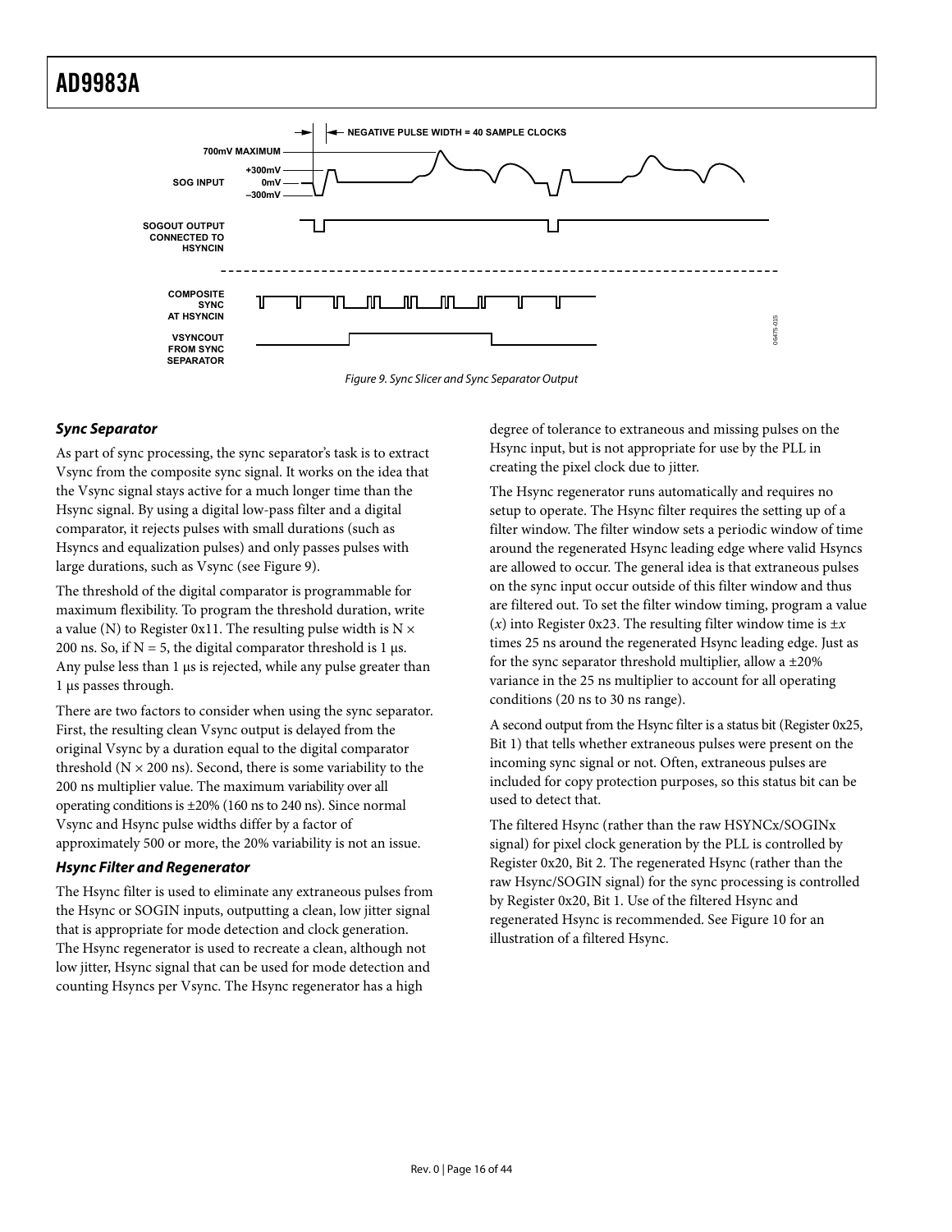Figure 9. Sync Slicer and Sync Separator Output

### Sync Separator

As part of sync processing, the sync separator's task is to extract Vsync from the composite sync signal. It works on the idea that the Vsync signal stays active for a much longer time than the Hsync signal. By using a digital low-pass filter and a digital comparator, it rejects pulses with small durations (such as Hsyncs and equalization pulses) and only passes pulses with large durations, such as Vsync (see Figure 9).

The threshold of the digital comparator is programmable for maximum flexibility. To program the threshold duration, write a value (N) to Register 0x11. The resulting pulse width is N × 200 ns. So, if N = 5, the digital comparator threshold is 1 μs. Any pulse less than 1 μs is rejected, while any pulse greater than 1 μs passes through.

There are two factors to consider when using the sync separator. First, the resulting clean Vsync output is delayed from the original Vsync by a duration equal to the digital comparator threshold (N × 200 ns). Second, there is some variability to the 200 ns multiplier value. The maximum variability over all operating conditions is ±20% (160 ns to 240 ns). Since normal Vsync and Hsync pulse widths differ by a factor of approximately 500 or more, the 20% variability is not an issue.

### Hsync Filter and Regenerator

The Hsync filter is used to eliminate any extraneous pulses from the Hsync or SOGIN inputs, outputting a clean, low jitter signal that is appropriate for mode detection and clock generation. The Hsync regenerator is used to recreate a clean, although not low jitter, Hsync signal that can be used for mode detection and counting Hsyncs per Vsync. The Hsync regenerator has a high degree of tolerance to extraneous and missing pulses on the Hsync input, but is not appropriate for use by the PLL in creating the pixel clock due to jitter.

The Hsync regenerator runs automatically and requires no setup to operate. The Hsync filter requires the setting up of a filter window. The filter window sets a periodic window of time around the regenerated Hsync leading edge where valid Hsyncs are allowed to occur. The general idea is that extraneous pulses on the sync input occur outside of this filter window and thus are filtered out. To set the filter window timing, program a value ($x$) into Register 0x23. The resulting filter window time is $\pm x$ times 25 ns around the regenerated Hsync leading edge. Just as for the sync separator threshold multiplier, allow a ±20% variance in the 25 ns multiplier to account for all operating conditions (20 ns to 30 ns range).

A second output from the Hsync filter is a status bit (Register 0x25, Bit 1) that tells whether extraneous pulses were present on the incoming sync signal or not. Often, extraneous pulses are included for copy protection purposes, so this status bit can be used to detect that.

The filtered Hsync (rather than the raw HSYNCx/SOGINx signal) for pixel clock generation by the PLL is controlled by Register 0x20, Bit 2. The regenerated Hsync (rather than the raw Hsync/SOGIN signal) for the sync processing is controlled by Register 0x20, Bit 1. Use of the filtered Hsync and regenerated Hsync is recommended. See Figure 10 for an illustration of a filtered Hsync.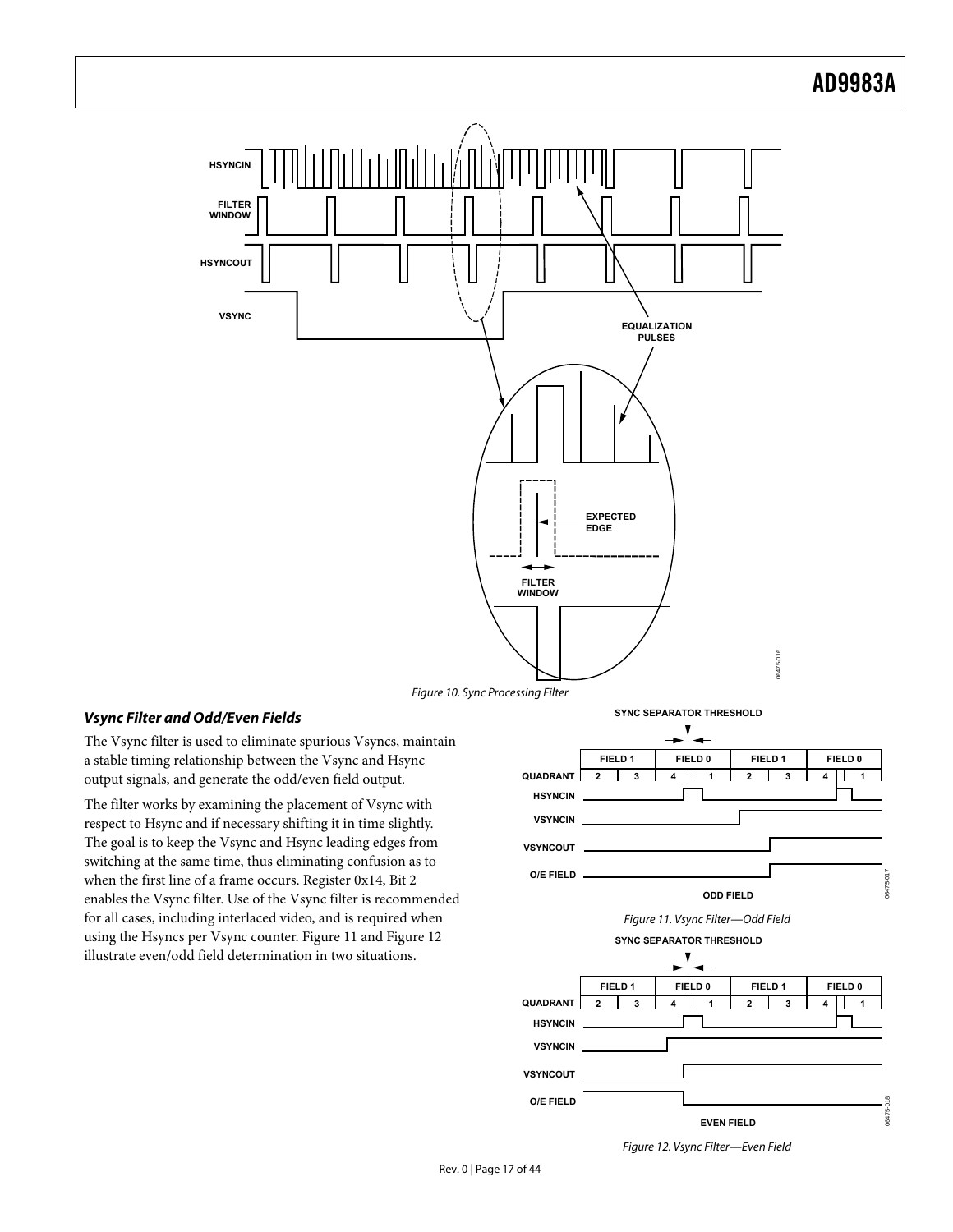Figure 10. Sync Processing Filter

### *Vsync Filter and Odd/Even Fields*

The Vsync filter is used to eliminate spurious Vsyncs, maintain a stable timing relationship between the Vsync and Hsync output signals, and generate the odd/even field output.

The filter works by examining the placement of Vsync with respect to Hsync and if necessary shifting it in time slightly. The goal is to keep the Vsync and Hsync leading edges from switching at the same time, thus eliminating confusion as to when the first line of a frame occurs. Register 0x14, Bit 2 enables the Vsync filter. Use of the Vsync filter is recommended for all cases, including interlaced video, and is required when using the Hsyncs per Vsync counter. Figure 11 and Figure 12 illustrate even/odd field determination in two situations.

Figure 11. Vsync Filter—Odd Field

Figure 12. Vsync Filter—Even Field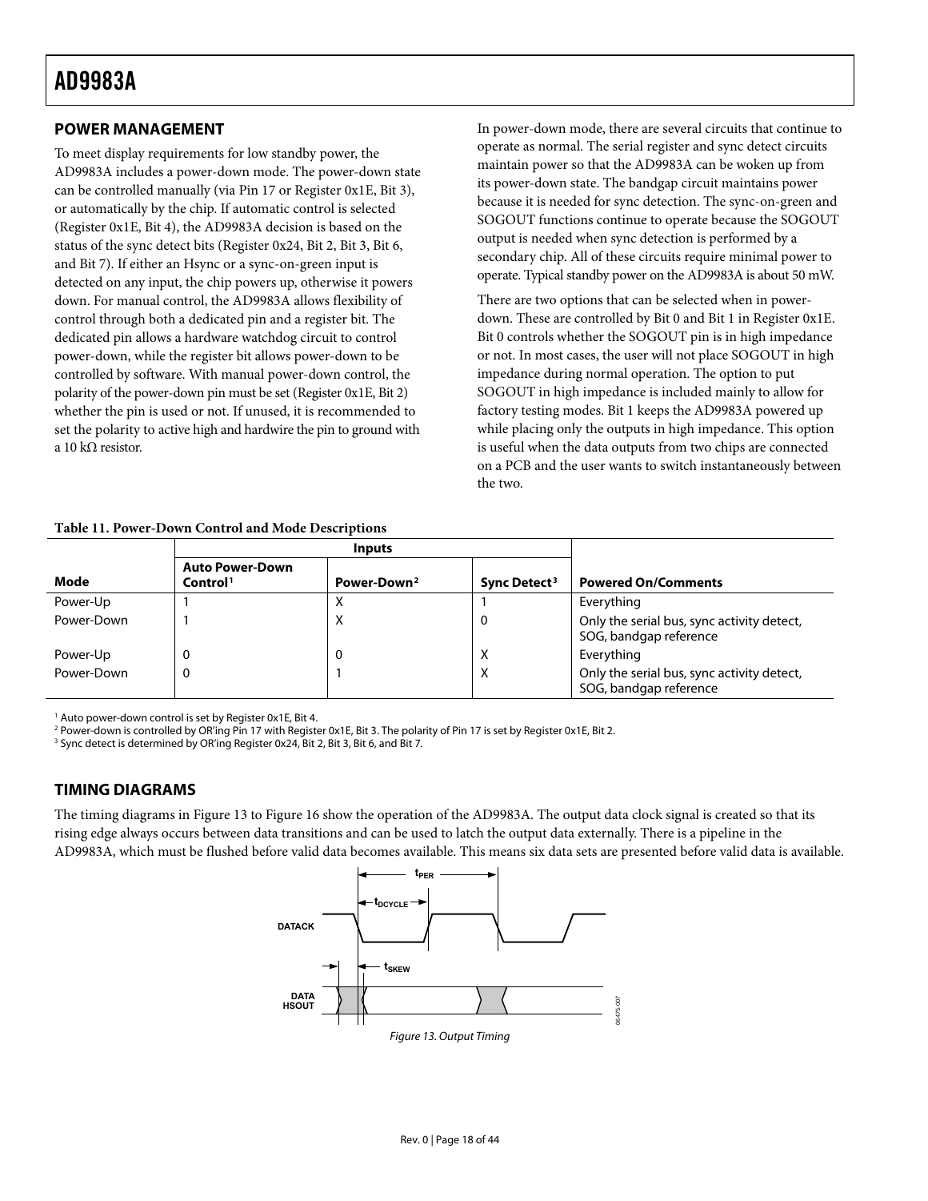## POWER MANAGEMENT

To meet display requirements for low standby power, the AD9983A includes a power-down mode. The power-down state can be controlled manually (via Pin 17 or Register 0x1E, Bit 3), or automatically by the chip. If automatic control is selected (Register 0x1E, Bit 4), the AD9983A decision is based on the status of the sync detect bits (Register 0x24, Bit 2, Bit 3, Bit 6, and Bit 7). If either an Hsync or a sync-on-green input is detected on any input, the chip powers up, otherwise it powers down. For manual control, the AD9983A allows flexibility of control through both a dedicated pin and a register bit. The dedicated pin allows a hardware watchdog circuit to control power-down, while the register bit allows power-down to be controlled by software. With manual power-down control, the polarity of the power-down pin must be set (Register 0x1E, Bit 2) whether the pin is used or not. If unused, it is recommended to set the polarity to active high and hardwire the pin to ground with a 10 kΩ resistor.

In power-down mode, there are several circuits that continue to operate as normal. The serial register and sync detect circuits maintain power so that the AD9983A can be woken up from its power-down state. The bandgap circuit maintains power because it is needed for sync detection. The sync-on-green and SOGOUT functions continue to operate because the SOGOUT output is needed when sync detection is performed by a secondary chip. All of these circuits require minimal power to operate. Typical standby power on the AD9983A is about 50 mW.

There are two options that can be selected when in power-down. These are controlled by Bit 0 and Bit 1 in Register 0x1E. Bit 0 controls whether the SOGOUT pin is in high impedance or not. In most cases, the user will not place SOGOUT in high impedance during normal operation. The option to put SOGOUT in high impedance is included mainly to allow for factory testing modes. Bit 1 keeps the AD9983A powered up while placing only the outputs in high impedance. This option is useful when the data outputs from two chips are connected on a PCB and the user wants to switch instantaneously between the two.

**Table 11. Power-Down Control and Mode Descriptions**

| | Inputs | | | |
|---|---|---|---|---|
| **Mode** | **Auto Power-Down Control**[1] | **Power-Down**[2] | **Sync Detect**[3] | **Powered On/Comments** |
| Power-Up | 1 | X | 1 | Everything |
| Power-Down | 1 | X | 0 | Only the serial bus, sync activity detect, SOG, bandgap reference |
| Power-Up | 0 | 0 | X | Everything |
| Power-Down | 0 | 1 | X | Only the serial bus, sync activity detect, SOG, bandgap reference |

[1] Auto power-down control is set by Register 0x1E, Bit 4.
[2] Power-down is controlled by OR'ing Pin 17 with Register 0x1E, Bit 3. The polarity of Pin 17 is set by Register 0x1E, Bit 2.
[3] Sync detect is determined by OR'ing Register 0x24, Bit 2, Bit 3, Bit 6, and Bit 7.

## TIMING DIAGRAMS

The timing diagrams in Figure 13 to Figure 16 show the operation of the AD9983A. The output data clock signal is created so that its rising edge always occurs between data transitions and can be used to latch the output data externally. There is a pipeline in the AD9983A, which must be flushed before valid data becomes available. This means six data sets are presented before valid data is available.

*Figure 13. Output Timing*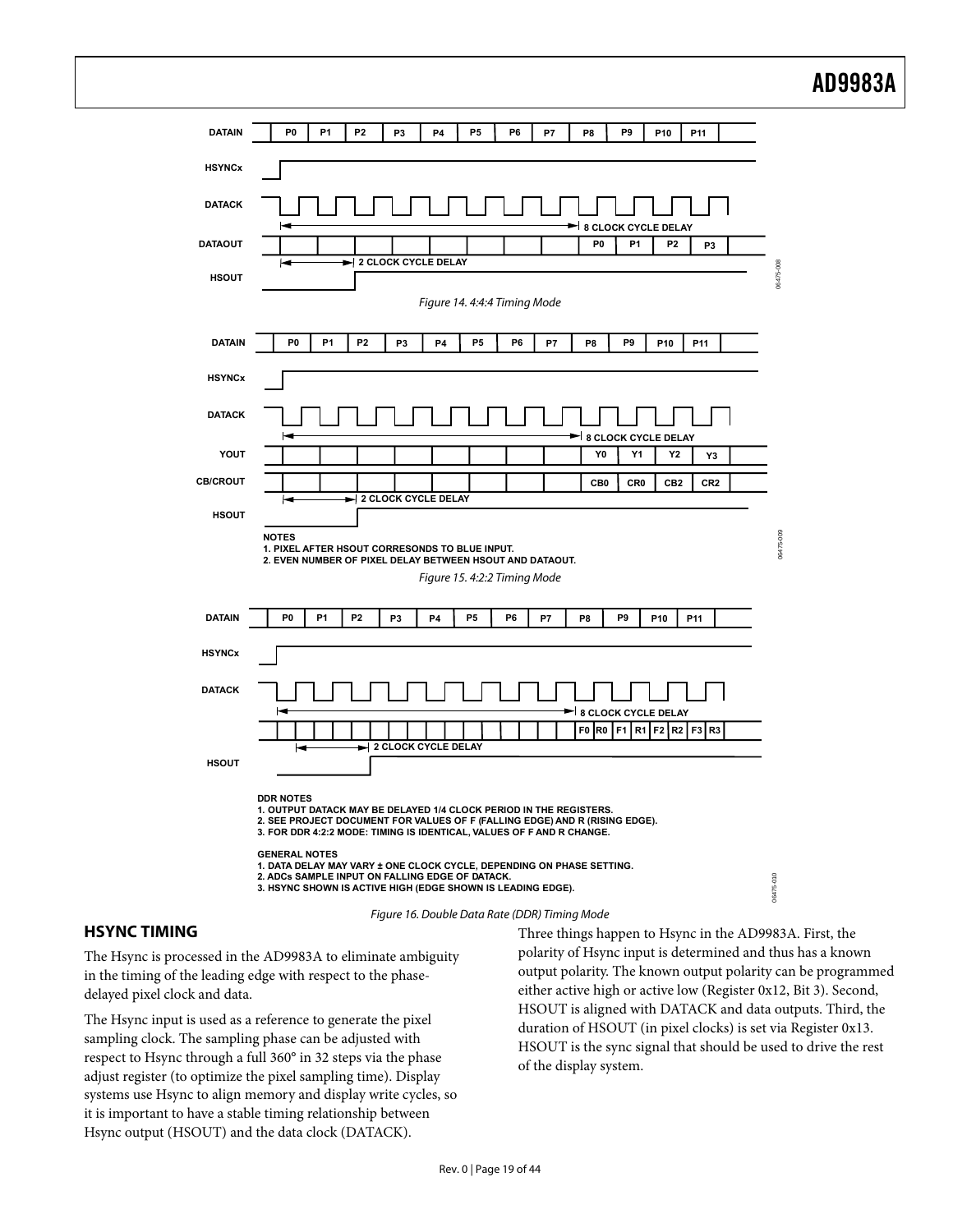DATAIN P0 P1 P2 P3 P4 P5 P6 P7 P8 P9 P10 P11

HSYNCx

DATACK

8 CLOCK CYCLE DELAY

DATAOUT P0 P1 P2 P3

2 CLOCK CYCLE DELAY

HSOUT

Figure 14. 4:4:4 Timing Mode

DATAIN P0 P1 P2 P3 P4 P5 P6 P7 P8 P9 P10 P11

HSYNCx

DATACK

8 CLOCK CYCLE DELAY

YOUT Y0 Y1 Y2 Y3

CB/CROUT CB0 CR0 CB2 CR2

2 CLOCK CYCLE DELAY

HSOUT

NOTES
1. PIXEL AFTER HSOUT CORRESONDS TO BLUE INPUT.
2. EVEN NUMBER OF PIXEL DELAY BETWEEN HSOUT AND DATAOUT.

Figure 15. 4:2:2 Timing Mode

DATAIN P0 P1 P2 P3 P4 P5 P6 P7 P8 P9 P10 P11

HSYNCx

DATACK

8 CLOCK CYCLE DELAY

F0 R0 F1 R1 F2 R2 F3 R3

2 CLOCK CYCLE DELAY

HSOUT

DDR NOTES
1. OUTPUT DATACK MAY BE DELAYED 1/4 CLOCK PERIOD IN THE REGISTERS.
2. SEE PROJECT DOCUMENT FOR VALUES OF F (FALLING EDGE) AND R (RISING EDGE).
3. FOR DDR 4:2:2 MODE: TIMING IS IDENTICAL, VALUES OF F AND R CHANGE.

GENERAL NOTES
1. DATA DELAY MAY VARY ± ONE CLOCK CYCLE, DEPENDING ON PHASE SETTING.
2. ADCs SAMPLE INPUT ON FALLING EDGE OF DATACK.
3. HSYNC SHOWN IS ACTIVE HIGH (EDGE SHOWN IS LEADING EDGE).

Figure 16. Double Data Rate (DDR) Timing Mode

## HSYNC TIMING

The Hsync is processed in the AD9983A to eliminate ambiguity in the timing of the leading edge with respect to the phase-delayed pixel clock and data.

The Hsync input is used as a reference to generate the pixel sampling clock. The sampling phase can be adjusted with respect to Hsync through a full 360° in 32 steps via the phase adjust register (to optimize the pixel sampling time). Display systems use Hsync to align memory and display write cycles, so it is important to have a stable timing relationship between Hsync output (HSOUT) and the data clock (DATACK).

Three things happen to Hsync in the AD9983A. First, the polarity of Hsync input is determined and thus has a known output polarity. The known output polarity can be programmed either active high or active low (Register 0x12, Bit 3). Second, HSOUT is aligned with DATACK and data outputs. Third, the duration of HSOUT (in pixel clocks) is set via Register 0x13. HSOUT is the sync signal that should be used to drive the rest of the display system.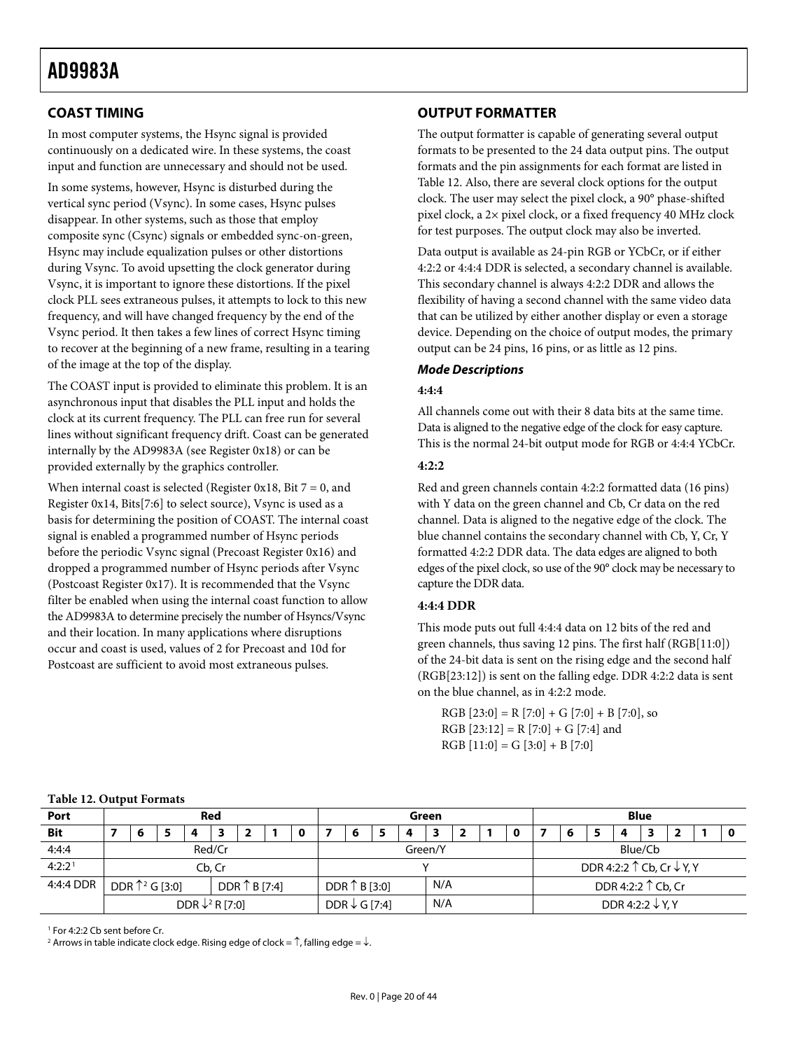## COAST TIMING

In most computer systems, the Hsync signal is provided continuously on a dedicated wire. In these systems, the coast input and function are unnecessary and should not be used.

In some systems, however, Hsync is disturbed during the vertical sync period (Vsync). In some cases, Hsync pulses disappear. In other systems, such as those that employ composite sync (Csync) signals or embedded sync-on-green, Hsync may include equalization pulses or other distortions during Vsync. To avoid upsetting the clock generator during Vsync, it is important to ignore these distortions. If the pixel clock PLL sees extraneous pulses, it attempts to lock to this new frequency, and will have changed frequency by the end of the Vsync period. It then takes a few lines of correct Hsync timing to recover at the beginning of a new frame, resulting in a tearing of the image at the top of the display.

The COAST input is provided to eliminate this problem. It is an asynchronous input that disables the PLL input and holds the clock at its current frequency. The PLL can free run for several lines without significant frequency drift. Coast can be generated internally by the AD9983A (see Register 0x18) or can be provided externally by the graphics controller.

When internal coast is selected (Register 0x18, Bit 7 = 0, and Register 0x14, Bits[7:6] to select source), Vsync is used as a basis for determining the position of COAST. The internal coast signal is enabled a programmed number of Hsync periods before the periodic Vsync signal (Precoast Register 0x16) and dropped a programmed number of Hsync periods after Vsync (Postcoast Register 0x17). It is recommended that the Vsync filter be enabled when using the internal coast function to allow the AD9983A to determine precisely the number of Hsyncs/Vsync and their location. In many applications where disruptions occur and coast is used, values of 2 for Precoast and 10d for Postcoast are sufficient to avoid most extraneous pulses.

## OUTPUT FORMATTER

The output formatter is capable of generating several output formats to be presented to the 24 data output pins. The output formats and the pin assignments for each format are listed in Table 12. Also, there are several clock options for the output clock. The user may select the pixel clock, a 90° phase-shifted pixel clock, a 2× pixel clock, or a fixed frequency 40 MHz clock for test purposes. The output clock may also be inverted.

Data output is available as 24-pin RGB or YCbCr, or if either 4:2:2 or 4:4:4 DDR is selected, a secondary channel is available. This secondary channel is always 4:2:2 DDR and allows the flexibility of having a second channel with the same video data that can be utilized by either another display or even a storage device. Depending on the choice of output modes, the primary output can be 24 pins, 16 pins, or as little as 12 pins.

### *Mode Descriptions*

**4:4:4**

All channels come out with their 8 data bits at the same time. Data is aligned to the negative edge of the clock for easy capture. This is the normal 24-bit output mode for RGB or 4:4:4 YCbCr.

**4:2:2**

Red and green channels contain 4:2:2 formatted data (16 pins) with Y data on the green channel and Cb, Cr data on the red channel. Data is aligned to the negative edge of the clock. The blue channel contains the secondary channel with Cb, Y, Cr, Y formatted 4:2:2 DDR data. The data edges are aligned to both edges of the pixel clock, so use of the 90° clock may be necessary to capture the DDR data.

**4:4:4 DDR**

This mode puts out full 4:4:4 data on 12 bits of the red and green channels, thus saving 12 pins. The first half (RGB[11:0]) of the 24-bit data is sent on the rising edge and the second half (RGB[23:12]) is sent on the falling edge. DDR 4:2:2 data is sent on the blue channel, as in 4:2:2 mode.

RGB [23:0] = R [7:0] + G [7:0] + B [7:0], so
RGB [23:12] = R [7:0] + G [7:4] and
RGB [11:0] = G [3:0] + B [7:0]

**Table 12. Output Formats**

| Port | Red | | | | | | | | Green | | | | | | | | Blue | | | | | | | |
|---|---|---|---|---|---|---|---|---|---|---|---|---|---|---|---|---|---|---|---|---|---|---|---|---|
| **Bit** | **7** | **6** | **5** | **4** | **3** | **2** | **1** | **0** | **7** | **6** | **5** | **4** | **3** | **2** | **1** | **0** | **7** | **6** | **5** | **4** | **3** | **2** | **1** | **0** |
| 4:4:4 | Red/Cr | | | | | | | | Green/Y | | | | | | | | Blue/Cb | | | | | | | |
| 4:2:2[1] | Cb, Cr | | | | | | | | Y | | | | | | | | DDR 4:2:2 ↑ Cb, Cr ↓ Y, Y | | | | | | | |
| 4:4:4 DDR | DDR ↑[2] G [3:0] | | | | DDR ↑ B [7:4] | | | | DDR ↑ B [3:0] | | | | N/A | | | | DDR 4:2:2 ↑ Cb, Cr | | | | | | | |
| | DDR ↓[2] R [7:0] | | | | | | | | DDR ↓ G [7:4] | | | | N/A | | | | DDR 4:2:2 ↓ Y, Y | | | | | | | |

[1] For 4:2:2 Cb sent before Cr.
[2] Arrows in table indicate clock edge. Rising edge of clock = ↑, falling edge = ↓.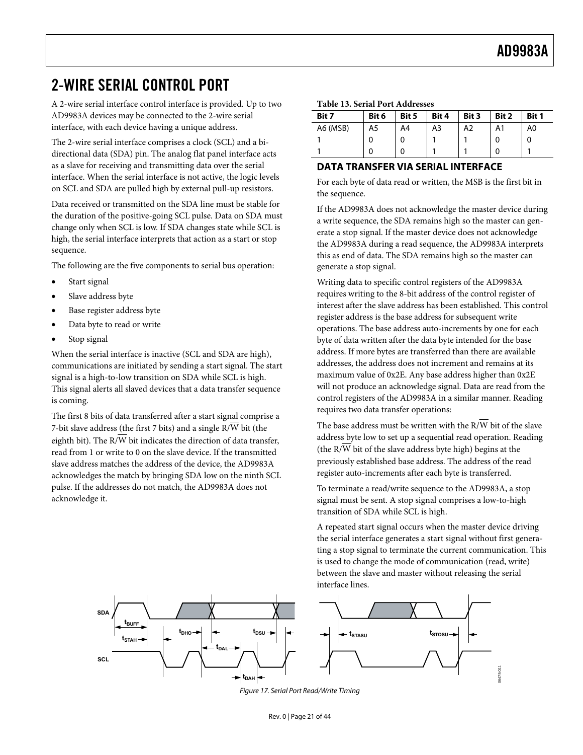## 2-WIRE SERIAL CONTROL PORT

A 2-wire serial interface control interface is provided. Up to two AD9983A devices may be connected to the 2-wire serial interface, with each device having a unique address.

The 2-wire serial interface comprises a clock (SCL) and a bi-directional data (SDA) pin. The analog flat panel interface acts as a slave for receiving and transmitting data over the serial interface. When the serial interface is not active, the logic levels on SCL and SDA are pulled high by external pull-up resistors.

Data received or transmitted on the SDA line must be stable for the duration of the positive-going SCL pulse. Data on SDA must change only when SCL is low. If SDA changes state while SCL is high, the serial interface interprets that action as a start or stop sequence.

The following are the five components to serial bus operation:

- Start signal
- Slave address byte
- Base register address byte
- Data byte to read or write
- Stop signal

When the serial interface is inactive (SCL and SDA are high), communications are initiated by sending a start signal. The start signal is a high-to-low transition on SDA while SCL is high. This signal alerts all slaved devices that a data transfer sequence is coming.

The first 8 bits of data transferred after a start signal comprise a 7-bit slave address (the first 7 bits) and a single R/$\overline{W}$ bit (the eighth bit). The R/$\overline{W}$ bit indicates the direction of data transfer, read from 1 or write to 0 on the slave device. If the transmitted slave address matches the address of the device, the AD9983A acknowledges the match by bringing SDA low on the ninth SCL pulse. If the addresses do not match, the AD9983A does not acknowledge it.

**Table 13. Serial Port Addresses**

| Bit 7 | Bit 6 | Bit 5 | Bit 4 | Bit 3 | Bit 2 | Bit 1 |
|---|---|---|---|---|---|---|
| A6 (MSB) | A5 | A4 | A3 | A2 | A1 | A0 |
| 1 | 0 | 0 | 1 | 1 | 0 | 0 |
| 1 | 0 | 0 | 1 | 1 | 0 | 1 |

### DATA TRANSFER VIA SERIAL INTERFACE

For each byte of data read or written, the MSB is the first bit in the sequence.

If the AD9983A does not acknowledge the master device during a write sequence, the SDA remains high so the master can generate a stop signal. If the master device does not acknowledge the AD9983A during a read sequence, the AD9983A interprets this as end of data. The SDA remains high so the master can generate a stop signal.

Writing data to specific control registers of the AD9983A requires writing to the 8-bit address of the control register of interest after the slave address has been established. This control register address is the base address for subsequent write operations. The base address auto-increments by one for each byte of data written after the data byte intended for the base address. If more bytes are transferred than there are available addresses, the address does not increment and remains at its maximum value of 0x2E. Any base address higher than 0x2E will not produce an acknowledge signal. Data are read from the control registers of the AD9983A in a similar manner. Reading requires two data transfer operations:

The base address must be written with the R/$\overline{W}$ bit of the slave address byte low to set up a sequential read operation. Reading (the R/$\overline{W}$ bit of the slave address byte high) begins at the previously established base address. The address of the read register auto-increments after each byte is transferred.

To terminate a read/write sequence to the AD9983A, a stop signal must be sent. A stop signal comprises a low-to-high transition of SDA while SCL is high.

A repeated start signal occurs when the master device driving the serial interface generates a start signal without first generating a stop signal to terminate the current communication. This is used to change the mode of communication (read, write) between the slave and master without releasing the serial interface lines.

*Figure 17. Serial Port Read/Write Timing*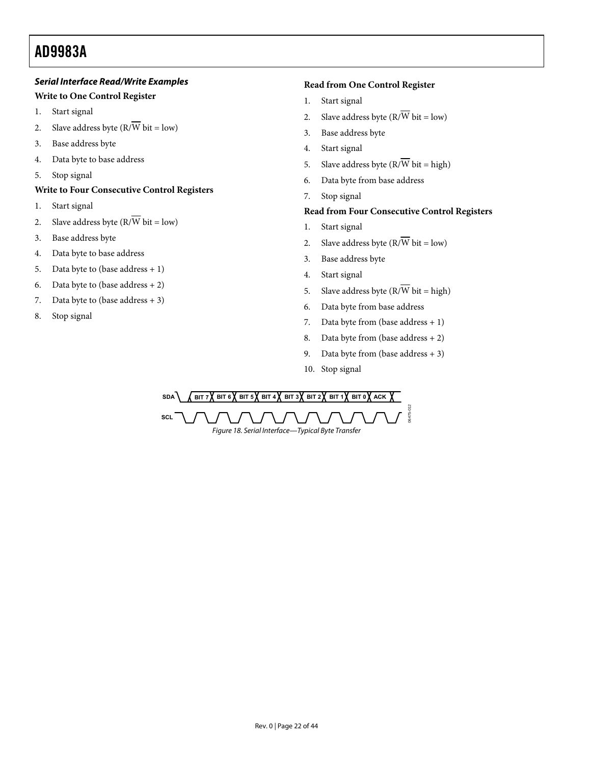### *Serial Interface Read/Write Examples*

#### Write to One Control Register

1. Start signal
2. Slave address byte (R/$\overline{W}$ bit = low)
3. Base address byte
4. Data byte to base address
5. Stop signal

#### Write to Four Consecutive Control Registers

1. Start signal
2. Slave address byte (R/$\overline{W}$ bit = low)
3. Base address byte
4. Data byte to base address
5. Data byte to (base address + 1)
6. Data byte to (base address + 2)
7. Data byte to (base address + 3)
8. Stop signal

#### Read from One Control Register

1. Start signal
2. Slave address byte (R/$\overline{W}$ bit = low)
3. Base address byte
4. Start signal
5. Slave address byte (R/$\overline{W}$ bit = high)
6. Data byte from base address
7. Stop signal

#### Read from Four Consecutive Control Registers

1. Start signal
2. Slave address byte (R/$\overline{W}$ bit = low)
3. Base address byte
4. Start signal
5. Slave address byte (R/$\overline{W}$ bit = high)
6. Data byte from base address
7. Data byte from (base address + 1)
8. Data byte from (base address + 2)
9. Data byte from (base address + 3)
10. Stop signal

SDA BIT 7 BIT 6 BIT 5 BIT 4 BIT 3 BIT 2 BIT 1 BIT 0 ACK

SCL

06475-012

*Figure 18. Serial Interface—Typical Byte Transfer*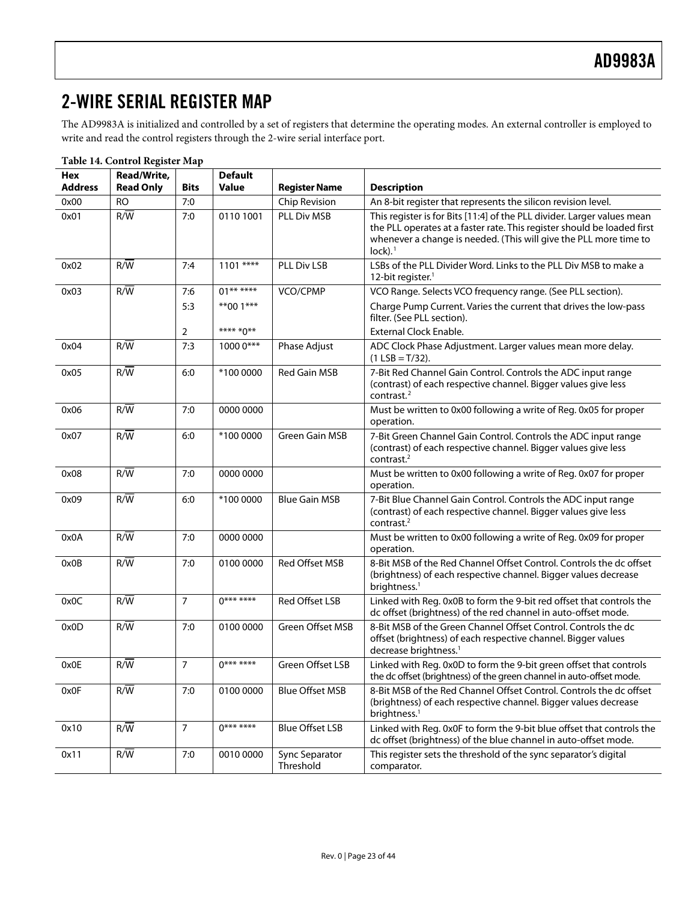# 2-WIRE SERIAL REGISTER MAP

The AD9983A is initialized and controlled by a set of registers that determine the operating modes. An external controller is employed to write and read the control registers through the 2-wire serial interface port.

**Table 14. Control Register Map**

| Hex Address | Read/Write, Read Only | Bits | Default Value | Register Name | Description |
|---|---|---|---|---|---|
| 0x00 | RO | 7:0 | | Chip Revision | An 8-bit register that represents the silicon revision level. |
| 0x01 | R/$\overline{W}$ | 7:0 | 0110 1001 | PLL Div MSB | This register is for Bits [11:4] of the PLL divider. Larger values mean the PLL operates at a faster rate. This register should be loaded first whenever a change is needed. (This will give the PLL more time to lock).[1] |
| 0x02 | R/$\overline{W}$ | 7:4 | 1101 **** | PLL Div LSB | LSBs of the PLL Divider Word. Links to the PLL Div MSB to make a 12-bit register.[1] |
| 0x03 | R/$\overline{W}$ | 7:6 | 01** **** | VCO/CPMP | VCO Range. Selects VCO frequency range. (See PLL section). |
| | | 5:3 | **00 1*** | | Charge Pump Current. Varies the current that drives the low-pass filter. (See PLL section). |
| | | 2 | **** *0** | | External Clock Enable. |
| 0x04 | R/$\overline{W}$ | 7:3 | 1000 0*** | Phase Adjust | ADC Clock Phase Adjustment. Larger values mean more delay. (1 LSB = T/32). |
| 0x05 | R/$\overline{W}$ | 6:0 | *100 0000 | Red Gain MSB | 7-Bit Red Channel Gain Control. Controls the ADC input range (contrast) of each respective channel. Bigger values give less contrast.[2] |
| 0x06 | R/$\overline{W}$ | 7:0 | 0000 0000 | | Must be written to 0x00 following a write of Reg. 0x05 for proper operation. |
| 0x07 | R/$\overline{W}$ | 6:0 | *100 0000 | Green Gain MSB | 7-Bit Green Channel Gain Control. Controls the ADC input range (contrast) of each respective channel. Bigger values give less contrast.[2] |
| 0x08 | R/$\overline{W}$ | 7:0 | 0000 0000 | | Must be written to 0x00 following a write of Reg. 0x07 for proper operation. |
| 0x09 | R/$\overline{W}$ | 6:0 | *100 0000 | Blue Gain MSB | 7-Bit Blue Channel Gain Control. Controls the ADC input range (contrast) of each respective channel. Bigger values give less contrast.[2] |
| 0x0A | R/$\overline{W}$ | 7:0 | 0000 0000 | | Must be written to 0x00 following a write of Reg. 0x09 for proper operation. |
| 0x0B | R/$\overline{W}$ | 7:0 | 0100 0000 | Red Offset MSB | 8-Bit MSB of the Red Channel Offset Control. Controls the dc offset (brightness) of each respective channel. Bigger values decrease brightness.[1] |
| 0x0C | R/$\overline{W}$ | 7 | 0*** **** | Red Offset LSB | Linked with Reg. 0x0B to form the 9-bit red offset that controls the dc offset (brightness) of the red channel in auto-offset mode. |
| 0x0D | R/$\overline{W}$ | 7:0 | 0100 0000 | Green Offset MSB | 8-Bit MSB of the Green Channel Offset Control. Controls the dc offset (brightness) of each respective channel. Bigger values decrease brightness.[1] |
| 0x0E | R/$\overline{W}$ | 7 | 0*** **** | Green Offset LSB | Linked with Reg. 0x0D to form the 9-bit green offset that controls the dc offset (brightness) of the green channel in auto-offset mode. |
| 0x0F | R/$\overline{W}$ | 7:0 | 0100 0000 | Blue Offset MSB | 8-Bit MSB of the Red Channel Offset Control. Controls the dc offset (brightness) of each respective channel. Bigger values decrease brightness.[1] |
| 0x10 | R/$\overline{W}$ | 7 | 0*** **** | Blue Offset LSB | Linked with Reg. 0x0F to form the 9-bit blue offset that controls the dc offset (brightness) of the blue channel in auto-offset mode. |
| 0x11 | R/$\overline{W}$ | 7:0 | 0010 0000 | Sync Separator Threshold | This register sets the threshold of the sync separator's digital comparator. |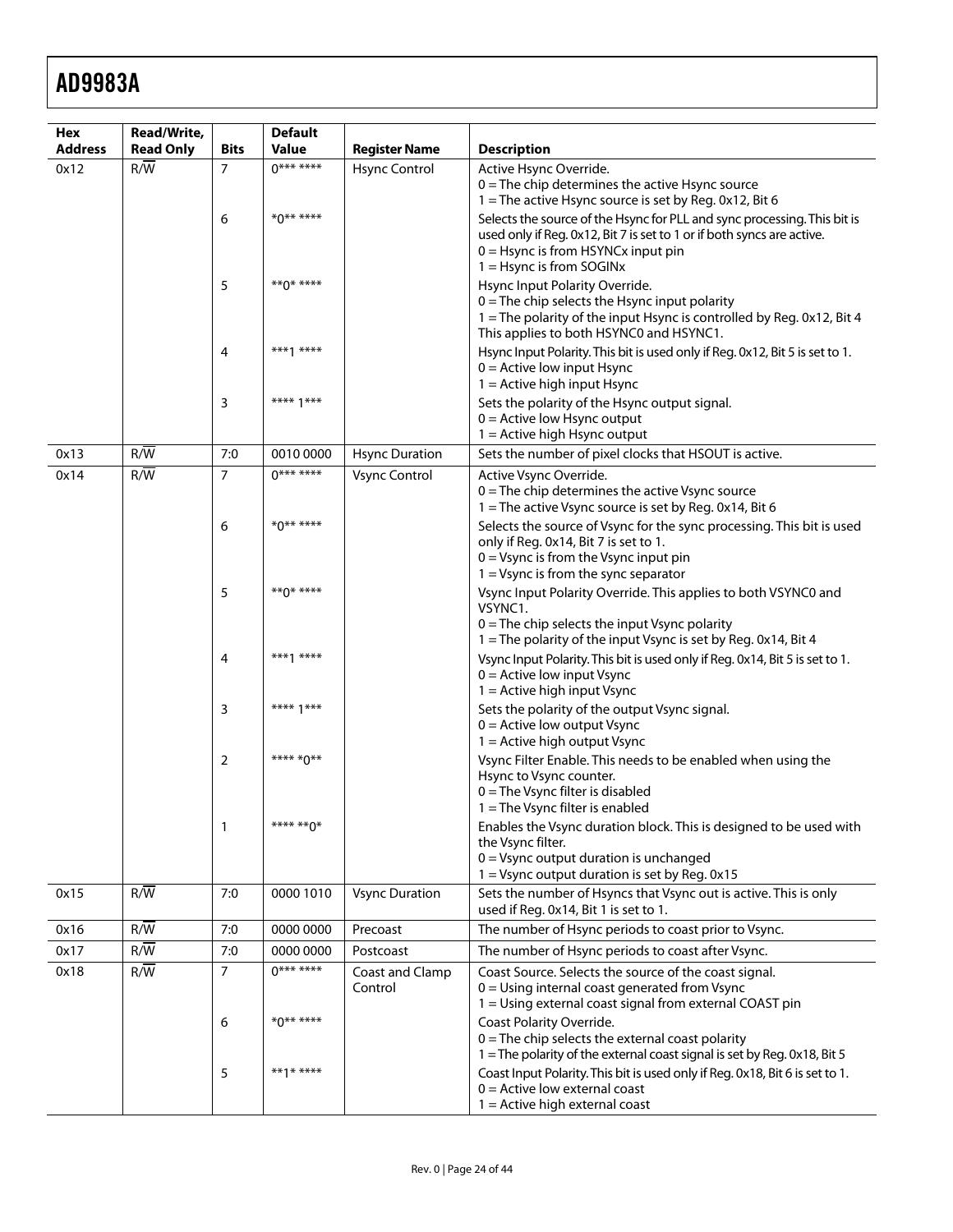| Hex Address | Read/Write, Read Only | Bits | Default Value | Register Name | Description |
|---|---|---|---|---|---|
| 0x12 | R/W̄ | 7 | 0*** **** | Hsync Control | Active Hsync Override. 0 = The chip determines the active Hsync source 1 = The active Hsync source is set by Reg. 0x12, Bit 6 |
| | | 6 | *0** **** | | Selects the source of the Hsync for PLL and sync processing. This bit is used only if Reg. 0x12, Bit 7 is set to 1 or if both syncs are active. 0 = Hsync is from HSYNCx input pin 1 = Hsync is from SOGINx |
| | | 5 | **0* **** | | Hsync Input Polarity Override. 0 = The chip selects the Hsync input polarity 1 = The polarity of the input Hsync is controlled by Reg. 0x12, Bit 4 This applies to both HSYNC0 and HSYNC1. |
| | | 4 | ***1 **** | | Hsync Input Polarity. This bit is used only if Reg. 0x12, Bit 5 is set to 1. 0 = Active low input Hsync 1 = Active high input Hsync |
| | | 3 | **** 1*** | | Sets the polarity of the Hsync output signal. 0 = Active low Hsync output 1 = Active high Hsync output |
| 0x13 | R/W̄ | 7:0 | 0010 0000 | Hsync Duration | Sets the number of pixel clocks that HSOUT is active. |
| 0x14 | R/W̄ | 7 | 0*** **** | Vsync Control | Active Vsync Override. 0 = The chip determines the active Vsync source 1 = The active Vsync source is set by Reg. 0x14, Bit 6 |
| | | 6 | *0** **** | | Selects the source of Vsync for the sync processing. This bit is used only if Reg. 0x14, Bit 7 is set to 1. 0 = Vsync is from the Vsync input pin 1 = Vsync is from the sync separator |
| | | 5 | **0* **** | | Vsync Input Polarity Override. This applies to both VSYNC0 and VSYNC1. 0 = The chip selects the input Vsync polarity 1 = The polarity of the input Vsync is set by Reg. 0x14, Bit 4 |
| | | 4 | ***1 **** | | Vsync Input Polarity. This bit is used only if Reg. 0x14, Bit 5 is set to 1. 0 = Active low input Vsync 1 = Active high input Vsync |
| | | 3 | **** 1*** | | Sets the polarity of the output Vsync signal. 0 = Active low output Vsync 1 = Active high output Vsync |
| | | 2 | **** *0** | | Vsync Filter Enable. This needs to be enabled when using the Hsync to Vsync counter. 0 = The Vsync filter is disabled 1 = The Vsync filter is enabled |
| | | 1 | **** **0* | | Enables the Vsync duration block. This is designed to be used with the Vsync filter. 0 = Vsync output duration is unchanged 1 = Vsync output duration is set by Reg. 0x15 |
| 0x15 | R/W̄ | 7:0 | 0000 1010 | Vsync Duration | Sets the number of Hsyncs that Vsync out is active. This is only used if Reg. 0x14, Bit 1 is set to 1. |
| 0x16 | R/W̄ | 7:0 | 0000 0000 | Precoast | The number of Hsync periods to coast prior to Vsync. |
| 0x17 | R/W̄ | 7:0 | 0000 0000 | Postcoast | The number of Hsync periods to coast after Vsync. |
| 0x18 | R/W̄ | 7 | 0*** **** | Coast and Clamp Control | Coast Source. Selects the source of the coast signal. 0 = Using internal coast generated from Vsync 1 = Using external coast signal from external COAST pin |
| | | 6 | *0** **** | | Coast Polarity Override. 0 = The chip selects the external coast polarity 1 = The polarity of the external coast signal is set by Reg. 0x18, Bit 5 |
| | | 5 | **1* **** | | Coast Input Polarity. This bit is used only if Reg. 0x18, Bit 6 is set to 1. 0 = Active low external coast 1 = Active high external coast |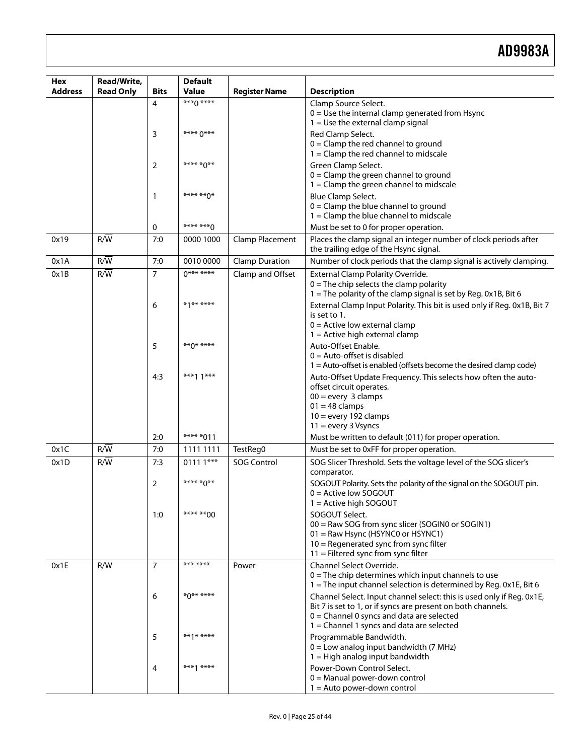| Hex Address | Read/Write, Read Only | Bits | Default Value | Register Name | Description |
|---|---|---|---|---|---|
| | | 4 | ***0 **** | | Clamp Source Select.<br>0 = Use the internal clamp generated from Hsync<br>1 = Use the external clamp signal |
| | | 3 | **** 0*** | | Red Clamp Select.<br>0 = Clamp the red channel to ground<br>1 = Clamp the red channel to midscale |
| | | 2 | **** *0** | | Green Clamp Select.<br>0 = Clamp the green channel to ground<br>1 = Clamp the green channel to midscale |
| | | 1 | **** **0* | | Blue Clamp Select.<br>0 = Clamp the blue channel to ground<br>1 = Clamp the blue channel to midscale |
| | | 0 | **** ***0 | | Must be set to 0 for proper operation. |
| 0x19 | R/$\overline{W}$ | 7:0 | 0000 1000 | Clamp Placement | Places the clamp signal an integer number of clock periods after the trailing edge of the Hsync signal. |
| 0x1A | R/$\overline{W}$ | 7:0 | 0010 0000 | Clamp Duration | Number of clock periods that the clamp signal is actively clamping. |
| 0x1B | R/$\overline{W}$ | 7 | 0*** **** | Clamp and Offset | External Clamp Polarity Override.<br>0 = The chip selects the clamp polarity<br>1 = The polarity of the clamp signal is set by Reg. 0x1B, Bit 6 |
| | | 6 | *1** **** | | External Clamp Input Polarity. This bit is used only if Reg. 0x1B, Bit 7 is set to 1.<br>0 = Active low external clamp<br>1 = Active high external clamp |
| | | 5 | **0* **** | | Auto-Offset Enable.<br>0 = Auto-offset is disabled<br>1 = Auto-offset is enabled (offsets become the desired clamp code) |
| | | 4:3 | ***1 1*** | | Auto-Offset Update Frequency. This selects how often the auto-offset circuit operates.<br>00 = every 3 clamps<br>01 = 48 clamps<br>10 = every 192 clamps<br>11 = every 3 Vsyncs |
| | | 2:0 | **** *011 | | Must be written to default (011) for proper operation. |
| 0x1C | R/$\overline{W}$ | 7:0 | 1111 1111 | TestReg0 | Must be set to 0xFF for proper operation. |
| 0x1D | R/$\overline{W}$ | 7:3 | 0111 1*** | SOG Control | SOG Slicer Threshold. Sets the voltage level of the SOG slicer's comparator. |
| | | 2 | **** *0** | | SOGOUT Polarity. Sets the polarity of the signal on the SOGOUT pin.<br>0 = Active low SOGOUT<br>1 = Active high SOGOUT |
| | | 1:0 | **** **00 | | SOGOUT Select.<br>00 = Raw SOG from sync slicer (SOGIN0 or SOGIN1)<br>01 = Raw Hsync (HSYNC0 or HSYNC1)<br>10 = Regenerated sync from sync filter<br>11 = Filtered sync from sync filter |
| 0x1E | R/$\overline{W}$ | 7 | *** **** | Power | Channel Select Override.<br>0 = The chip determines which input channels to use<br>1 = The input channel selection is determined by Reg. 0x1E, Bit 6 |
| | | 6 | *0** **** | | Channel Select. Input channel select: this is used only if Reg. 0x1E, Bit 7 is set to 1, or if syncs are present on both channels.<br>0 = Channel 0 syncs and data are selected<br>1 = Channel 1 syncs and data are selected |
| | | 5 | **1* **** | | Programmable Bandwidth.<br>0 = Low analog input bandwidth (7 MHz)<br>1 = High analog input bandwidth |
| | | 4 | ***1 **** | | Power-Down Control Select.<br>0 = Manual power-down control<br>1 = Auto power-down control |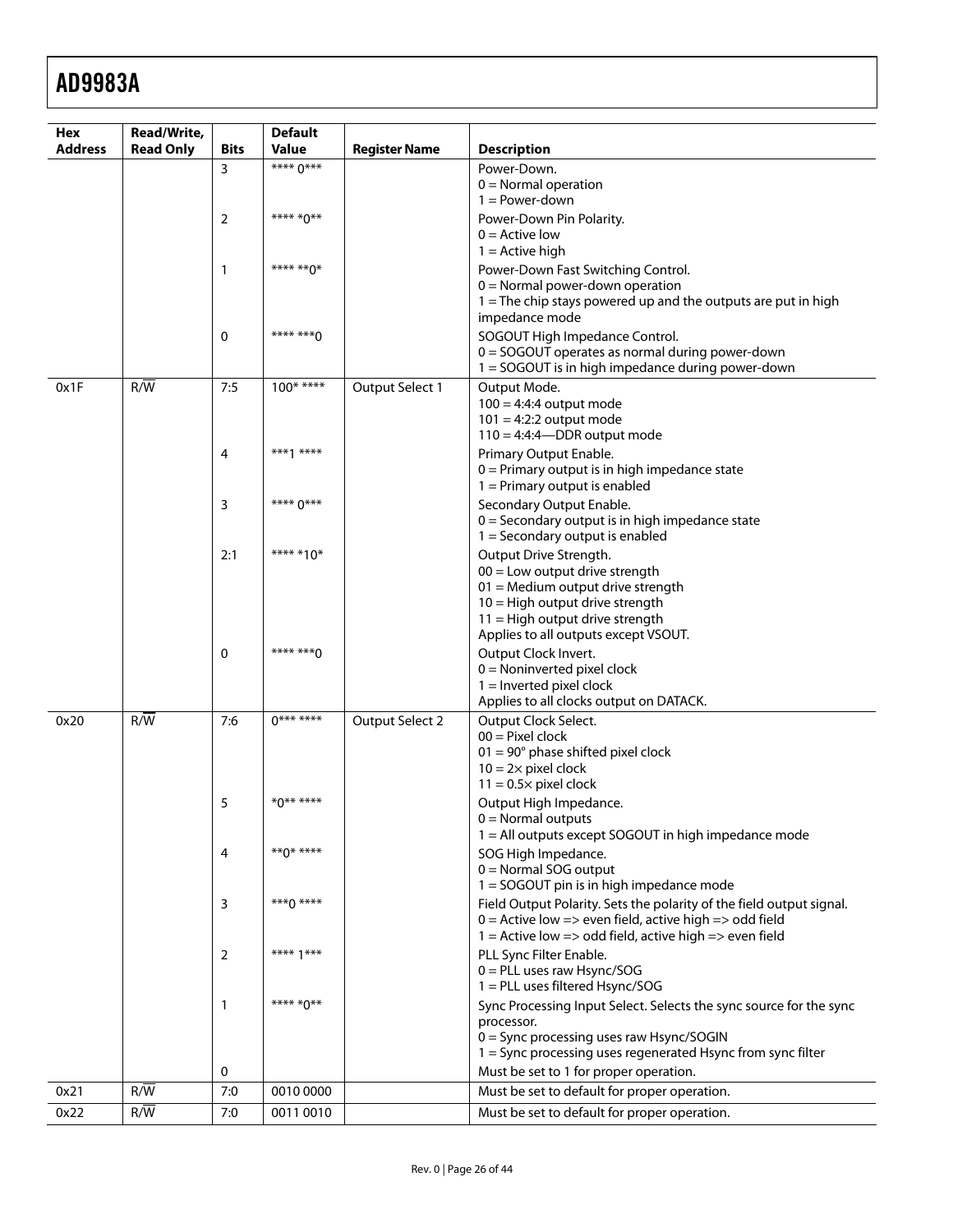| Hex Address | Read/Write, Read Only | Bits | Default Value | Register Name | Description |
|---|---|---|---|---|---|
| | | 3 | \*\*\*\* 0\*\*\* | | Power-Down.<br>0 = Normal operation<br>1 = Power-down |
| | | 2 | \*\*\*\* \*0\*\* | | Power-Down Pin Polarity.<br>0 = Active low<br>1 = Active high |
| | | 1 | \*\*\*\* \*\*0\* | | Power-Down Fast Switching Control.<br>0 = Normal power-down operation<br>1 = The chip stays powered up and the outputs are put in high impedance mode |
| | | 0 | \*\*\*\* \*\*\*0 | | SOGOUT High Impedance Control.<br>0 = SOGOUT operates as normal during power-down<br>1 = SOGOUT is in high impedance during power-down |
| 0x1F | R/W̅ | 7:5 | 100\* \*\*\*\* | Output Select 1 | Output Mode.<br>100 = 4:4:4 output mode<br>101 = 4:2:2 output mode<br>110 = 4:4:4—DDR output mode |
| | | 4 | \*\*\*1 \*\*\*\* | | Primary Output Enable.<br>0 = Primary output is in high impedance state<br>1 = Primary output is enabled |
| | | 3 | \*\*\*\* 0\*\*\* | | Secondary Output Enable.<br>0 = Secondary output is in high impedance state<br>1 = Secondary output is enabled |
| | | 2:1 | \*\*\*\* \*10\* | | Output Drive Strength.<br>00 = Low output drive strength<br>01 = Medium output drive strength<br>10 = High output drive strength<br>11 = High output drive strength<br>Applies to all outputs except VSOUT. |
| | | 0 | \*\*\*\* \*\*\*0 | | Output Clock Invert.<br>0 = Noninverted pixel clock<br>1 = Inverted pixel clock<br>Applies to all clocks output on DATACK. |
| 0x20 | R/W̅ | 7:6 | 0\*\*\* \*\*\*\* | Output Select 2 | Output Clock Select.<br>00 = Pixel clock<br>01 = 90° phase shifted pixel clock<br>10 = 2× pixel clock<br>11 = 0.5× pixel clock |
| | | 5 | \*0\*\* \*\*\*\* | | Output High Impedance.<br>0 = Normal outputs<br>1 = All outputs except SOGOUT in high impedance mode |
| | | 4 | \*\*0\* \*\*\*\* | | SOG High Impedance.<br>0 = Normal SOG output<br>1 = SOGOUT pin is in high impedance mode |
| | | 3 | \*\*\*0 \*\*\*\* | | Field Output Polarity. Sets the polarity of the field output signal.<br>0 = Active low => even field, active high => odd field<br>1 = Active low => odd field, active high => even field |
| | | 2 | \*\*\*\* 1\*\*\* | | PLL Sync Filter Enable.<br>0 = PLL uses raw Hsync/SOG<br>1 = PLL uses filtered Hsync/SOG |
| | | 1 | \*\*\*\* \*0\*\* | | Sync Processing Input Select. Selects the sync source for the sync processor.<br>0 = Sync processing uses raw Hsync/SOGIN<br>1 = Sync processing uses regenerated Hsync from sync filter |
| | | 0 | | | Must be set to 1 for proper operation. |
| 0x21 | R/W̅ | 7:0 | 0010 0000 | | Must be set to default for proper operation. |
| 0x22 | R/W̅ | 7:0 | 0011 0010 | | Must be set to default for proper operation. |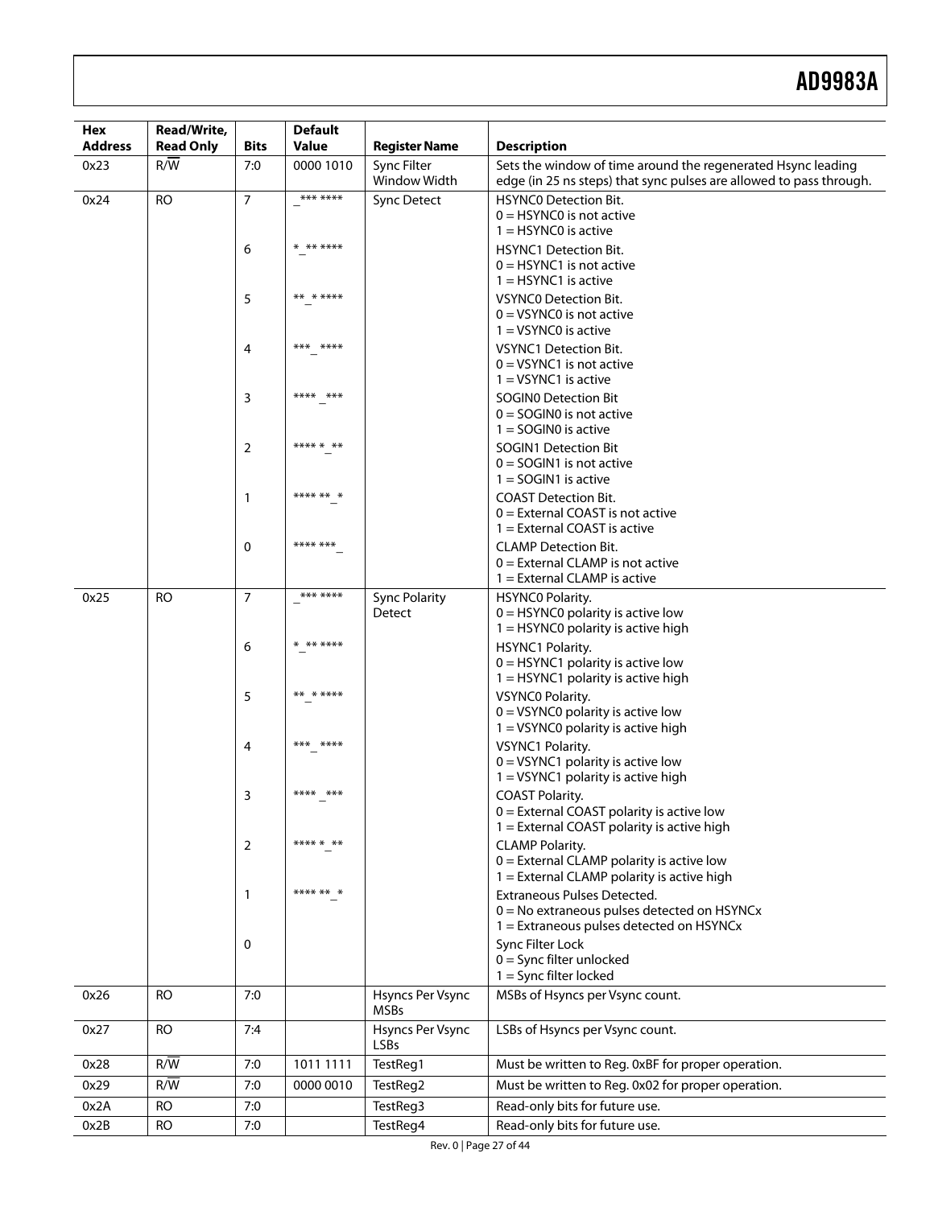| Hex Address | Read/Write, Read Only | Bits | Default Value | Register Name | Description |
|---|---|---|---|---|---|
| 0x23 | R/$\overline{W}$ | 7:0 | 0000 1010 | Sync Filter Window Width | Sets the window of time around the regenerated Hsync leading edge (in 25 ns steps) that sync pulses are allowed to pass through. |
| 0x24 | RO | 7 | _*** **** | Sync Detect | HSYNC0 Detection Bit.<br>0 = HSYNC0 is not active<br>1 = HSYNC0 is active |
| | | 6 | *_** **** | | HSYNC1 Detection Bit.<br>0 = HSYNC1 is not active<br>1 = HSYNC1 is active |
| | | 5 | **_* **** | | VSYNC0 Detection Bit.<br>0 = VSYNC0 is not active<br>1 = VSYNC0 is active |
| | | 4 | ***_ **** | | VSYNC1 Detection Bit.<br>0 = VSYNC1 is not active<br>1 = VSYNC1 is active |
| | | 3 | **** _*** | | SOGIN0 Detection Bit<br>0 = SOGIN0 is not active<br>1 = SOGIN0 is active |
| | | 2 | **** *_** | | SOGIN1 Detection Bit<br>0 = SOGIN1 is not active<br>1 = SOGIN1 is active |
| | | 1 | **** **_* | | COAST Detection Bit.<br>0 = External COAST is not active<br>1 = External COAST is active |
| | | 0 | **** ***_ | | CLAMP Detection Bit.<br>0 = External CLAMP is not active<br>1 = External CLAMP is active |
| 0x25 | RO | 7 | _*** **** | Sync Polarity Detect | HSYNC0 Polarity.<br>0 = HSYNC0 polarity is active low<br>1 = HSYNC0 polarity is active high |
| | | 6 | *_** **** | | HSYNC1 Polarity.<br>0 = HSYNC1 polarity is active low<br>1 = HSYNC1 polarity is active high |
| | | 5 | **_* **** | | VSYNC0 Polarity.<br>0 = VSYNC0 polarity is active low<br>1 = VSYNC0 polarity is active high |
| | | 4 | ***_ **** | | VSYNC1 Polarity.<br>0 = VSYNC1 polarity is active low<br>1 = VSYNC1 polarity is active high |
| | | 3 | **** _*** | | COAST Polarity.<br>0 = External COAST polarity is active low<br>1 = External COAST polarity is active high |
| | | 2 | **** *_** | | CLAMP Polarity.<br>0 = External CLAMP polarity is active low<br>1 = External CLAMP polarity is active high |
| | | 1 | **** **_* | | Extraneous Pulses Detected.<br>0 = No extraneous pulses detected on HSYNCx<br>1 = Extraneous pulses detected on HSYNCx |
| | | 0 | | | Sync Filter Lock<br>0 = Sync filter unlocked<br>1 = Sync filter locked |
| 0x26 | RO | 7:0 | | Hsyncs Per Vsync MSBs | MSBs of Hsyncs per Vsync count. |
| 0x27 | RO | 7:4 | | Hsyncs Per Vsync LSBs | LSBs of Hsyncs per Vsync count. |
| 0x28 | R/$\overline{W}$ | 7:0 | 1011 1111 | TestReg1 | Must be written to Reg. 0xBF for proper operation. |
| 0x29 | R/$\overline{W}$ | 7:0 | 0000 0010 | TestReg2 | Must be written to Reg. 0x02 for proper operation. |
| 0x2A | RO | 7:0 | | TestReg3 | Read-only bits for future use. |
| 0x2B | RO | 7:0 | | TestReg4 | Read-only bits for future use. |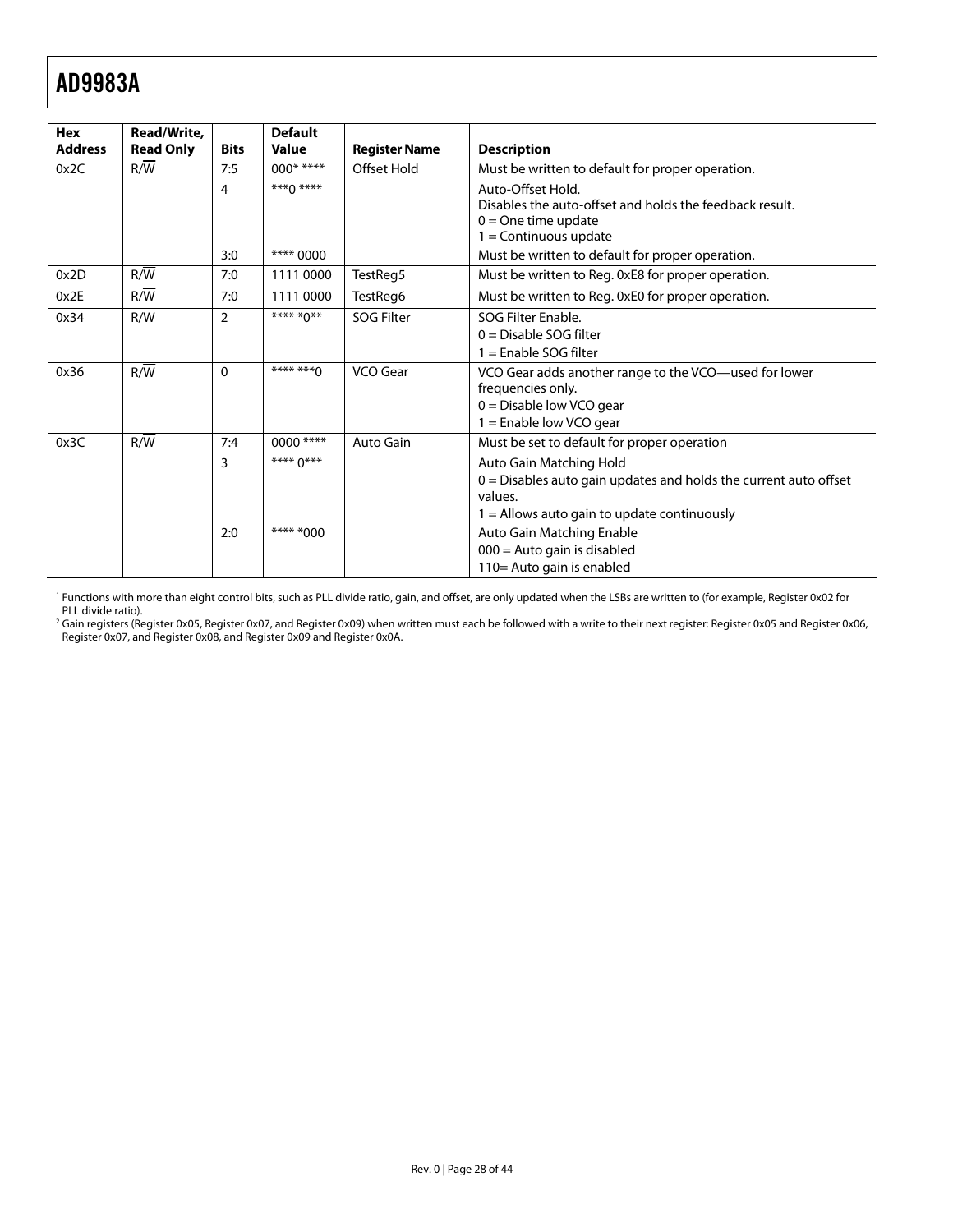| Hex Address | Read/Write, Read Only | Bits | Default Value | Register Name | Description |
|---|---|---|---|---|---|
| 0x2C | R/W̄ | 7:5 | 000* **** | Offset Hold | Must be written to default for proper operation. |
| | | 4 | ***0 **** | | Auto-Offset Hold.<br>Disables the auto-offset and holds the feedback result.<br>0 = One time update<br>1 = Continuous update |
| | | 3:0 | **** 0000 | | Must be written to default for proper operation. |
| 0x2D | R/W̄ | 7:0 | 1111 0000 | TestReg5 | Must be written to Reg. 0xE8 for proper operation. |
| 0x2E | R/W̄ | 7:0 | 1111 0000 | TestReg6 | Must be written to Reg. 0xE0 for proper operation. |
| 0x34 | R/W̄ | 2 | **** *0** | SOG Filter | SOG Filter Enable.<br>0 = Disable SOG filter<br>1 = Enable SOG filter |
| 0x36 | R/W̄ | 0 | **** ***0 | VCO Gear | VCO Gear adds another range to the VCO—used for lower frequencies only.<br>0 = Disable low VCO gear<br>1 = Enable low VCO gear |
| 0x3C | R/W̄ | 7:4 | 0000 **** | Auto Gain | Must be set to default for proper operation |
| | | 3 | **** 0*** | | Auto Gain Matching Hold<br>0 = Disables auto gain updates and holds the current auto offset values.<br>1 = Allows auto gain to update continuously |
| | | 2:0 | **** *000 | | Auto Gain Matching Enable<br>000 = Auto gain is disabled<br>110= Auto gain is enabled |

[1] Functions with more than eight control bits, such as PLL divide ratio, gain, and offset, are only updated when the LSBs are written to (for example, Register 0x02 for PLL divide ratio).

[2] Gain registers (Register 0x05, Register 0x07, and Register 0x09) when written must each be followed with a write to their next register: Register 0x05 and Register 0x06, Register 0x07, and Register 0x08, and Register 0x09 and Register 0x0A.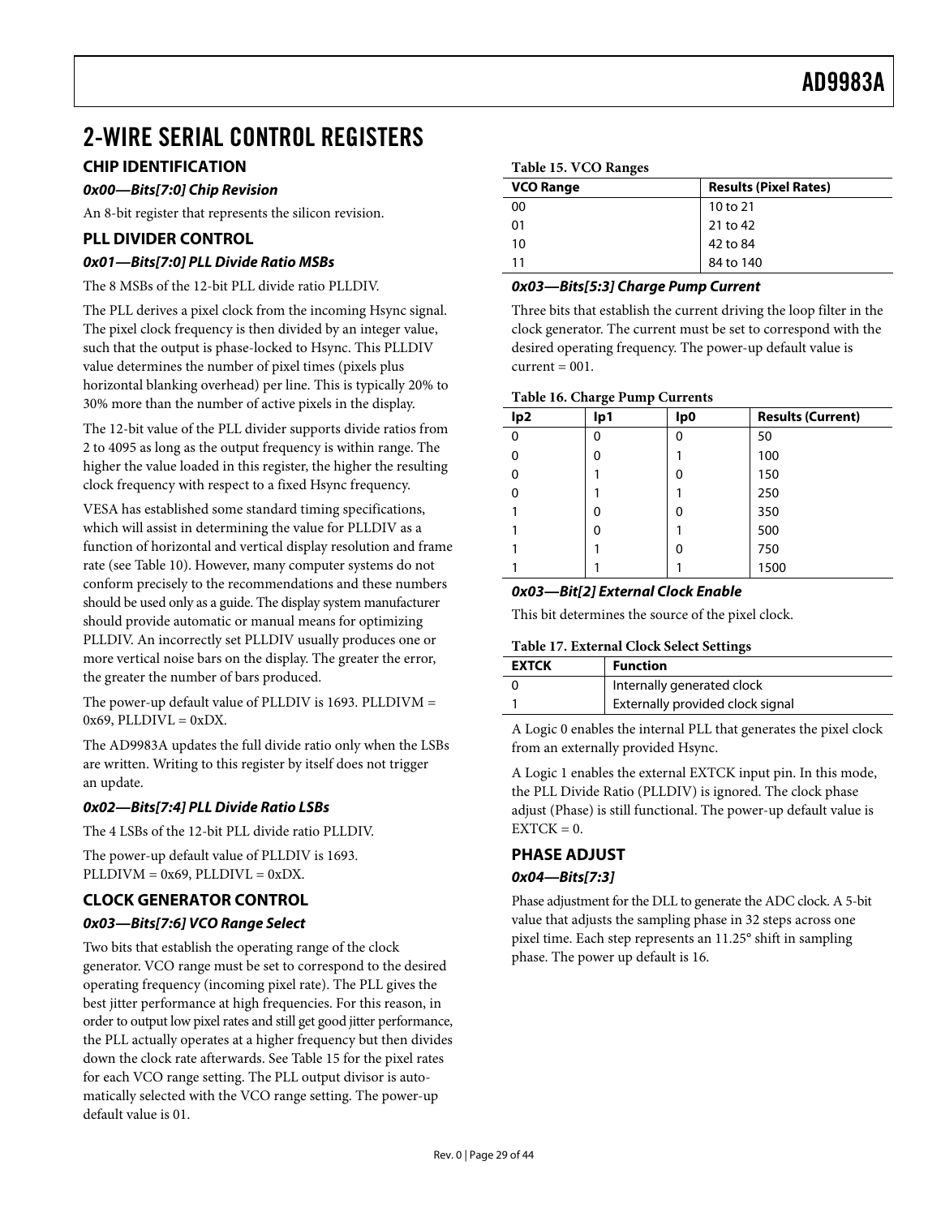# 2-WIRE SERIAL CONTROL REGISTERS

## CHIP IDENTIFICATION

### *0x00—Bits[7:0] Chip Revision*

An 8-bit register that represents the silicon revision.

## PLL DIVIDER CONTROL

### *0x01—Bits[7:0] PLL Divide Ratio MSBs*

The 8 MSBs of the 12-bit PLL divide ratio PLLDIV.

The PLL derives a pixel clock from the incoming Hsync signal. The pixel clock frequency is then divided by an integer value, such that the output is phase-locked to Hsync. This PLLDIV value determines the number of pixel times (pixels plus horizontal blanking overhead) per line. This is typically 20% to 30% more than the number of active pixels in the display.

The 12-bit value of the PLL divider supports divide ratios from 2 to 4095 as long as the output frequency is within range. The higher the value loaded in this register, the higher the resulting clock frequency with respect to a fixed Hsync frequency.

VESA has established some standard timing specifications, which will assist in determining the value for PLLDIV as a function of horizontal and vertical display resolution and frame rate (see Table 10). However, many computer systems do not conform precisely to the recommendations and these numbers should be used only as a guide. The display system manufacturer should provide automatic or manual means for optimizing PLLDIV. An incorrectly set PLLDIV usually produces one or more vertical noise bars on the display. The greater the error, the greater the number of bars produced.

The power-up default value of PLLDIV is 1693. PLLDIVM = 0x69, PLLDIVL = 0xDX.

The AD9983A updates the full divide ratio only when the LSBs are written. Writing to this register by itself does not trigger an update.

### *0x02—Bits[7:4] PLL Divide Ratio LSBs*

The 4 LSBs of the 12-bit PLL divide ratio PLLDIV.

The power-up default value of PLLDIV is 1693. PLLDIVM = 0x69, PLLDIVL = 0xDX.

## CLOCK GENERATOR CONTROL

### *0x03—Bits[7:6] VCO Range Select*

Two bits that establish the operating range of the clock generator. VCO range must be set to correspond to the desired operating frequency (incoming pixel rate). The PLL gives the best jitter performance at high frequencies. For this reason, in order to output low pixel rates and still get good jitter performance, the PLL actually operates at a higher frequency but then divides down the clock rate afterwards. See Table 15 for the pixel rates for each VCO range setting. The PLL output divisor is automatically selected with the VCO range setting. The power-up default value is 01.

**Table 15. VCO Ranges**

| VCO Range | Results (Pixel Rates) |
|---|---|
| 00 | 10 to 21 |
| 01 | 21 to 42 |
| 10 | 42 to 84 |
| 11 | 84 to 140 |

### *0x03—Bits[5:3] Charge Pump Current*

Three bits that establish the current driving the loop filter in the clock generator. The current must be set to correspond with the desired operating frequency. The power-up default value is current = 001.

**Table 16. Charge Pump Currents**

| Ip2 | Ip1 | Ip0 | Results (Current) |
|---|---|---|---|
| 0 | 0 | 0 | 50 |
| 0 | 0 | 1 | 100 |
| 0 | 1 | 0 | 150 |
| 0 | 1 | 1 | 250 |
| 1 | 0 | 0 | 350 |
| 1 | 0 | 1 | 500 |
| 1 | 1 | 0 | 750 |
| 1 | 1 | 1 | 1500 |

### *0x03—Bit[2] External Clock Enable*

This bit determines the source of the pixel clock.

**Table 17. External Clock Select Settings**

| EXTCK | Function |
|---|---|
| 0 | Internally generated clock |
| 1 | Externally provided clock signal |

A Logic 0 enables the internal PLL that generates the pixel clock from an externally provided Hsync.

A Logic 1 enables the external EXTCK input pin. In this mode, the PLL Divide Ratio (PLLDIV) is ignored. The clock phase adjust (Phase) is still functional. The power-up default value is EXTCK = 0.

## PHASE ADJUST

### *0x04—Bits[7:3]*

Phase adjustment for the DLL to generate the ADC clock. A 5-bit value that adjusts the sampling phase in 32 steps across one pixel time. Each step represents an 11.25° shift in sampling phase. The power up default is 16.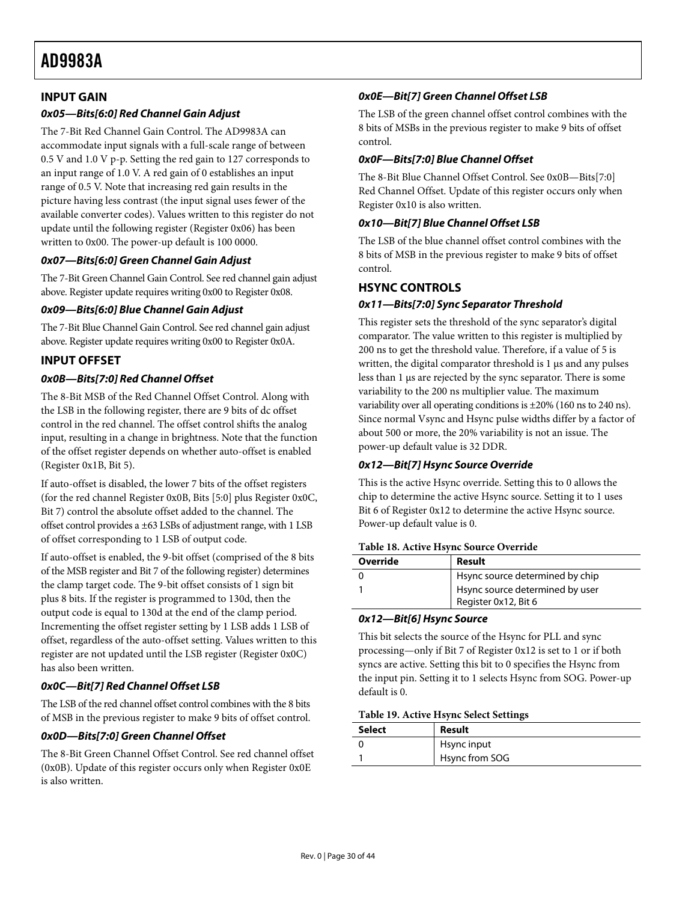## INPUT GAIN

### 0x05—Bits[6:0] Red Channel Gain Adjust

The 7-Bit Red Channel Gain Control. The AD9983A can accommodate input signals with a full-scale range of between 0.5 V and 1.0 V p-p. Setting the red gain to 127 corresponds to an input range of 1.0 V. A red gain of 0 establishes an input range of 0.5 V. Note that increasing red gain results in the picture having less contrast (the input signal uses fewer of the available converter codes). Values written to this register do not update until the following register (Register 0x06) has been written to 0x00. The power-up default is 100 0000.

### 0x07—Bits[6:0] Green Channel Gain Adjust

The 7-Bit Green Channel Gain Control. See red channel gain adjust above. Register update requires writing 0x00 to Register 0x08.

### 0x09—Bits[6:0] Blue Channel Gain Adjust

The 7-Bit Blue Channel Gain Control. See red channel gain adjust above. Register update requires writing 0x00 to Register 0x0A.

## INPUT OFFSET

### 0x0B—Bits[7:0] Red Channel Offset

The 8-Bit MSB of the Red Channel Offset Control. Along with the LSB in the following register, there are 9 bits of dc offset control in the red channel. The offset control shifts the analog input, resulting in a change in brightness. Note that the function of the offset register depends on whether auto-offset is enabled (Register 0x1B, Bit 5).

If auto-offset is disabled, the lower 7 bits of the offset registers (for the red channel Register 0x0B, Bits [5:0] plus Register 0x0C, Bit 7) control the absolute offset added to the channel. The offset control provides a ±63 LSBs of adjustment range, with 1 LSB of offset corresponding to 1 LSB of output code.

If auto-offset is enabled, the 9-bit offset (comprised of the 8 bits of the MSB register and Bit 7 of the following register) determines the clamp target code. The 9-bit offset consists of 1 sign bit plus 8 bits. If the register is programmed to 130d, then the output code is equal to 130d at the end of the clamp period. Incrementing the offset register setting by 1 LSB adds 1 LSB of offset, regardless of the auto-offset setting. Values written to this register are not updated until the LSB register (Register 0x0C) has also been written.

### 0x0C—Bit[7] Red Channel Offset LSB

The LSB of the red channel offset control combines with the 8 bits of MSB in the previous register to make 9 bits of offset control.

### 0x0D—Bits[7:0] Green Channel Offset

The 8-Bit Green Channel Offset Control. See red channel offset (0x0B). Update of this register occurs only when Register 0x0E is also written.

### 0x0E—Bit[7] Green Channel Offset LSB

The LSB of the green channel offset control combines with the 8 bits of MSBs in the previous register to make 9 bits of offset control.

### 0x0F—Bits[7:0] Blue Channel Offset

The 8-Bit Blue Channel Offset Control. See 0x0B—Bits[7:0] Red Channel Offset. Update of this register occurs only when Register 0x10 is also written.

### 0x10—Bit[7] Blue Channel Offset LSB

The LSB of the blue channel offset control combines with the 8 bits of MSB in the previous register to make 9 bits of offset control.

## HSYNC CONTROLS

### 0x11—Bits[7:0] Sync Separator Threshold

This register sets the threshold of the sync separator's digital comparator. The value written to this register is multiplied by 200 ns to get the threshold value. Therefore, if a value of 5 is written, the digital comparator threshold is 1 μs and any pulses less than 1 μs are rejected by the sync separator. There is some variability to the 200 ns multiplier value. The maximum variability over all operating conditions is ±20% (160 ns to 240 ns). Since normal Vsync and Hsync pulse widths differ by a factor of about 500 or more, the 20% variability is not an issue. The power-up default value is 32 DDR.

### 0x12—Bit[7] Hsync Source Override

This is the active Hsync override. Setting this to 0 allows the chip to determine the active Hsync source. Setting it to 1 uses Bit 6 of Register 0x12 to determine the active Hsync source. Power-up default value is 0.

**Table 18. Active Hsync Source Override**

| Override | Result |
|---|---|
| 0 | Hsync source determined by chip |
| 1 | Hsync source determined by user Register 0x12, Bit 6 |

### 0x12—Bit[6] Hsync Source

This bit selects the source of the Hsync for PLL and sync processing—only if Bit 7 of Register 0x12 is set to 1 or if both syncs are active. Setting this bit to 0 specifies the Hsync from the input pin. Setting it to 1 selects Hsync from SOG. Power-up default is 0.

**Table 19. Active Hsync Select Settings**

| Select | Result |
|---|---|
| 0 | Hsync input |
| 1 | Hsync from SOG |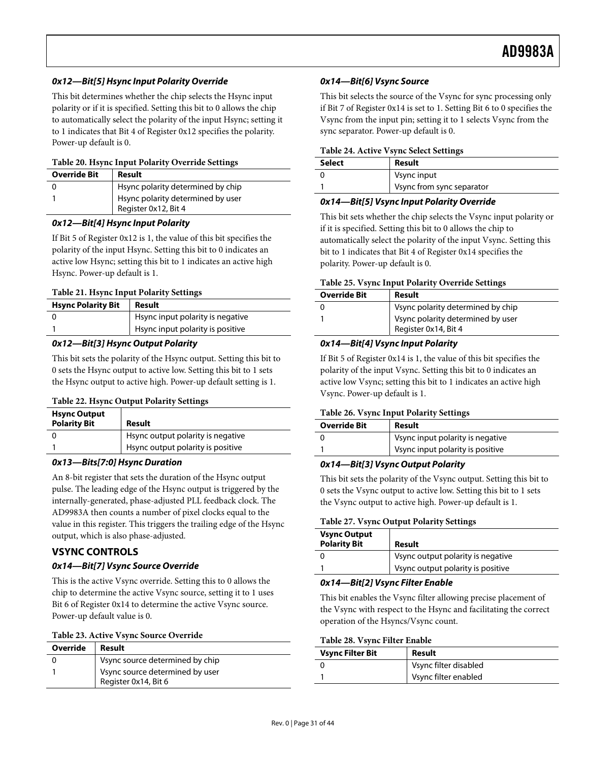#### 0x12—Bit[5] Hsync Input Polarity Override

This bit determines whether the chip selects the Hsync input polarity or if it is specified. Setting this bit to 0 allows the chip to automatically select the polarity of the input Hsync; setting it to 1 indicates that Bit 4 of Register 0x12 specifies the polarity. Power-up default is 0.

**Table 20. Hsync Input Polarity Override Settings**

| Override Bit | Result |
|---|---|
| 0 | Hsync polarity determined by chip |
| 1 | Hsync polarity determined by user Register 0x12, Bit 4 |

#### 0x12—Bit[4] Hsync Input Polarity

If Bit 5 of Register 0x12 is 1, the value of this bit specifies the polarity of the input Hsync. Setting this bit to 0 indicates an active low Hsync; setting this bit to 1 indicates an active high Hsync. Power-up default is 1.

**Table 21. Hsync Input Polarity Settings**

| Hsync Polarity Bit | Result |
|---|---|
| 0 | Hsync input polarity is negative |
| 1 | Hsync input polarity is positive |

#### 0x12—Bit[3] Hsync Output Polarity

This bit sets the polarity of the Hsync output. Setting this bit to 0 sets the Hsync output to active low. Setting this bit to 1 sets the Hsync output to active high. Power-up default setting is 1.

**Table 22. Hsync Output Polarity Settings**

| Hsync Output Polarity Bit | Result |
|---|---|
| 0 | Hsync output polarity is negative |
| 1 | Hsync output polarity is positive |

#### 0x13—Bits[7:0] Hsync Duration

An 8-bit register that sets the duration of the Hsync output pulse. The leading edge of the Hsync output is triggered by the internally-generated, phase-adjusted PLL feedback clock. The AD9983A then counts a number of pixel clocks equal to the value in this register. This triggers the trailing edge of the Hsync output, which is also phase-adjusted.

### VSYNC CONTROLS

#### 0x14—Bit[7] Vsync Source Override

This is the active Vsync override. Setting this to 0 allows the chip to determine the active Vsync source, setting it to 1 uses Bit 6 of Register 0x14 to determine the active Vsync source. Power-up default value is 0.

**Table 23. Active Vsync Source Override**

| Override | Result |
|---|---|
| 0 | Vsync source determined by chip |
| 1 | Vsync source determined by user Register 0x14, Bit 6 |

#### 0x14—Bit[6] Vsync Source

This bit selects the source of the Vsync for sync processing only if Bit 7 of Register 0x14 is set to 1. Setting Bit 6 to 0 specifies the Vsync from the input pin; setting it to 1 selects Vsync from the sync separator. Power-up default is 0.

**Table 24. Active Vsync Select Settings**

| Select | Result |
|---|---|
| 0 | Vsync input |
| 1 | Vsync from sync separator |

#### 0x14—Bit[5] Vsync Input Polarity Override

This bit sets whether the chip selects the Vsync input polarity or if it is specified. Setting this bit to 0 allows the chip to automatically select the polarity of the input Vsync. Setting this bit to 1 indicates that Bit 4 of Register 0x14 specifies the polarity. Power-up default is 0.

**Table 25. Vsync Input Polarity Override Settings**

| Override Bit | Result |
|---|---|
| 0 | Vsync polarity determined by chip |
| 1 | Vsync polarity determined by user Register 0x14, Bit 4 |

#### 0x14—Bit[4] Vsync Input Polarity

If Bit 5 of Register 0x14 is 1, the value of this bit specifies the polarity of the input Vsync. Setting this bit to 0 indicates an active low Vsync; setting this bit to 1 indicates an active high Vsync. Power-up default is 1.

**Table 26. Vsync Input Polarity Settings**

| Override Bit | Result |
|---|---|
| 0 | Vsync input polarity is negative |
| 1 | Vsync input polarity is positive |

#### 0x14—Bit[3] Vsync Output Polarity

This bit sets the polarity of the Vsync output. Setting this bit to 0 sets the Vsync output to active low. Setting this bit to 1 sets the Vsync output to active high. Power-up default is 1.

**Table 27. Vsync Output Polarity Settings**

| Vsync Output Polarity Bit | Result |
|---|---|
| 0 | Vsync output polarity is negative |
| 1 | Vsync output polarity is positive |

#### 0x14—Bit[2] Vsync Filter Enable

This bit enables the Vsync filter allowing precise placement of the Vsync with respect to the Hsync and facilitating the correct operation of the Hsyncs/Vsync count.

**Table 28. Vsync Filter Enable**

| Vsync Filter Bit | Result |
|---|---|
| 0 | Vsync filter disabled |
| 1 | Vsync filter enabled |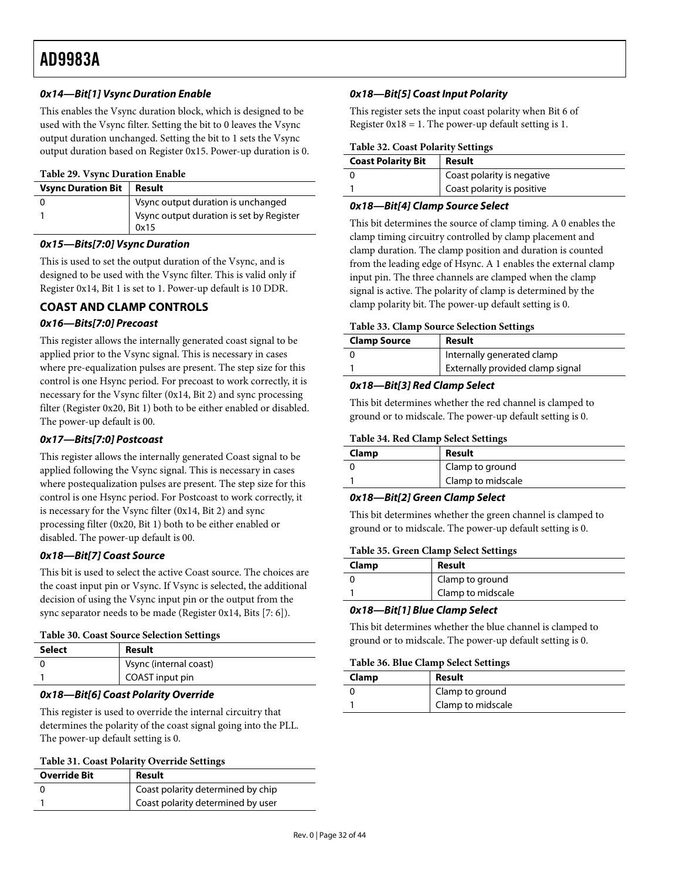#### 0x14—Bit[1] Vsync Duration Enable

This enables the Vsync duration block, which is designed to be used with the Vsync filter. Setting the bit to 0 leaves the Vsync output duration unchanged. Setting the bit to 1 sets the Vsync output duration based on Register 0x15. Power-up duration is 0.

**Table 29. Vsync Duration Enable**

| Vsync Duration Bit | Result |
|---|---|
| 0 | Vsync output duration is unchanged |
| 1 | Vsync output duration is set by Register 0x15 |

#### 0x15—Bits[7:0] Vsync Duration

This is used to set the output duration of the Vsync, and is designed to be used with the Vsync filter. This is valid only if Register 0x14, Bit 1 is set to 1. Power-up default is 10 DDR.

### COAST AND CLAMP CONTROLS

#### 0x16—Bits[7:0] Precoast

This register allows the internally generated coast signal to be applied prior to the Vsync signal. This is necessary in cases where pre-equalization pulses are present. The step size for this control is one Hsync period. For precoast to work correctly, it is necessary for the Vsync filter (0x14, Bit 2) and sync processing filter (Register 0x20, Bit 1) both to be either enabled or disabled. The power-up default is 00.

#### 0x17—Bits[7:0] Postcoast

This register allows the internally generated Coast signal to be applied following the Vsync signal. This is necessary in cases where postequalization pulses are present. The step size for this control is one Hsync period. For Postcoast to work correctly, it is necessary for the Vsync filter (0x14, Bit 2) and sync processing filter (0x20, Bit 1) both to be either enabled or disabled. The power-up default is 00.

#### 0x18—Bit[7] Coast Source

This bit is used to select the active Coast source. The choices are the coast input pin or Vsync. If Vsync is selected, the additional decision of using the Vsync input pin or the output from the sync separator needs to be made (Register 0x14, Bits [7: 6]).

**Table 30. Coast Source Selection Settings**

| Select | Result |
|---|---|
| 0 | Vsync (internal coast) |
| 1 | COAST input pin |

#### 0x18—Bit[6] Coast Polarity Override

This register is used to override the internal circuitry that determines the polarity of the coast signal going into the PLL. The power-up default setting is 0.

**Table 31. Coast Polarity Override Settings**

| Override Bit | Result |
|---|---|
| 0 | Coast polarity determined by chip |
| 1 | Coast polarity determined by user |

#### 0x18—Bit[5] Coast Input Polarity

This register sets the input coast polarity when Bit 6 of Register 0x18 = 1. The power-up default setting is 1.

**Table 32. Coast Polarity Settings**

| Coast Polarity Bit | Result |
|---|---|
| 0 | Coast polarity is negative |
| 1 | Coast polarity is positive |

#### 0x18—Bit[4] Clamp Source Select

This bit determines the source of clamp timing. A 0 enables the clamp timing circuitry controlled by clamp placement and clamp duration. The clamp position and duration is counted from the leading edge of Hsync. A 1 enables the external clamp input pin. The three channels are clamped when the clamp signal is active. The polarity of clamp is determined by the clamp polarity bit. The power-up default setting is 0.

**Table 33. Clamp Source Selection Settings**

| Clamp Source | Result |
|---|---|
| 0 | Internally generated clamp |
| 1 | Externally provided clamp signal |

#### 0x18—Bit[3] Red Clamp Select

This bit determines whether the red channel is clamped to ground or to midscale. The power-up default setting is 0.

**Table 34. Red Clamp Select Settings**

| Clamp | Result |
|---|---|
| 0 | Clamp to ground |
| 1 | Clamp to midscale |

#### 0x18—Bit[2] Green Clamp Select

This bit determines whether the green channel is clamped to ground or to midscale. The power-up default setting is 0.

**Table 35. Green Clamp Select Settings**

| Clamp | Result |
|---|---|
| 0 | Clamp to ground |
| 1 | Clamp to midscale |

#### 0x18—Bit[1] Blue Clamp Select

This bit determines whether the blue channel is clamped to ground or to midscale. The power-up default setting is 0.

**Table 36. Blue Clamp Select Settings**

| Clamp | Result |
|---|---|
| 0 | Clamp to ground |
| 1 | Clamp to midscale |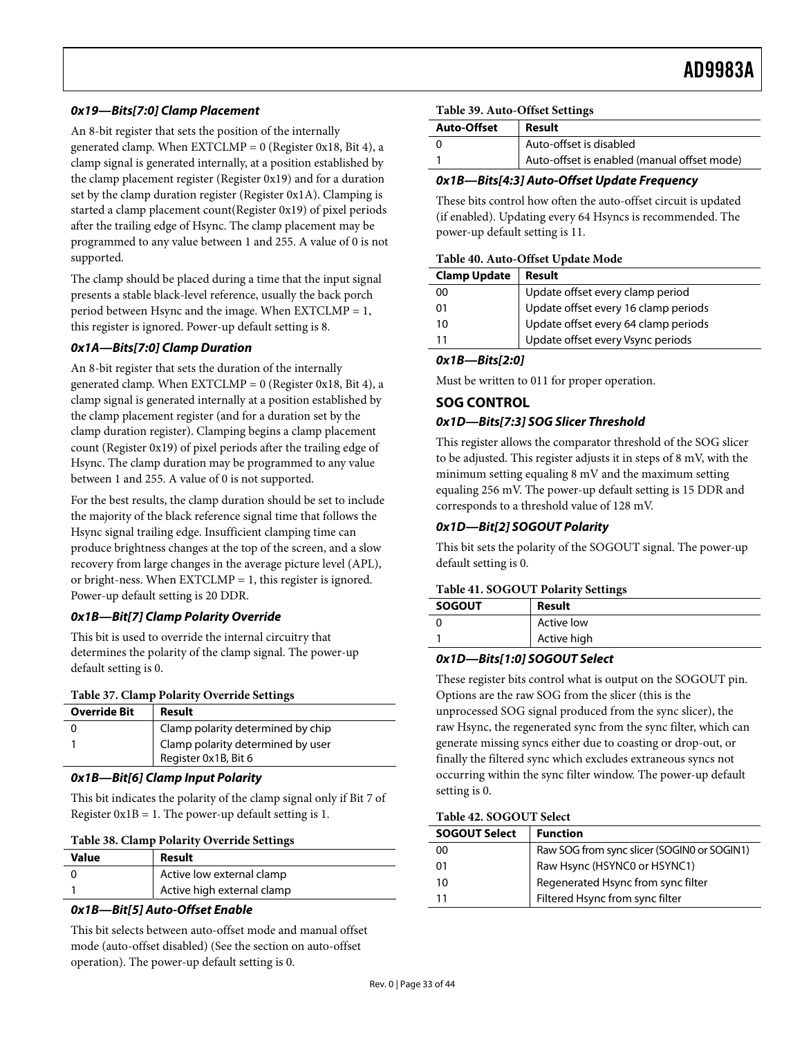### *0x19—Bits[7:0] Clamp Placement*

An 8-bit register that sets the position of the internally generated clamp. When EXTCLMP = 0 (Register 0x18, Bit 4), a clamp signal is generated internally, at a position established by the clamp placement register (Register 0x19) and for a duration set by the clamp duration register (Register 0x1A). Clamping is started a clamp placement count(Register 0x19) of pixel periods after the trailing edge of Hsync. The clamp placement may be programmed to any value between 1 and 255. A value of 0 is not supported.

The clamp should be placed during a time that the input signal presents a stable black-level reference, usually the back porch period between Hsync and the image. When EXTCLMP = 1, this register is ignored. Power-up default setting is 8.

### *0x1A—Bits[7:0] Clamp Duration*

An 8-bit register that sets the duration of the internally generated clamp. When EXTCLMP = 0 (Register 0x18, Bit 4), a clamp signal is generated internally at a position established by the clamp placement register (and for a duration set by the clamp duration register). Clamping begins a clamp placement count (Register 0x19) of pixel periods after the trailing edge of Hsync. The clamp duration may be programmed to any value between 1 and 255. A value of 0 is not supported.

For the best results, the clamp duration should be set to include the majority of the black reference signal time that follows the Hsync signal trailing edge. Insufficient clamping time can produce brightness changes at the top of the screen, and a slow recovery from large changes in the average picture level (APL), or bright-ness. When EXTCLMP = 1, this register is ignored. Power-up default setting is 20 DDR.

### *0x1B—Bit[7] Clamp Polarity Override*

This bit is used to override the internal circuitry that determines the polarity of the clamp signal. The power-up default setting is 0.

**Table 37. Clamp Polarity Override Settings**

| Override Bit | Result |
|---|---|
| 0 | Clamp polarity determined by chip |
| 1 | Clamp polarity determined by user Register 0x1B, Bit 6 |

### *0x1B—Bit[6] Clamp Input Polarity*

This bit indicates the polarity of the clamp signal only if Bit 7 of Register 0x1B = 1. The power-up default setting is 1.

**Table 38. Clamp Polarity Override Settings**

| Value | Result |
|---|---|
| 0 | Active low external clamp |
| 1 | Active high external clamp |

### *0x1B—Bit[5] Auto-Offset Enable*

This bit selects between auto-offset mode and manual offset mode (auto-offset disabled) (See the section on auto-offset operation). The power-up default setting is 0.

**Table 39. Auto-Offset Settings**

| Auto-Offset | Result |
|---|---|
| 0 | Auto-offset is disabled |
| 1 | Auto-offset is enabled (manual offset mode) |

### *0x1B—Bits[4:3] Auto-Offset Update Frequency*

These bits control how often the auto-offset circuit is updated (if enabled). Updating every 64 Hsyncs is recommended. The power-up default setting is 11.

**Table 40. Auto-Offset Update Mode**

| Clamp Update | Result |
|---|---|
| 00 | Update offset every clamp period |
| 01 | Update offset every 16 clamp periods |
| 10 | Update offset every 64 clamp periods |
| 11 | Update offset every Vsync periods |

### *0x1B—Bits[2:0]*

Must be written to 011 for proper operation.

## SOG CONTROL

### *0x1D—Bits[7:3] SOG Slicer Threshold*

This register allows the comparator threshold of the SOG slicer to be adjusted. This register adjusts it in steps of 8 mV, with the minimum setting equaling 8 mV and the maximum setting equaling 256 mV. The power-up default setting is 15 DDR and corresponds to a threshold value of 128 mV.

### *0x1D—Bit[2] SOGOUT Polarity*

This bit sets the polarity of the SOGOUT signal. The power-up default setting is 0.

**Table 41. SOGOUT Polarity Settings**

| SOGOUT | Result |
|---|---|
| 0 | Active low |
| 1 | Active high |

### *0x1D—Bits[1:0] SOGOUT Select*

These register bits control what is output on the SOGOUT pin. Options are the raw SOG from the slicer (this is the unprocessed SOG signal produced from the sync slicer), the raw Hsync, the regenerated sync from the sync filter, which can generate missing syncs either due to coasting or drop-out, or finally the filtered sync which excludes extraneous syncs not occurring within the sync filter window. The power-up default setting is 0.

**Table 42. SOGOUT Select**

| SOGOUT Select | Function |
|---|---|
| 00 | Raw SOG from sync slicer (SOGIN0 or SOGIN1) |
| 01 | Raw Hsync (HSYNC0 or HSYNC1) |
| 10 | Regenerated Hsync from sync filter |
| 11 | Filtered Hsync from sync filter |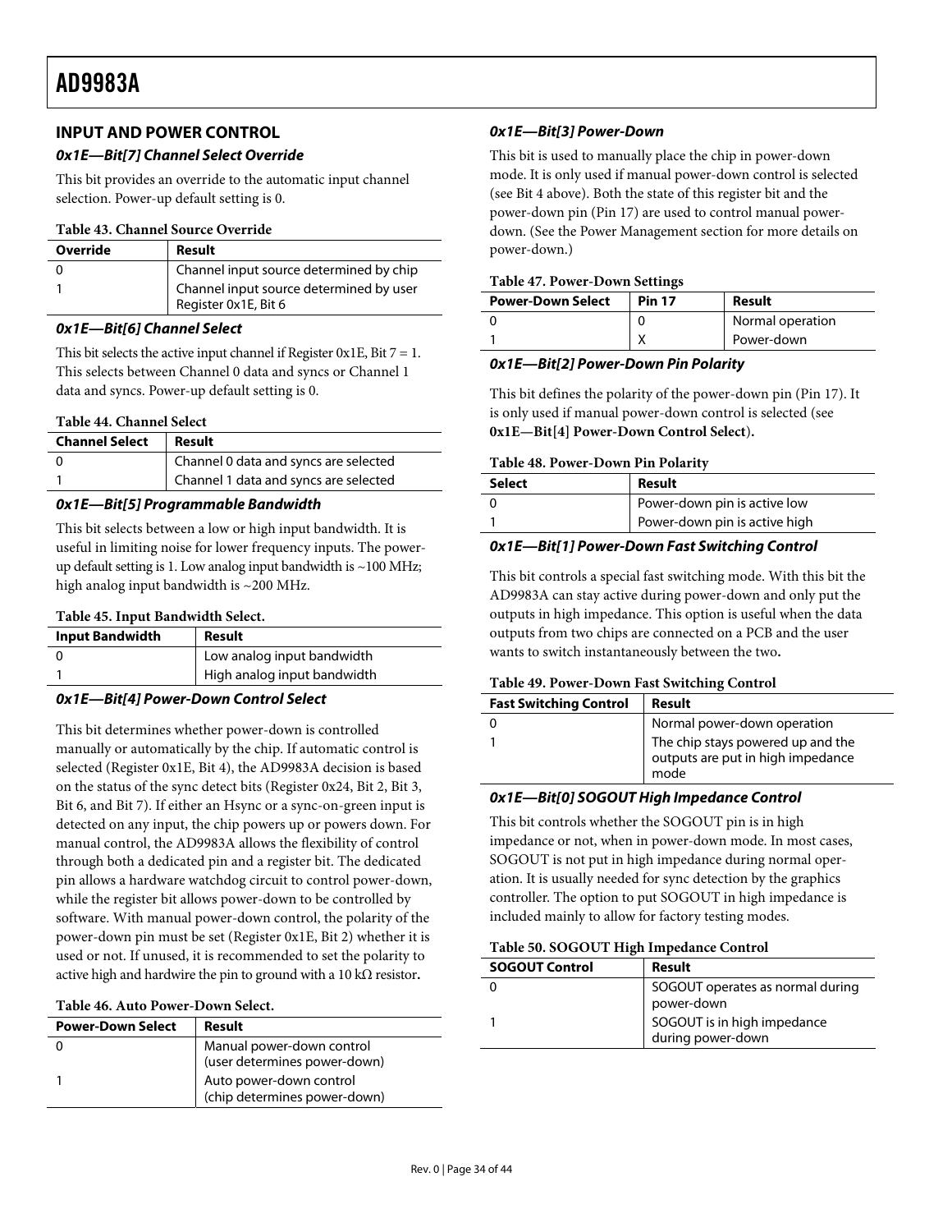## INPUT AND POWER CONTROL

### *0x1E—Bit[7] Channel Select Override*

This bit provides an override to the automatic input channel selection. Power-up default setting is 0.

**Table 43. Channel Source Override**

| Override | Result |
|---|---|
| 0 | Channel input source determined by chip |
| 1 | Channel input source determined by user Register 0x1E, Bit 6 |

### *0x1E—Bit[6] Channel Select*

This bit selects the active input channel if Register 0x1E, Bit 7 = 1. This selects between Channel 0 data and syncs or Channel 1 data and syncs. Power-up default setting is 0.

**Table 44. Channel Select**

| Channel Select | Result |
|---|---|
| 0 | Channel 0 data and syncs are selected |
| 1 | Channel 1 data and syncs are selected |

### *0x1E—Bit[5] Programmable Bandwidth*

This bit selects between a low or high input bandwidth. It is useful in limiting noise for lower frequency inputs. The power-up default setting is 1. Low analog input bandwidth is ~100 MHz; high analog input bandwidth is ~200 MHz.

**Table 45. Input Bandwidth Select.**

| Input Bandwidth | Result |
|---|---|
| 0 | Low analog input bandwidth |
| 1 | High analog input bandwidth |

### *0x1E—Bit[4] Power-Down Control Select*

This bit determines whether power-down is controlled manually or automatically by the chip. If automatic control is selected (Register 0x1E, Bit 4), the AD9983A decision is based on the status of the sync detect bits (Register 0x24, Bit 2, Bit 3, Bit 6, and Bit 7). If either an Hsync or a sync-on-green input is detected on any input, the chip powers up or powers down. For manual control, the AD9983A allows the flexibility of control through both a dedicated pin and a register bit. The dedicated pin allows a hardware watchdog circuit to control power-down, while the register bit allows power-down to be controlled by software. With manual power-down control, the polarity of the power-down pin must be set (Register 0x1E, Bit 2) whether it is used or not. If unused, it is recommended to set the polarity to active high and hardwire the pin to ground with a 10 kΩ resistor**.**

**Table 46. Auto Power-Down Select.**

| Power-Down Select | Result |
|---|---|
| 0 | Manual power-down control (user determines power-down) |
| 1 | Auto power-down control (chip determines power-down) |

### *0x1E—Bit[3] Power-Down*

This bit is used to manually place the chip in power-down mode. It is only used if manual power-down control is selected (see Bit 4 above). Both the state of this register bit and the power-down pin (Pin 17) are used to control manual power-down. (See the Power Management section for more details on power-down.)

**Table 47. Power-Down Settings**

| Power-Down Select | Pin 17 | Result |
|---|---|---|
| 0 | 0 | Normal operation |
| 1 | X | Power-down |

### *0x1E—Bit[2] Power-Down Pin Polarity*

This bit defines the polarity of the power-down pin (Pin 17). It is only used if manual power-down control is selected (see **0x1E—Bit[4] Power-Down Control Select**).

**Table 48. Power-Down Pin Polarity**

| Select | Result |
|---|---|
| 0 | Power-down pin is active low |
| 1 | Power-down pin is active high |

### *0x1E—Bit[1] Power-Down Fast Switching Control*

This bit controls a special fast switching mode. With this bit the AD9983A can stay active during power-down and only put the outputs in high impedance. This option is useful when the data outputs from two chips are connected on a PCB and the user wants to switch instantaneously between the two**.**

**Table 49. Power-Down Fast Switching Control**

| Fast Switching Control | Result |
|---|---|
| 0 | Normal power-down operation |
| 1 | The chip stays powered up and the outputs are put in high impedance mode |

### *0x1E—Bit[0] SOGOUT High Impedance Control*

This bit controls whether the SOGOUT pin is in high impedance or not, when in power-down mode. In most cases, SOGOUT is not put in high impedance during normal operation. It is usually needed for sync detection by the graphics controller. The option to put SOGOUT in high impedance is included mainly to allow for factory testing modes.

**Table 50. SOGOUT High Impedance Control**

| SOGOUT Control | Result |
|---|---|
| 0 | SOGOUT operates as normal during power-down |
| 1 | SOGOUT is in high impedance during power-down |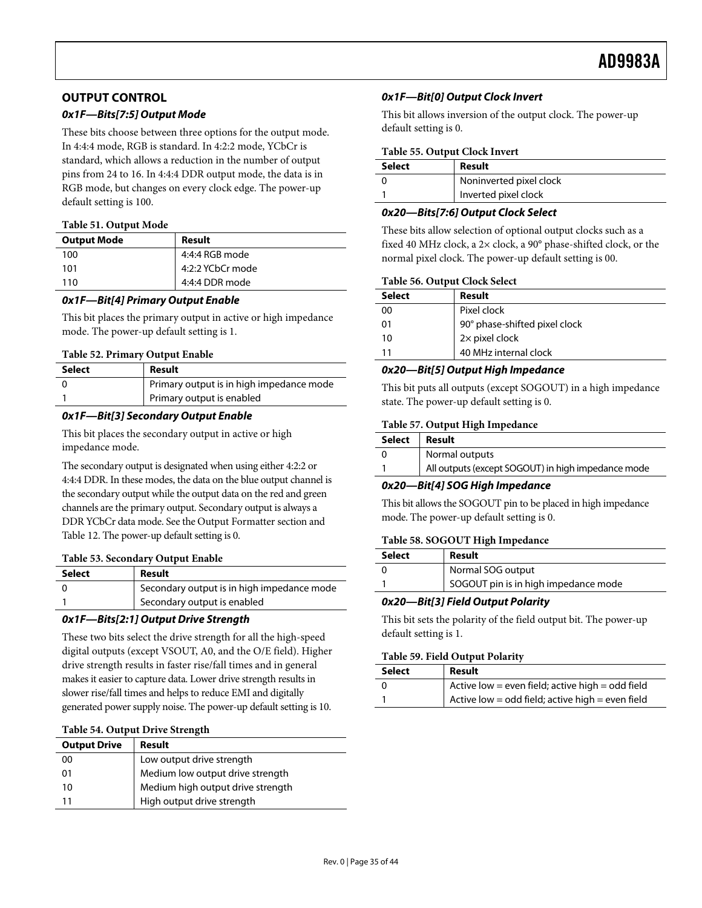## OUTPUT CONTROL

### 0x1F—Bits[7:5] Output Mode

These bits choose between three options for the output mode. In 4:4:4 mode, RGB is standard. In 4:2:2 mode, YCbCr is standard, which allows a reduction in the number of output pins from 24 to 16. In 4:4:4 DDR output mode, the data is in RGB mode, but changes on every clock edge. The power-up default setting is 100.

**Table 51. Output Mode**

| Output Mode | Result |
| --- | --- |
| 100 | 4:4:4 RGB mode |
| 101 | 4:2:2 YCbCr mode |
| 110 | 4:4:4 DDR mode |

### 0x1F—Bit[4] Primary Output Enable

This bit places the primary output in active or high impedance mode. The power-up default setting is 1.

**Table 52. Primary Output Enable**

| Select | Result |
| --- | --- |
| 0 | Primary output is in high impedance mode |
| 1 | Primary output is enabled |

### 0x1F—Bit[3] Secondary Output Enable

This bit places the secondary output in active or high impedance mode.

The secondary output is designated when using either 4:2:2 or 4:4:4 DDR. In these modes, the data on the blue output channel is the secondary output while the output data on the red and green channels are the primary output. Secondary output is always a DDR YCbCr data mode. See the Output Formatter section and Table 12. The power-up default setting is 0.

**Table 53. Secondary Output Enable**

| Select | Result |
| --- | --- |
| 0 | Secondary output is in high impedance mode |
| 1 | Secondary output is enabled |

### 0x1F—Bits[2:1] Output Drive Strength

These two bits select the drive strength for all the high-speed digital outputs (except VSOUT, A0, and the O/E field). Higher drive strength results in faster rise/fall times and in general makes it easier to capture data. Lower drive strength results in slower rise/fall times and helps to reduce EMI and digitally generated power supply noise. The power-up default setting is 10.

**Table 54. Output Drive Strength**

| Output Drive | Result |
| --- | --- |
| 00 | Low output drive strength |
| 01 | Medium low output drive strength |
| 10 | Medium high output drive strength |
| 11 | High output drive strength |

### 0x1F—Bit[0] Output Clock Invert

This bit allows inversion of the output clock. The power-up default setting is 0.

**Table 55. Output Clock Invert**

| Select | Result |
| --- | --- |
| 0 | Noninverted pixel clock |
| 1 | Inverted pixel clock |

### 0x20—Bits[7:6] Output Clock Select

These bits allow selection of optional output clocks such as a fixed 40 MHz clock, a 2× clock, a 90° phase-shifted clock, or the normal pixel clock. The power-up default setting is 00.

**Table 56. Output Clock Select**

| Select | Result |
| --- | --- |
| 00 | Pixel clock |
| 01 | 90° phase-shifted pixel clock |
| 10 | 2× pixel clock |
| 11 | 40 MHz internal clock |

### 0x20—Bit[5] Output High Impedance

This bit puts all outputs (except SOGOUT) in a high impedance state. The power-up default setting is 0.

**Table 57. Output High Impedance**

| Select | Result |
| --- | --- |
| 0 | Normal outputs |
| 1 | All outputs (except SOGOUT) in high impedance mode |

### 0x20—Bit[4] SOG High Impedance

This bit allows the SOGOUT pin to be placed in high impedance mode. The power-up default setting is 0.

**Table 58. SOGOUT High Impedance**

| Select | Result |
| --- | --- |
| 0 | Normal SOG output |
| 1 | SOGOUT pin is in high impedance mode |

### 0x20—Bit[3] Field Output Polarity

This bit sets the polarity of the field output bit. The power-up default setting is 1.

**Table 59. Field Output Polarity**

| Select | Result |
| --- | --- |
| 0 | Active low = even field; active high = odd field |
| 1 | Active low = odd field; active high = even field |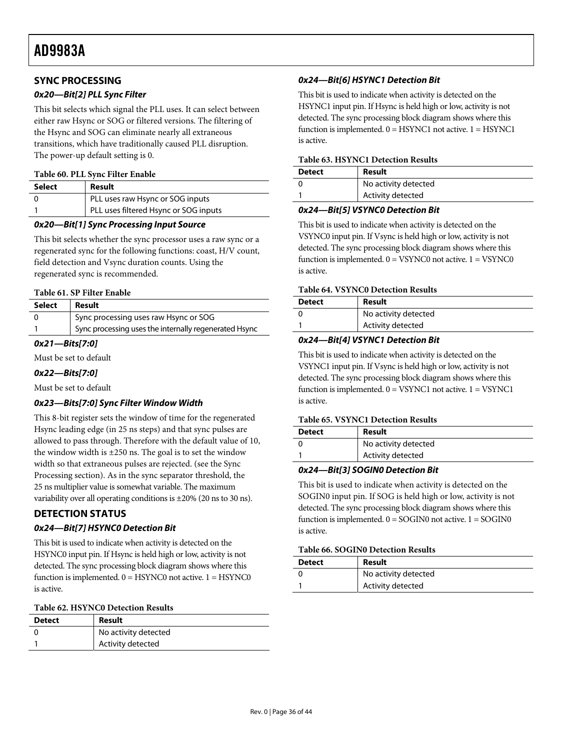## SYNC PROCESSING

### 0x20—Bit[2] PLL Sync Filter

This bit selects which signal the PLL uses. It can select between either raw Hsync or SOG or filtered versions. The filtering of the Hsync and SOG can eliminate nearly all extraneous transitions, which have traditionally caused PLL disruption. The power-up default setting is 0.

**Table 60. PLL Sync Filter Enable**

| Select | Result |
|---|---|
| 0 | PLL uses raw Hsync or SOG inputs |
| 1 | PLL uses filtered Hsync or SOG inputs |

### 0x20—Bit[1] Sync Processing Input Source

This bit selects whether the sync processor uses a raw sync or a regenerated sync for the following functions: coast, H/V count, field detection and Vsync duration counts. Using the regenerated sync is recommended.

**Table 61. SP Filter Enable**

| Select | Result |
|---|---|
| 0 | Sync processing uses raw Hsync or SOG |
| 1 | Sync processing uses the internally regenerated Hsync |

### 0x21—Bits[7:0]

Must be set to default

### 0x22—Bits[7:0]

Must be set to default

### 0x23—Bits[7:0] Sync Filter Window Width

This 8-bit register sets the window of time for the regenerated Hsync leading edge (in 25 ns steps) and that sync pulses are allowed to pass through. Therefore with the default value of 10, the window width is ±250 ns. The goal is to set the window width so that extraneous pulses are rejected. (see the Sync Processing section). As in the sync separator threshold, the 25 ns multiplier value is somewhat variable. The maximum variability over all operating conditions is ±20% (20 ns to 30 ns).

## DETECTION STATUS

### 0x24—Bit[7] HSYNC0 Detection Bit

This bit is used to indicate when activity is detected on the HSYNC0 input pin. If Hsync is held high or low, activity is not detected. The sync processing block diagram shows where this function is implemented. 0 = HSYNC0 not active. 1 = HSYNC0 is active.

**Table 62. HSYNC0 Detection Results**

| Detect | Result |
|---|---|
| 0 | No activity detected |
| 1 | Activity detected |

### 0x24—Bit[6] HSYNC1 Detection Bit

This bit is used to indicate when activity is detected on the HSYNC1 input pin. If Hsync is held high or low, activity is not detected. The sync processing block diagram shows where this function is implemented. 0 = HSYNC1 not active. 1 = HSYNC1 is active.

**Table 63. HSYNC1 Detection Results**

| Detect | Result |
|---|---|
| 0 | No activity detected |
| 1 | Activity detected |

### 0x24—Bit[5] VSYNC0 Detection Bit

This bit is used to indicate when activity is detected on the VSYNC0 input pin. If Vsync is held high or low, activity is not detected. The sync processing block diagram shows where this function is implemented. 0 = VSYNC0 not active. 1 = VSYNC0 is active.

**Table 64. VSYNC0 Detection Results**

| Detect | Result |
|---|---|
| 0 | No activity detected |
| 1 | Activity detected |

### 0x24—Bit[4] VSYNC1 Detection Bit

This bit is used to indicate when activity is detected on the VSYNC1 input pin. If Vsync is held high or low, activity is not detected. The sync processing block diagram shows where this function is implemented. 0 = VSYNC1 not active. 1 = VSYNC1 is active.

**Table 65. VSYNC1 Detection Results**

| Detect | Result |
|---|---|
| 0 | No activity detected |
| 1 | Activity detected |

### 0x24—Bit[3] SOGIN0 Detection Bit

This bit is used to indicate when activity is detected on the SOGIN0 input pin. If SOG is held high or low, activity is not detected. The sync processing block diagram shows where this function is implemented. 0 = SOGIN0 not active. 1 = SOGIN0 is active.

**Table 66. SOGIN0 Detection Results**

| Detect | Result |
|---|---|
| 0 | No activity detected |
| 1 | Activity detected |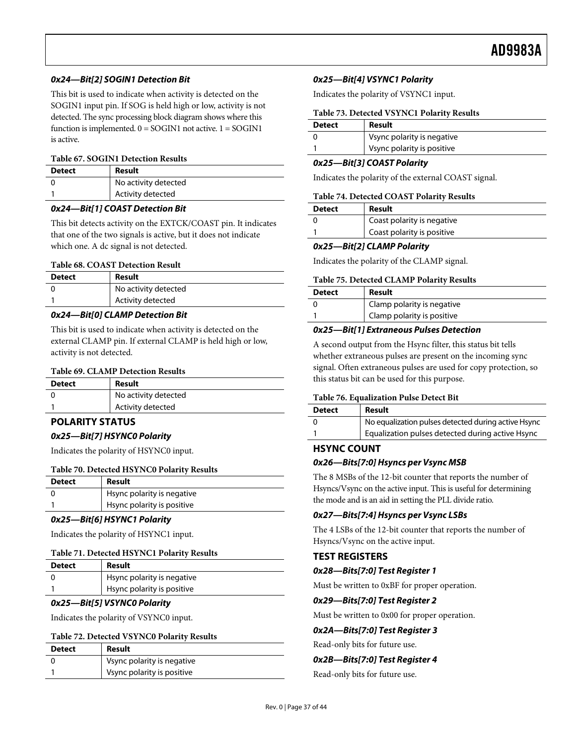#### 0x24—Bit[2] SOGIN1 Detection Bit

This bit is used to indicate when activity is detected on the SOGIN1 input pin. If SOG is held high or low, activity is not detected. The sync processing block diagram shows where this function is implemented. 0 = SOGIN1 not active. 1 = SOGIN1 is active.

**Table 67. SOGIN1 Detection Results**

| Detect | Result |
|---|---|
| 0 | No activity detected |
| 1 | Activity detected |

#### 0x24—Bit[1] COAST Detection Bit

This bit detects activity on the EXTCK/COAST pin. It indicates that one of the two signals is active, but it does not indicate which one. A dc signal is not detected.

**Table 68. COAST Detection Result**

| Detect | Result |
|---|---|
| 0 | No activity detected |
| 1 | Activity detected |

#### 0x24—Bit[0] CLAMP Detection Bit

This bit is used to indicate when activity is detected on the external CLAMP pin. If external CLAMP is held high or low, activity is not detected.

**Table 69. CLAMP Detection Results**

| Detect | Result |
|---|---|
| 0 | No activity detected |
| 1 | Activity detected |

## POLARITY STATUS

#### 0x25—Bit[7] HSYNC0 Polarity

Indicates the polarity of HSYNC0 input.

**Table 70. Detected HSYNC0 Polarity Results**

| Detect | Result |
|---|---|
| 0 | Hsync polarity is negative |
| 1 | Hsync polarity is positive |

#### 0x25—Bit[6] HSYNC1 Polarity

Indicates the polarity of HSYNC1 input.

**Table 71. Detected HSYNC1 Polarity Results**

| Detect | Result |
|---|---|
| 0 | Hsync polarity is negative |
| 1 | Hsync polarity is positive |

#### 0x25—Bit[5] VSYNC0 Polarity

Indicates the polarity of VSYNC0 input.

**Table 72. Detected VSYNC0 Polarity Results**

| Detect | Result |
|---|---|
| 0 | Vsync polarity is negative |
| 1 | Vsync polarity is positive |

#### 0x25—Bit[4] VSYNC1 Polarity

Indicates the polarity of VSYNC1 input.

**Table 73. Detected VSYNC1 Polarity Results**

| Detect | Result |
|---|---|
| 0 | Vsync polarity is negative |
| 1 | Vsync polarity is positive |

#### 0x25—Bit[3] COAST Polarity

Indicates the polarity of the external COAST signal.

**Table 74. Detected COAST Polarity Results**

| Detect | Result |
|---|---|
| 0 | Coast polarity is negative |
| 1 | Coast polarity is positive |

#### 0x25—Bit[2] CLAMP Polarity

Indicates the polarity of the CLAMP signal.

**Table 75. Detected CLAMP Polarity Results**

| Detect | Result |
|---|---|
| 0 | Clamp polarity is negative |
| 1 | Clamp polarity is positive |

#### 0x25—Bit[1] Extraneous Pulses Detection

A second output from the Hsync filter, this status bit tells whether extraneous pulses are present on the incoming sync signal. Often extraneous pulses are used for copy protection, so this status bit can be used for this purpose.

**Table 76. Equalization Pulse Detect Bit**

| Detect | Result |
|---|---|
| 0 | No equalization pulses detected during active Hsync |
| 1 | Equalization pulses detected during active Hsync |

## HSYNC COUNT

#### 0x26—Bits[7:0] Hsyncs per Vsync MSB

The 8 MSBs of the 12-bit counter that reports the number of Hsyncs/Vsync on the active input. This is useful for determining the mode and is an aid in setting the PLL divide ratio.

#### 0x27—Bits[7:4] Hsyncs per Vsync LSBs

The 4 LSBs of the 12-bit counter that reports the number of Hsyncs/Vsync on the active input.

## TEST REGISTERS

#### 0x28—Bits[7:0] Test Register 1

Must be written to 0xBF for proper operation.

#### 0x29—Bits[7:0] Test Register 2

Must be written to 0x00 for proper operation.

#### 0x2A—Bits[7:0] Test Register 3

Read-only bits for future use.

#### 0x2B—Bits[7:0] Test Register 4

Read-only bits for future use.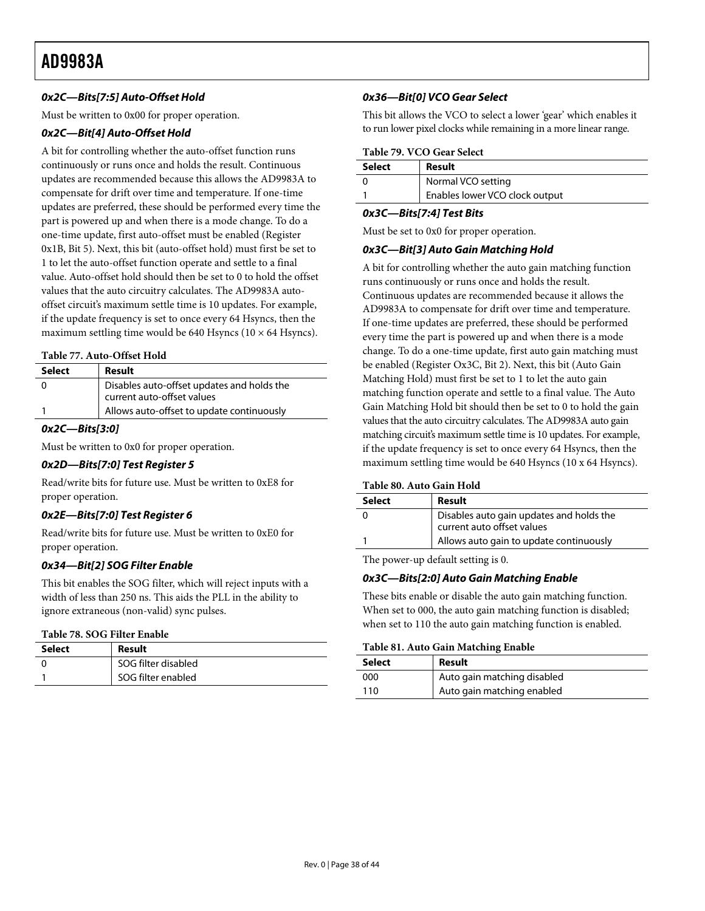#### *0x2C—Bits[7:5] Auto-Offset Hold*

Must be written to 0x00 for proper operation.

#### *0x2C—Bit[4] Auto-Offset Hold*

A bit for controlling whether the auto-offset function runs continuously or runs once and holds the result. Continuous updates are recommended because this allows the AD9983A to compensate for drift over time and temperature. If one-time updates are preferred, these should be performed every time the part is powered up and when there is a mode change. To do a one-time update, first auto-offset must be enabled (Register 0x1B, Bit 5). Next, this bit (auto-offset hold) must first be set to 1 to let the auto-offset function operate and settle to a final value. Auto-offset hold should then be set to 0 to hold the offset values that the auto circuitry calculates. The AD9983A auto-offset circuit's maximum settle time is 10 updates. For example, if the update frequency is set to once every 64 Hsyncs, then the maximum settling time would be 640 Hsyncs (10 × 64 Hsyncs).

**Table 77. Auto-Offset Hold**

| Select | Result |
|---|---|
| 0 | Disables auto-offset updates and holds the current auto-offset values |
| 1 | Allows auto-offset to update continuously |

#### *0x2C—Bits[3:0]*

Must be written to 0x0 for proper operation.

#### *0x2D—Bits[7:0] Test Register 5*

Read/write bits for future use. Must be written to 0xE8 for proper operation.

#### *0x2E—Bits[7:0] Test Register 6*

Read/write bits for future use. Must be written to 0xE0 for proper operation.

#### *0x34—Bit[2] SOG Filter Enable*

This bit enables the SOG filter, which will reject inputs with a width of less than 250 ns. This aids the PLL in the ability to ignore extraneous (non-valid) sync pulses.

**Table 78. SOG Filter Enable**

| Select | Result |
|---|---|
| 0 | SOG filter disabled |
| 1 | SOG filter enabled |

#### *0x36—Bit[0] VCO Gear Select*

This bit allows the VCO to select a lower 'gear' which enables it to run lower pixel clocks while remaining in a more linear range.

**Table 79. VCO Gear Select**

| Select | Result |
|---|---|
| 0 | Normal VCO setting |
| 1 | Enables lower VCO clock output |

#### *0x3C—Bits[7:4] Test Bits*

Must be set to 0x0 for proper operation.

#### *0x3C—Bit[3] Auto Gain Matching Hold*

A bit for controlling whether the auto gain matching function runs continuously or runs once and holds the result. Continuous updates are recommended because it allows the AD9983A to compensate for drift over time and temperature. If one-time updates are preferred, these should be performed every time the part is powered up and when there is a mode change. To do a one-time update, first auto gain matching must be enabled (Register Ox3C, Bit 2). Next, this bit (Auto Gain Matching Hold) must first be set to 1 to let the auto gain matching function operate and settle to a final value. The Auto Gain Matching Hold bit should then be set to 0 to hold the gain values that the auto circuitry calculates. The AD9983A auto gain matching circuit's maximum settle time is 10 updates. For example, if the update frequency is set to once every 64 Hsyncs, then the maximum settling time would be 640 Hsyncs (10 x 64 Hsyncs).

**Table 80. Auto Gain Hold**

| Select | Result |
|---|---|
| 0 | Disables auto gain updates and holds the current auto offset values |
| 1 | Allows auto gain to update continuously |

The power-up default setting is 0.

#### *0x3C—Bits[2:0] Auto Gain Matching Enable*

These bits enable or disable the auto gain matching function. When set to 000, the auto gain matching function is disabled; when set to 110 the auto gain matching function is enabled.

**Table 81. Auto Gain Matching Enable**

| Select | Result |
|---|---|
| 000 | Auto gain matching disabled |
| 110 | Auto gain matching enabled |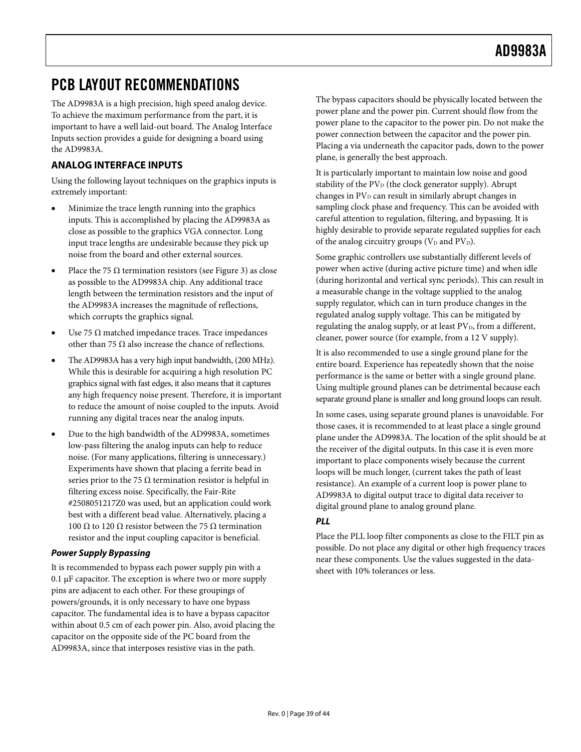# PCB LAYOUT RECOMMENDATIONS

The AD9983A is a high precision, high speed analog device. To achieve the maximum performance from the part, it is important to have a well laid-out board. The Analog Interface Inputs section provides a guide for designing a board using the AD9983A.

## ANALOG INTERFACE INPUTS

Using the following layout techniques on the graphics inputs is extremely important:

- Minimize the trace length running into the graphics inputs. This is accomplished by placing the AD9983A as close as possible to the graphics VGA connector. Long input trace lengths are undesirable because they pick up noise from the board and other external sources.
- Place the 75 Ω termination resistors (see Figure 3) as close as possible to the AD9983A chip. Any additional trace length between the termination resistors and the input of the AD9983A increases the magnitude of reflections, which corrupts the graphics signal.
- Use 75 Ω matched impedance traces. Trace impedances other than 75 Ω also increase the chance of reflections.
- The AD9983A has a very high input bandwidth, (200 MHz). While this is desirable for acquiring a high resolution PC graphics signal with fast edges, it also means that it captures any high frequency noise present. Therefore, it is important to reduce the amount of noise coupled to the inputs. Avoid running any digital traces near the analog inputs.
- Due to the high bandwidth of the AD9983A, sometimes low-pass filtering the analog inputs can help to reduce noise. (For many applications, filtering is unnecessary.) Experiments have shown that placing a ferrite bead in series prior to the 75 Ω termination resistor is helpful in filtering excess noise. Specifically, the Fair-Rite #2508051217Z0 was used, but an application could work best with a different bead value. Alternatively, placing a 100 Ω to 120 Ω resistor between the 75 Ω termination resistor and the input coupling capacitor is beneficial.

### *Power Supply Bypassing*

It is recommended to bypass each power supply pin with a 0.1 μF capacitor. The exception is where two or more supply pins are adjacent to each other. For these groupings of powers/grounds, it is only necessary to have one bypass capacitor. The fundamental idea is to have a bypass capacitor within about 0.5 cm of each power pin. Also, avoid placing the capacitor on the opposite side of the PC board from the AD9983A, since that interposes resistive vias in the path.

The bypass capacitors should be physically located between the power plane and the power pin. Current should flow from the power plane to the capacitor to the power pin. Do not make the power connection between the capacitor and the power pin. Placing a via underneath the capacitor pads, down to the power plane, is generally the best approach.

It is particularly important to maintain low noise and good stability of the $PV_D$ (the clock generator supply). Abrupt changes in $PV_D$ can result in similarly abrupt changes in sampling clock phase and frequency. This can be avoided with careful attention to regulation, filtering, and bypassing. It is highly desirable to provide separate regulated supplies for each of the analog circuitry groups ($V_D$ and $PV_D$).

Some graphic controllers use substantially different levels of power when active (during active picture time) and when idle (during horizontal and vertical sync periods). This can result in a measurable change in the voltage supplied to the analog supply regulator, which can in turn produce changes in the regulated analog supply voltage. This can be mitigated by regulating the analog supply, or at least $PV_D$, from a different, cleaner, power source (for example, from a 12 V supply).

It is also recommended to use a single ground plane for the entire board. Experience has repeatedly shown that the noise performance is the same or better with a single ground plane. Using multiple ground planes can be detrimental because each separate ground plane is smaller and long ground loops can result.

In some cases, using separate ground planes is unavoidable. For those cases, it is recommended to at least place a single ground plane under the AD9983A. The location of the split should be at the receiver of the digital outputs. In this case it is even more important to place components wisely because the current loops will be much longer, (current takes the path of least resistance). An example of a current loop is power plane to AD9983A to digital output trace to digital data receiver to digital ground plane to analog ground plane.

### *PLL*

Place the PLL loop filter components as close to the FILT pin as possible. Do not place any digital or other high frequency traces near these components. Use the values suggested in the data-sheet with 10% tolerances or less.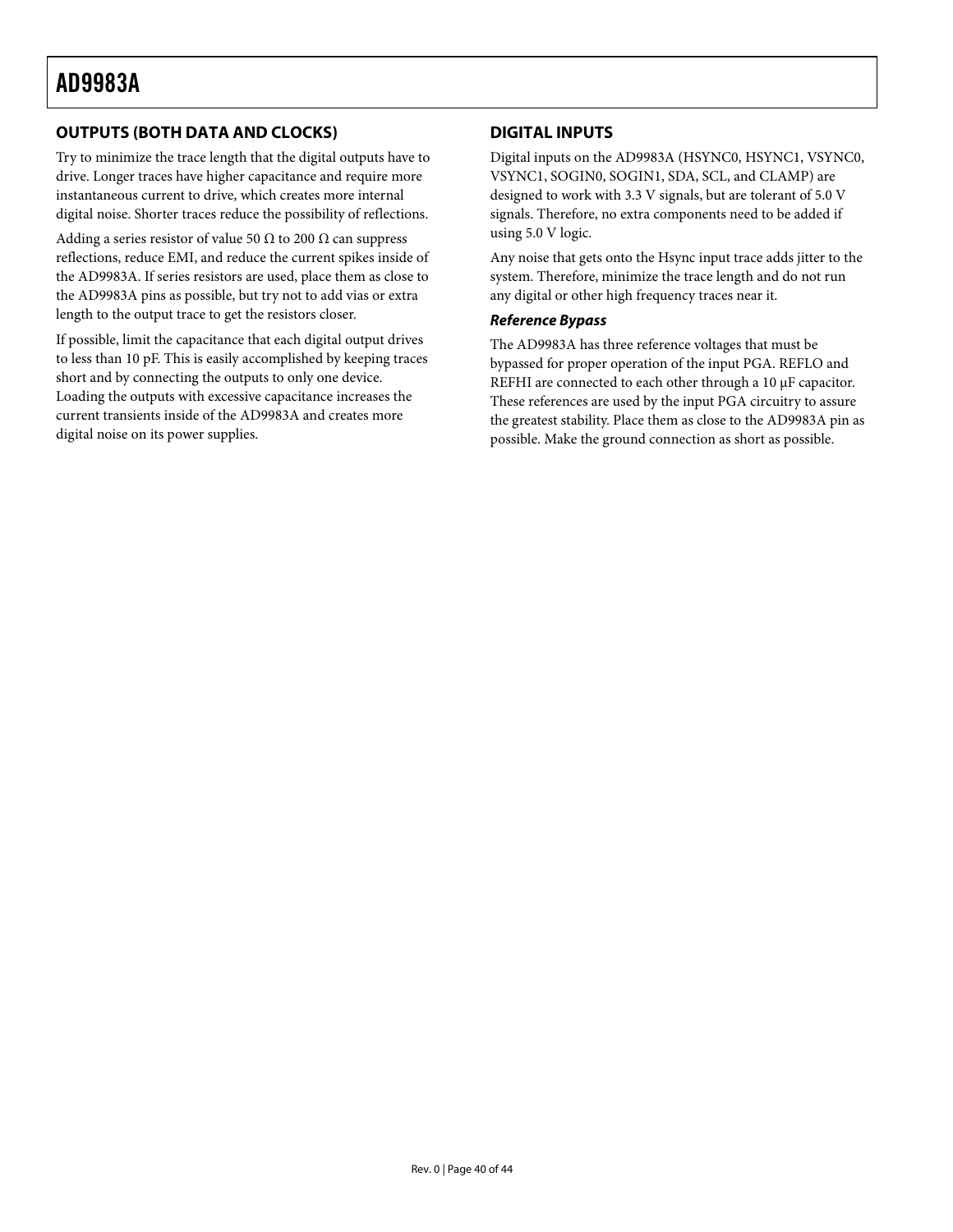## OUTPUTS (BOTH DATA AND CLOCKS)

Try to minimize the trace length that the digital outputs have to drive. Longer traces have higher capacitance and require more instantaneous current to drive, which creates more internal digital noise. Shorter traces reduce the possibility of reflections.

Adding a series resistor of value 50 Ω to 200 Ω can suppress reflections, reduce EMI, and reduce the current spikes inside of the AD9983A. If series resistors are used, place them as close to the AD9983A pins as possible, but try not to add vias or extra length to the output trace to get the resistors closer.

If possible, limit the capacitance that each digital output drives to less than 10 pF. This is easily accomplished by keeping traces short and by connecting the outputs to only one device. Loading the outputs with excessive capacitance increases the current transients inside of the AD9983A and creates more digital noise on its power supplies.

## DIGITAL INPUTS

Digital inputs on the AD9983A (HSYNC0, HSYNC1, VSYNC0, VSYNC1, SOGIN0, SOGIN1, SDA, SCL, and CLAMP) are designed to work with 3.3 V signals, but are tolerant of 5.0 V signals. Therefore, no extra components need to be added if using 5.0 V logic.

Any noise that gets onto the Hsync input trace adds jitter to the system. Therefore, minimize the trace length and do not run any digital or other high frequency traces near it.

### *Reference Bypass*

The AD9983A has three reference voltages that must be bypassed for proper operation of the input PGA. REFLO and REFHI are connected to each other through a 10 µF capacitor. These references are used by the input PGA circuitry to assure the greatest stability. Place them as close to the AD9983A pin as possible. Make the ground connection as short as possible.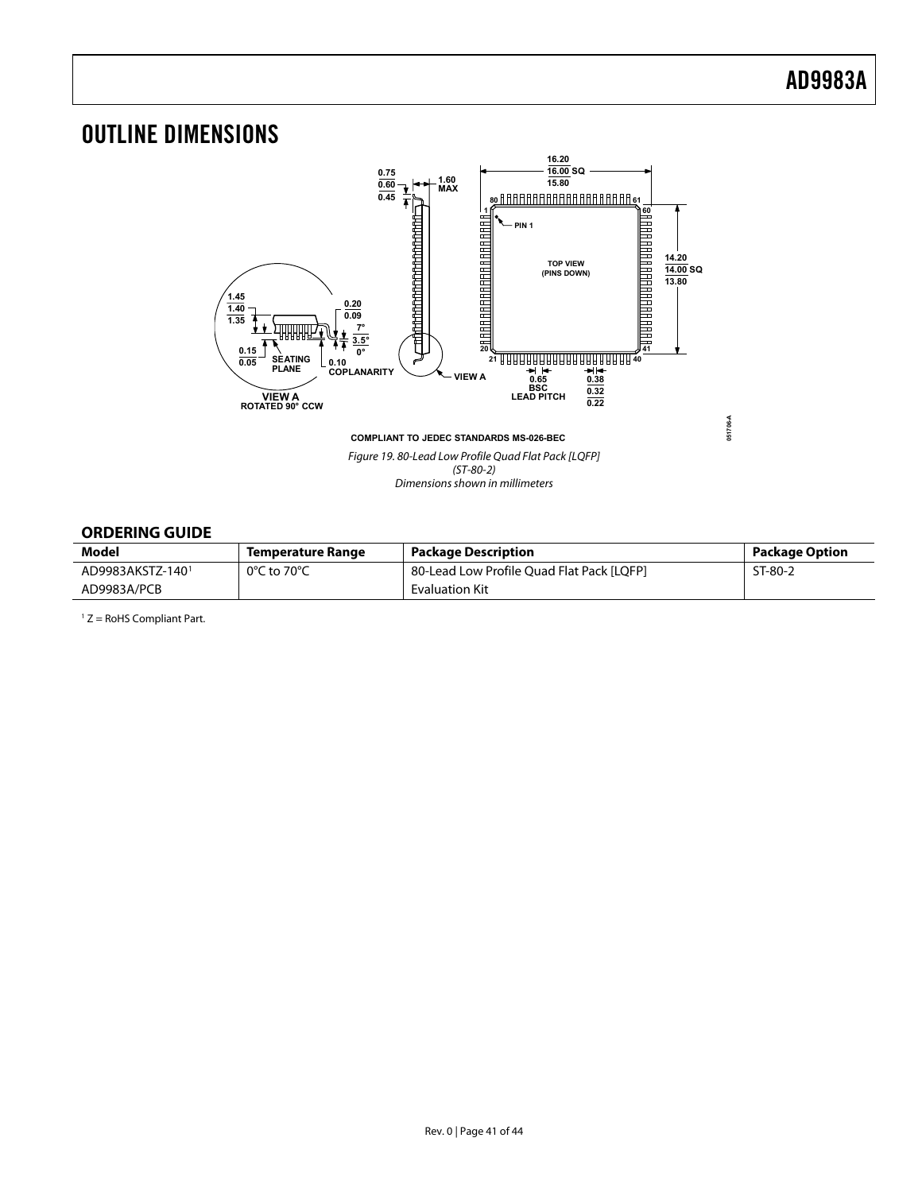# OUTLINE DIMENSIONS

COMPLIANT TO JEDEC STANDARDS MS-026-BEC

*Figure 19. 80-Lead Low Profile Quad Flat Pack [LQFP]*
*(ST-80-2)*
*Dimensions shown in millimeters*

## ORDERING GUIDE

| Model | Temperature Range | Package Description | Package Option |
|---|---|---|---|
| AD9983AKSTZ-140[1] | 0°C to 70°C | 80-Lead Low Profile Quad Flat Pack [LQFP] | ST-80-2 |
| AD9983A/PCB | | Evaluation Kit | |

[1] Z = RoHS Compliant Part.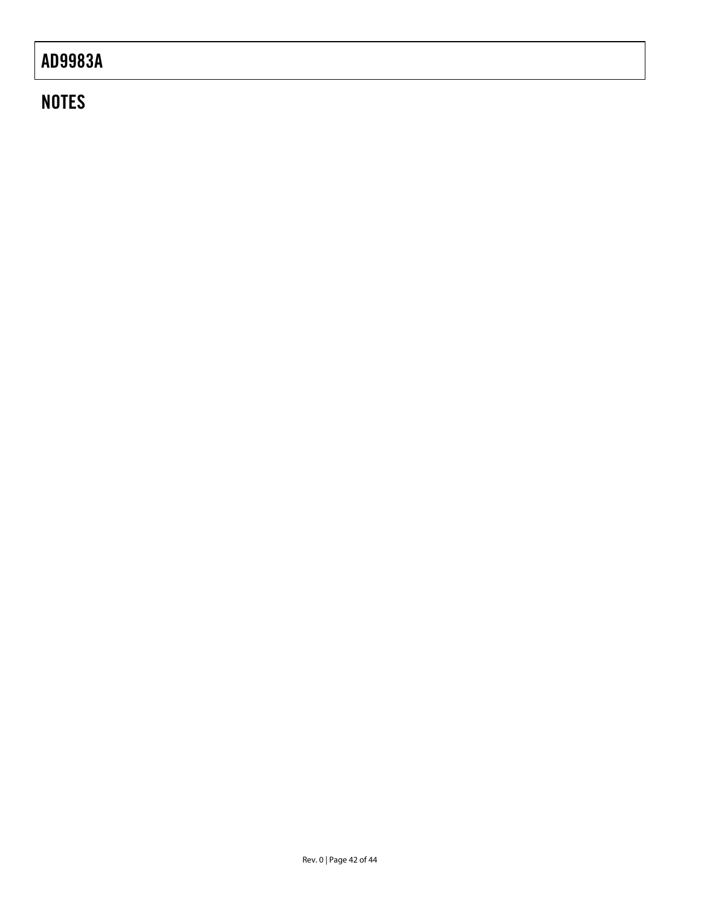## NOTES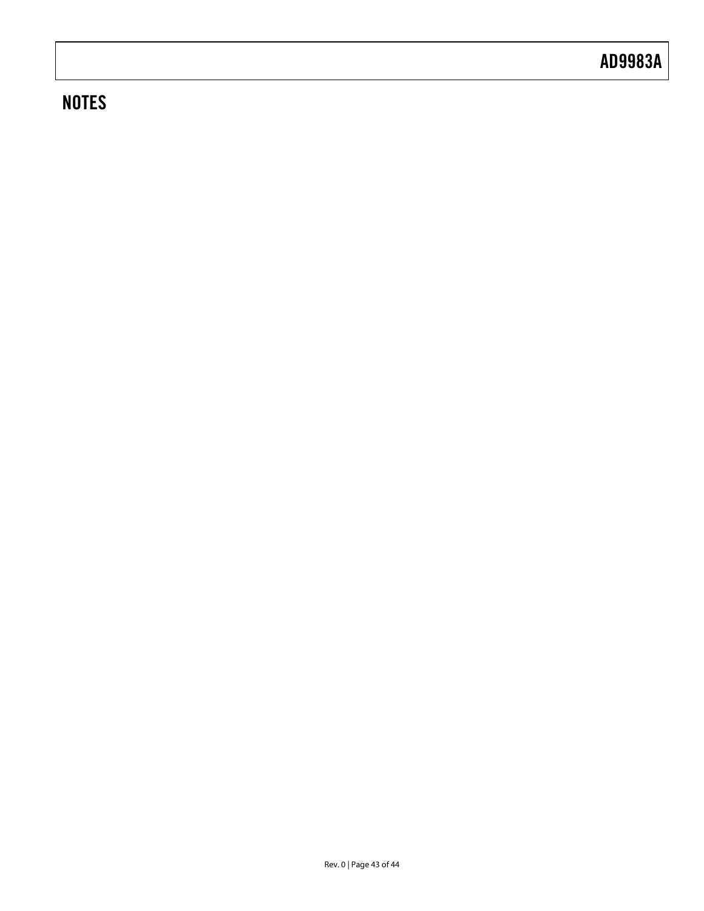## NOTES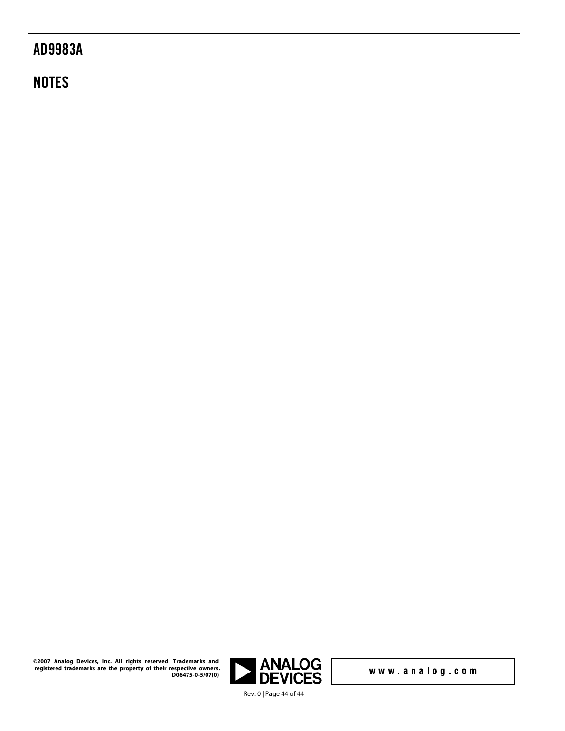## NOTES

©2007 Analog Devices, Inc. All rights reserved. Trademarks and registered trademarks are the property of their respective owners.
D06475-0-5/07(0)